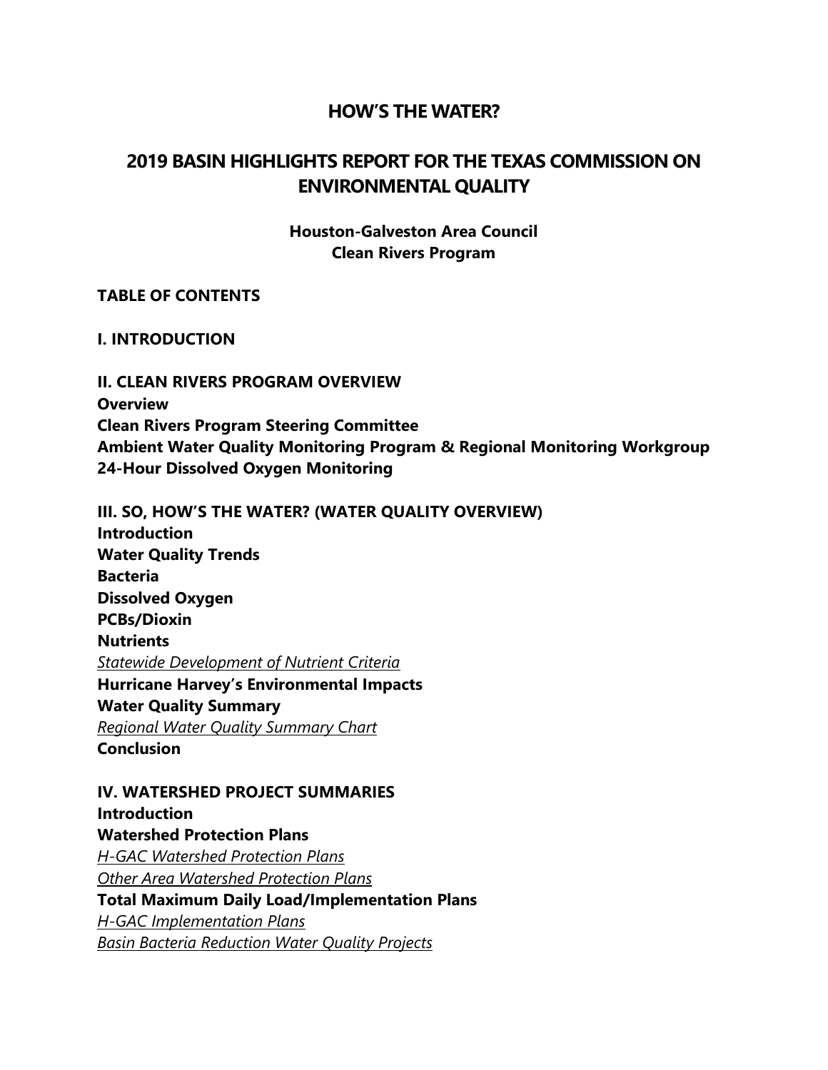# HOW'S THE WATER?

# 2019 BASIN HIGHLIGHTS REPORT FOR THE TEXAS COMMISSION ON ENVIRONMENTAL QUALITY

**Houston-Galveston Area Council**
**Clean Rivers Program**

**TABLE OF CONTENTS**

**I. INTRODUCTION**

**II. CLEAN RIVERS PROGRAM OVERVIEW**
**Overview**
**Clean Rivers Program Steering Committee**
**Ambient Water Quality Monitoring Program & Regional Monitoring Workgroup**
**24-Hour Dissolved Oxygen Monitoring**

**III. SO, HOW'S THE WATER? (WATER QUALITY OVERVIEW)**
**Introduction**
**Water Quality Trends**
**Bacteria**
**Dissolved Oxygen**
**PCBs/Dioxin**
**Nutrients**
*Statewide Development of Nutrient Criteria*
**Hurricane Harvey's Environmental Impacts**
**Water Quality Summary**
*Regional Water Quality Summary Chart*
**Conclusion**

**IV. WATERSHED PROJECT SUMMARIES**
**Introduction**
**Watershed Protection Plans**
*H-GAC Watershed Protection Plans*
*Other Area Watershed Protection Plans*
**Total Maximum Daily Load/Implementation Plans**
*H-GAC Implementation Plans*
*Basin Bacteria Reduction Water Quality Projects*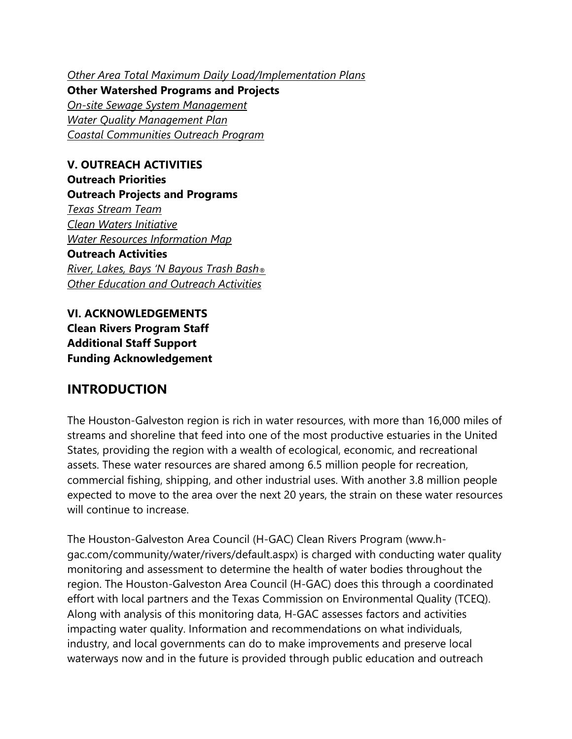*Other Area Total Maximum Daily Load/Implementation Plans*

**Other Watershed Programs and Projects**

*On-site Sewage System Management*

*Water Quality Management Plan*

*Coastal Communities Outreach Program*

**V. OUTREACH ACTIVITIES**

**Outreach Priorities**

**Outreach Projects and Programs**

*Texas Stream Team*

*Clean Waters Initiative*

*Water Resources Information Map*

**Outreach Activities**

*River, Lakes, Bays 'N Bayous Trash Bash®*

*Other Education and Outreach Activities*

**VI. ACKNOWLEDGEMENTS**

**Clean Rivers Program Staff**

**Additional Staff Support**

**Funding Acknowledgement**

## INTRODUCTION

The Houston-Galveston region is rich in water resources, with more than 16,000 miles of streams and shoreline that feed into one of the most productive estuaries in the United States, providing the region with a wealth of ecological, economic, and recreational assets. These water resources are shared among 6.5 million people for recreation, commercial fishing, shipping, and other industrial uses. With another 3.8 million people expected to move to the area over the next 20 years, the strain on these water resources will continue to increase.

The Houston-Galveston Area Council (H-GAC) Clean Rivers Program (www.h-gac.com/community/water/rivers/default.aspx) is charged with conducting water quality monitoring and assessment to determine the health of water bodies throughout the region. The Houston-Galveston Area Council (H-GAC) does this through a coordinated effort with local partners and the Texas Commission on Environmental Quality (TCEQ). Along with analysis of this monitoring data, H-GAC assesses factors and activities impacting water quality. Information and recommendations on what individuals, industry, and local governments can do to make improvements and preserve local waterways now and in the future is provided through public education and outreach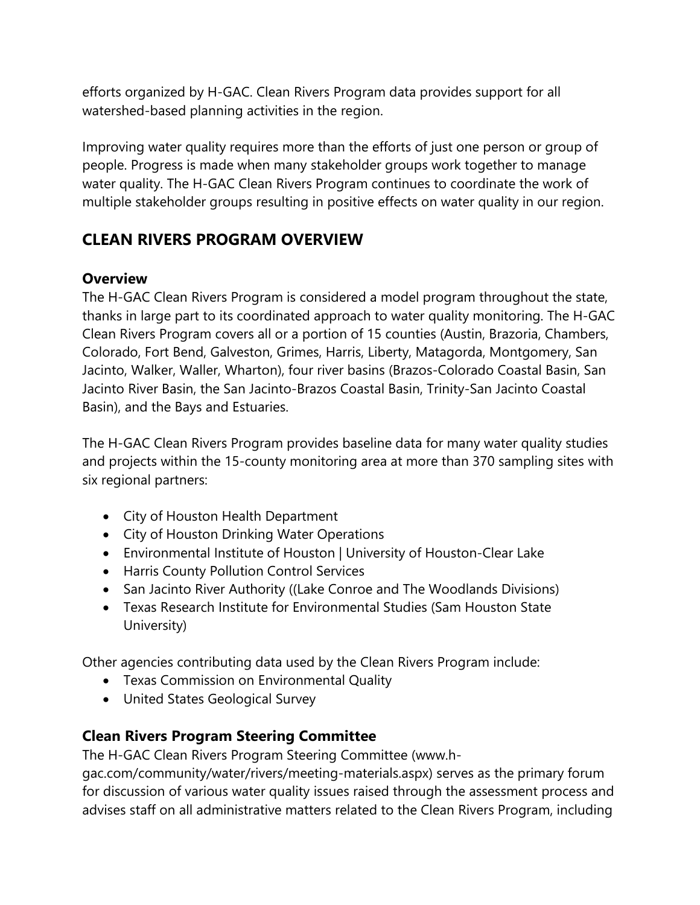efforts organized by H-GAC. Clean Rivers Program data provides support for all watershed-based planning activities in the region.

Improving water quality requires more than the efforts of just one person or group of people. Progress is made when many stakeholder groups work together to manage water quality. The H-GAC Clean Rivers Program continues to coordinate the work of multiple stakeholder groups resulting in positive effects on water quality in our region.

## CLEAN RIVERS PROGRAM OVERVIEW

### Overview

The H-GAC Clean Rivers Program is considered a model program throughout the state, thanks in large part to its coordinated approach to water quality monitoring. The H-GAC Clean Rivers Program covers all or a portion of 15 counties (Austin, Brazoria, Chambers, Colorado, Fort Bend, Galveston, Grimes, Harris, Liberty, Matagorda, Montgomery, San Jacinto, Walker, Waller, Wharton), four river basins (Brazos-Colorado Coastal Basin, San Jacinto River Basin, the San Jacinto-Brazos Coastal Basin, Trinity-San Jacinto Coastal Basin), and the Bays and Estuaries.

The H-GAC Clean Rivers Program provides baseline data for many water quality studies and projects within the 15-county monitoring area at more than 370 sampling sites with six regional partners:

- City of Houston Health Department
- City of Houston Drinking Water Operations
- Environmental Institute of Houston | University of Houston-Clear Lake
- Harris County Pollution Control Services
- San Jacinto River Authority ((Lake Conroe and The Woodlands Divisions)
- Texas Research Institute for Environmental Studies (Sam Houston State University)

Other agencies contributing data used by the Clean Rivers Program include:

- Texas Commission on Environmental Quality
- United States Geological Survey

### Clean Rivers Program Steering Committee

The H-GAC Clean Rivers Program Steering Committee (www.h-gac.com/community/water/rivers/meeting-materials.aspx) serves as the primary forum for discussion of various water quality issues raised through the assessment process and advises staff on all administrative matters related to the Clean Rivers Program, including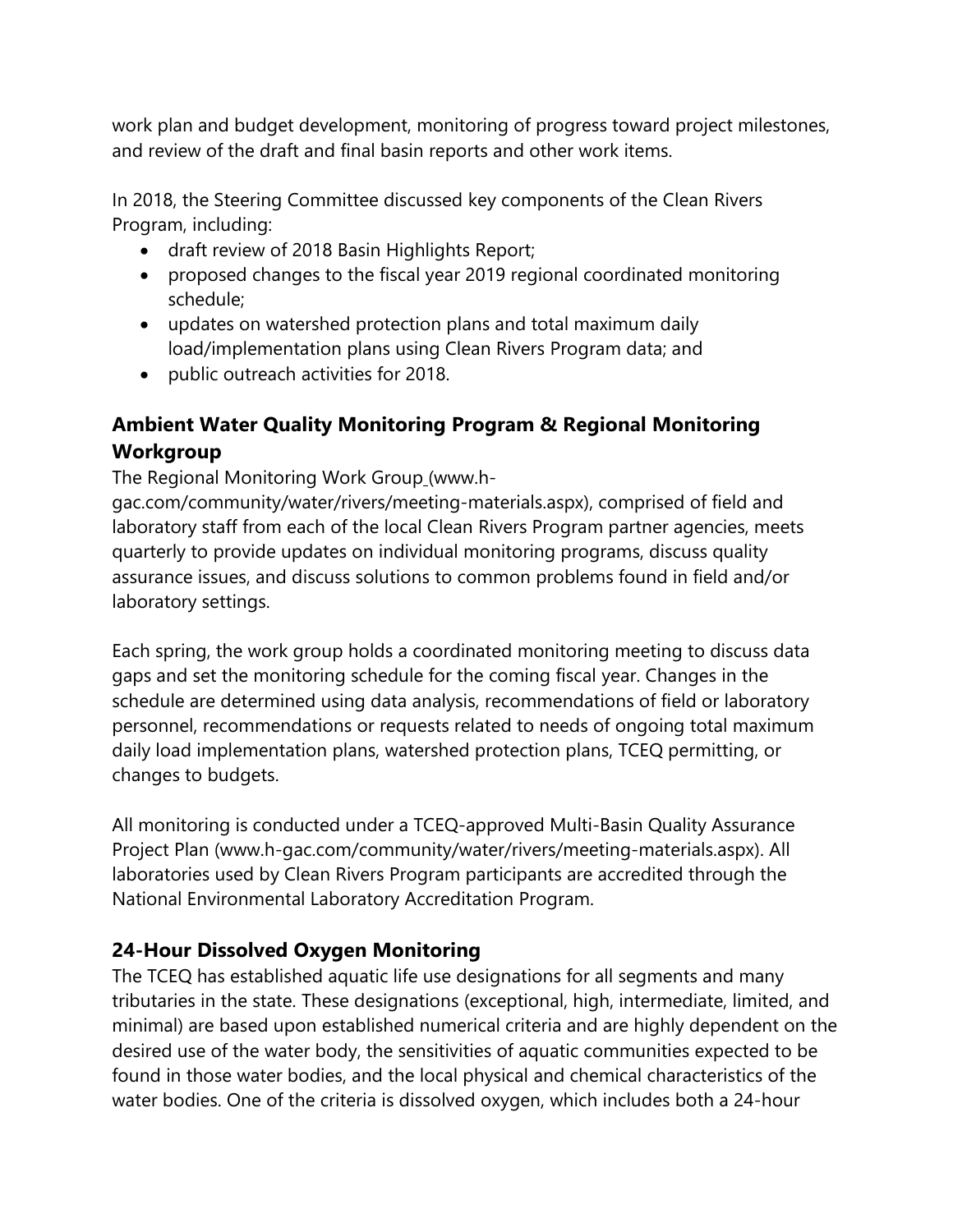work plan and budget development, monitoring of progress toward project milestones, and review of the draft and final basin reports and other work items.

In 2018, the Steering Committee discussed key components of the Clean Rivers Program, including:

- draft review of 2018 Basin Highlights Report;
- proposed changes to the fiscal year 2019 regional coordinated monitoring schedule;
- updates on watershed protection plans and total maximum daily load/implementation plans using Clean Rivers Program data; and
- public outreach activities for 2018.

## Ambient Water Quality Monitoring Program & Regional Monitoring Workgroup

The Regional Monitoring Work Group (www.h-gac.com/community/water/rivers/meeting-materials.aspx), comprised of field and laboratory staff from each of the local Clean Rivers Program partner agencies, meets quarterly to provide updates on individual monitoring programs, discuss quality assurance issues, and discuss solutions to common problems found in field and/or laboratory settings.

Each spring, the work group holds a coordinated monitoring meeting to discuss data gaps and set the monitoring schedule for the coming fiscal year. Changes in the schedule are determined using data analysis, recommendations of field or laboratory personnel, recommendations or requests related to needs of ongoing total maximum daily load implementation plans, watershed protection plans, TCEQ permitting, or changes to budgets.

All monitoring is conducted under a TCEQ-approved Multi-Basin Quality Assurance Project Plan (www.h-gac.com/community/water/rivers/meeting-materials.aspx). All laboratories used by Clean Rivers Program participants are accredited through the National Environmental Laboratory Accreditation Program.

## 24-Hour Dissolved Oxygen Monitoring

The TCEQ has established aquatic life use designations for all segments and many tributaries in the state. These designations (exceptional, high, intermediate, limited, and minimal) are based upon established numerical criteria and are highly dependent on the desired use of the water body, the sensitivities of aquatic communities expected to be found in those water bodies, and the local physical and chemical characteristics of the water bodies. One of the criteria is dissolved oxygen, which includes both a 24-hour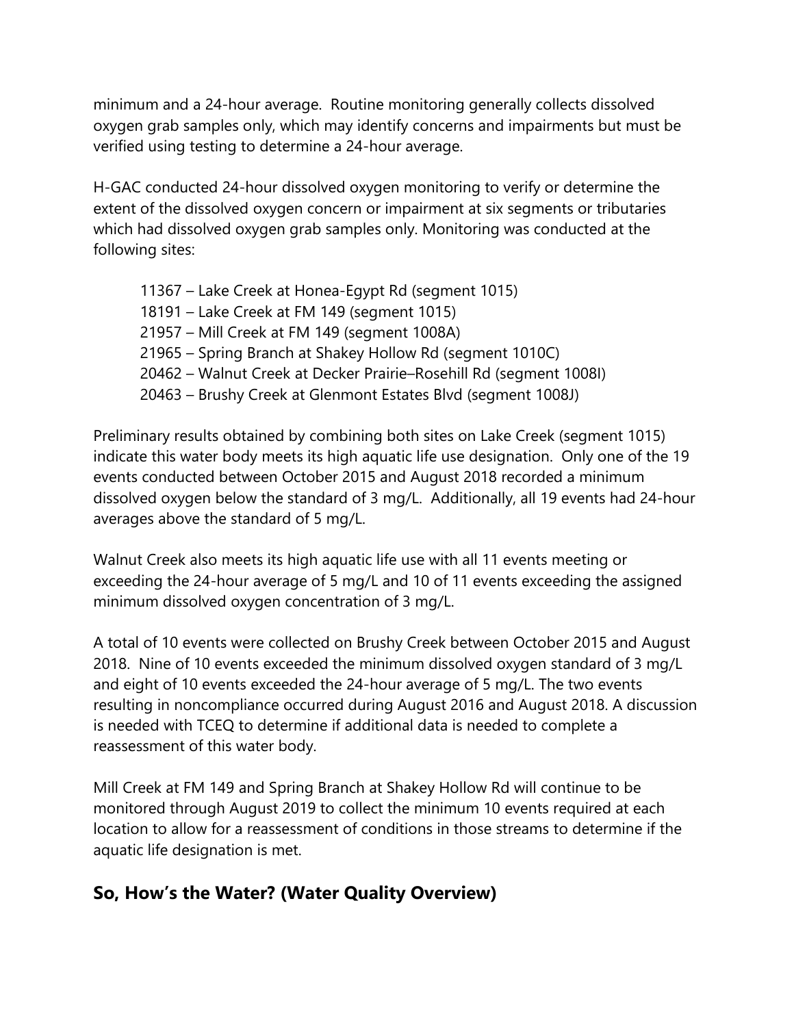minimum and a 24-hour average. Routine monitoring generally collects dissolved oxygen grab samples only, which may identify concerns and impairments but must be verified using testing to determine a 24-hour average.

H-GAC conducted 24-hour dissolved oxygen monitoring to verify or determine the extent of the dissolved oxygen concern or impairment at six segments or tributaries which had dissolved oxygen grab samples only. Monitoring was conducted at the following sites:

- 11367 – Lake Creek at Honea-Egypt Rd (segment 1015)
- 18191 – Lake Creek at FM 149 (segment 1015)
- 21957 – Mill Creek at FM 149 (segment 1008A)
- 21965 – Spring Branch at Shakey Hollow Rd (segment 1010C)
- 20462 – Walnut Creek at Decker Prairie–Rosehill Rd (segment 1008I)
- 20463 – Brushy Creek at Glenmont Estates Blvd (segment 1008J)

Preliminary results obtained by combining both sites on Lake Creek (segment 1015) indicate this water body meets its high aquatic life use designation. Only one of the 19 events conducted between October 2015 and August 2018 recorded a minimum dissolved oxygen below the standard of 3 mg/L. Additionally, all 19 events had 24-hour averages above the standard of 5 mg/L.

Walnut Creek also meets its high aquatic life use with all 11 events meeting or exceeding the 24-hour average of 5 mg/L and 10 of 11 events exceeding the assigned minimum dissolved oxygen concentration of 3 mg/L.

A total of 10 events were collected on Brushy Creek between October 2015 and August 2018. Nine of 10 events exceeded the minimum dissolved oxygen standard of 3 mg/L and eight of 10 events exceeded the 24-hour average of 5 mg/L. The two events resulting in noncompliance occurred during August 2016 and August 2018. A discussion is needed with TCEQ to determine if additional data is needed to complete a reassessment of this water body.

Mill Creek at FM 149 and Spring Branch at Shakey Hollow Rd will continue to be monitored through August 2019 to collect the minimum 10 events required at each location to allow for a reassessment of conditions in those streams to determine if the aquatic life designation is met.

## So, How's the Water? (Water Quality Overview)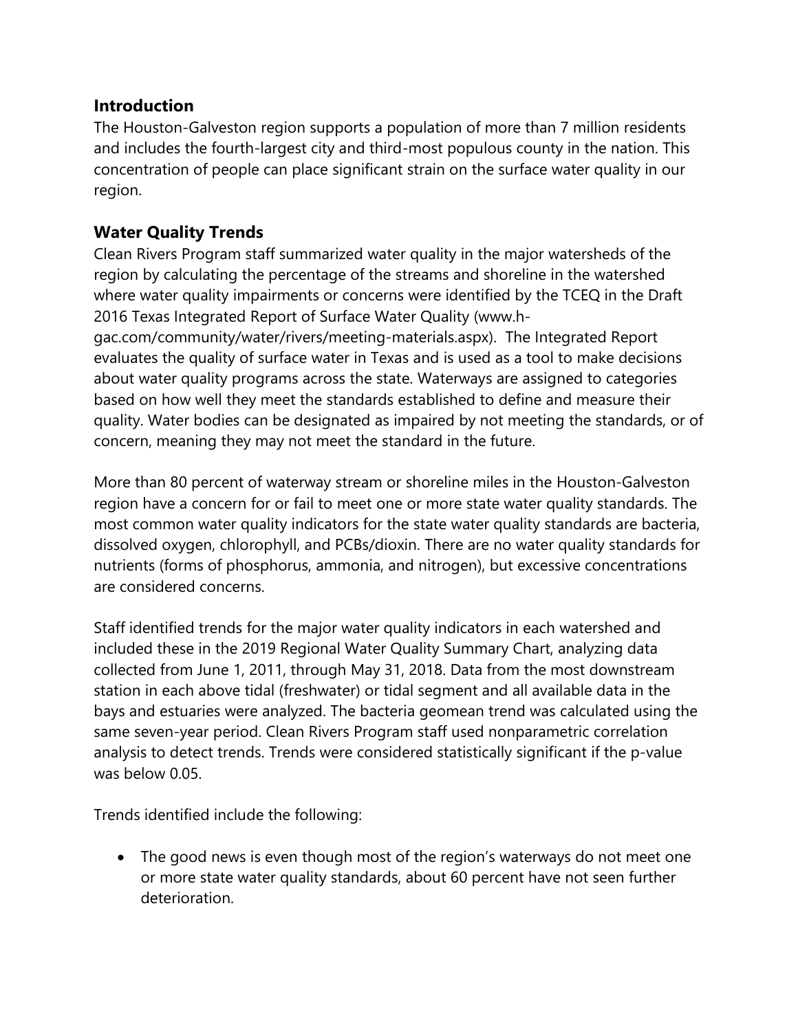## Introduction

The Houston-Galveston region supports a population of more than 7 million residents and includes the fourth-largest city and third-most populous county in the nation. This concentration of people can place significant strain on the surface water quality in our region.

## Water Quality Trends

Clean Rivers Program staff summarized water quality in the major watersheds of the region by calculating the percentage of the streams and shoreline in the watershed where water quality impairments or concerns were identified by the TCEQ in the Draft 2016 Texas Integrated Report of Surface Water Quality (www.h-gac.com/community/water/rivers/meeting-materials.aspx). The Integrated Report evaluates the quality of surface water in Texas and is used as a tool to make decisions about water quality programs across the state. Waterways are assigned to categories based on how well they meet the standards established to define and measure their quality. Water bodies can be designated as impaired by not meeting the standards, or of concern, meaning they may not meet the standard in the future.

More than 80 percent of waterway stream or shoreline miles in the Houston-Galveston region have a concern for or fail to meet one or more state water quality standards. The most common water quality indicators for the state water quality standards are bacteria, dissolved oxygen, chlorophyll, and PCBs/dioxin. There are no water quality standards for nutrients (forms of phosphorus, ammonia, and nitrogen), but excessive concentrations are considered concerns.

Staff identified trends for the major water quality indicators in each watershed and included these in the 2019 Regional Water Quality Summary Chart, analyzing data collected from June 1, 2011, through May 31, 2018. Data from the most downstream station in each above tidal (freshwater) or tidal segment and all available data in the bays and estuaries were analyzed. The bacteria geomean trend was calculated using the same seven-year period. Clean Rivers Program staff used nonparametric correlation analysis to detect trends. Trends were considered statistically significant if the p-value was below 0.05.

Trends identified include the following:

- The good news is even though most of the region's waterways do not meet one or more state water quality standards, about 60 percent have not seen further deterioration.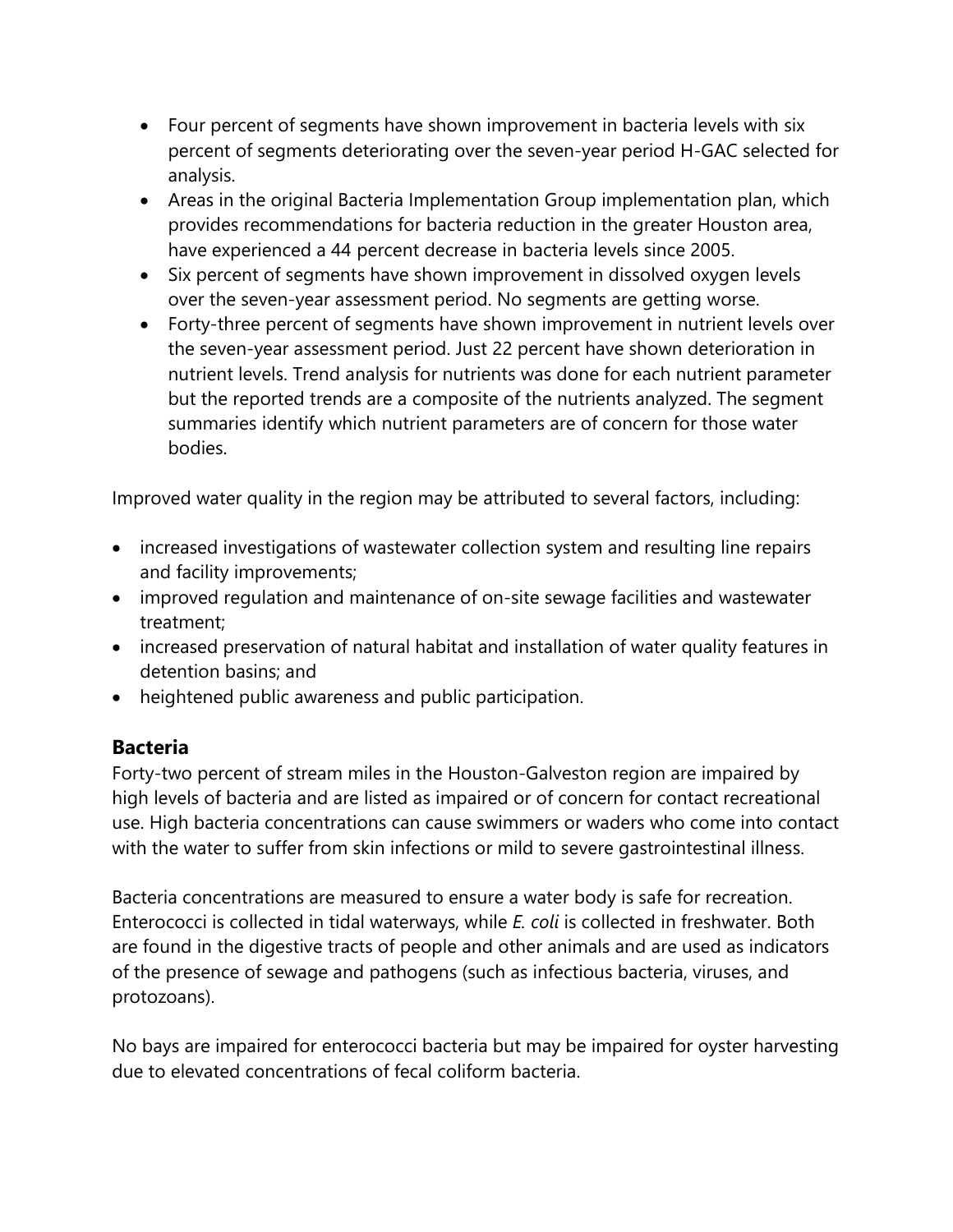- Four percent of segments have shown improvement in bacteria levels with six percent of segments deteriorating over the seven-year period H-GAC selected for analysis.
- Areas in the original Bacteria Implementation Group implementation plan, which provides recommendations for bacteria reduction in the greater Houston area, have experienced a 44 percent decrease in bacteria levels since 2005.
- Six percent of segments have shown improvement in dissolved oxygen levels over the seven-year assessment period. No segments are getting worse.
- Forty-three percent of segments have shown improvement in nutrient levels over the seven-year assessment period. Just 22 percent have shown deterioration in nutrient levels. Trend analysis for nutrients was done for each nutrient parameter but the reported trends are a composite of the nutrients analyzed. The segment summaries identify which nutrient parameters are of concern for those water bodies.

Improved water quality in the region may be attributed to several factors, including:

- increased investigations of wastewater collection system and resulting line repairs and facility improvements;
- improved regulation and maintenance of on-site sewage facilities and wastewater treatment;
- increased preservation of natural habitat and installation of water quality features in detention basins; and
- heightened public awareness and public participation.

## Bacteria

Forty-two percent of stream miles in the Houston-Galveston region are impaired by high levels of bacteria and are listed as impaired or of concern for contact recreational use. High bacteria concentrations can cause swimmers or waders who come into contact with the water to suffer from skin infections or mild to severe gastrointestinal illness.

Bacteria concentrations are measured to ensure a water body is safe for recreation. Enterococci is collected in tidal waterways, while *E. coli* is collected in freshwater. Both are found in the digestive tracts of people and other animals and are used as indicators of the presence of sewage and pathogens (such as infectious bacteria, viruses, and protozoans).

No bays are impaired for enterococci bacteria but may be impaired for oyster harvesting due to elevated concentrations of fecal coliform bacteria.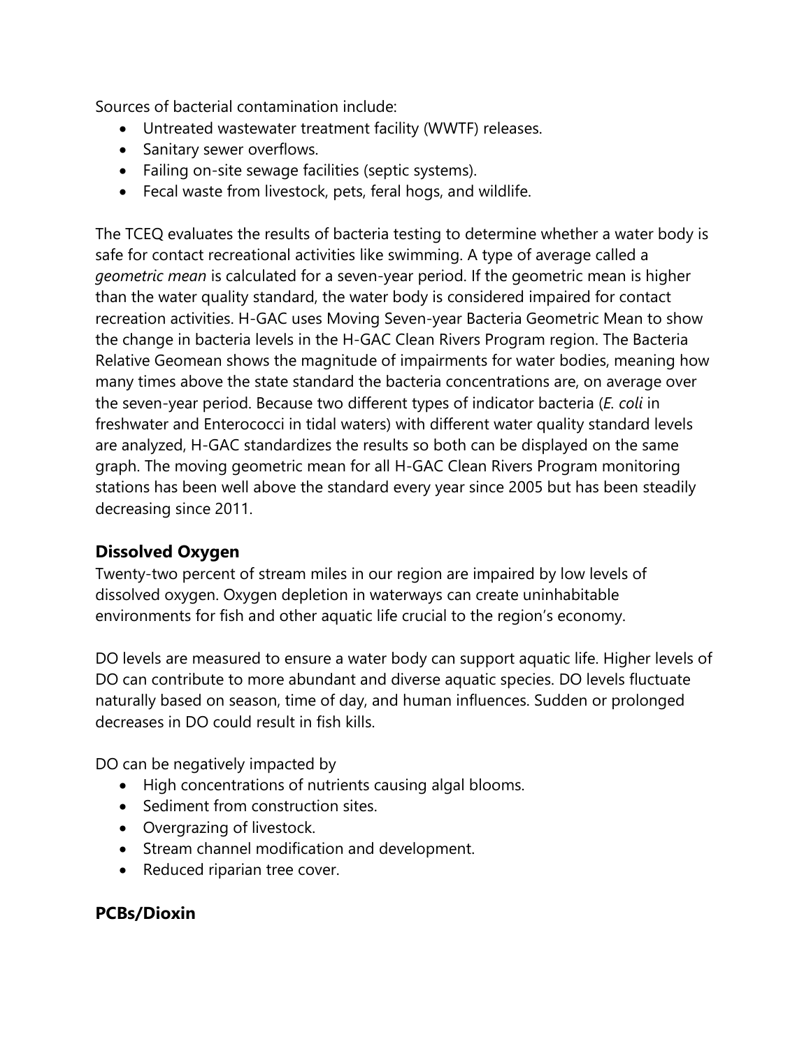Sources of bacterial contamination include:

- Untreated wastewater treatment facility (WWTF) releases.
- Sanitary sewer overflows.
- Failing on-site sewage facilities (septic systems).
- Fecal waste from livestock, pets, feral hogs, and wildlife.

The TCEQ evaluates the results of bacteria testing to determine whether a water body is safe for contact recreational activities like swimming. A type of average called a *geometric mean* is calculated for a seven-year period. If the geometric mean is higher than the water quality standard, the water body is considered impaired for contact recreation activities. H-GAC uses Moving Seven-year Bacteria Geometric Mean to show the change in bacteria levels in the H-GAC Clean Rivers Program region. The Bacteria Relative Geomean shows the magnitude of impairments for water bodies, meaning how many times above the state standard the bacteria concentrations are, on average over the seven-year period. Because two different types of indicator bacteria (*E. coli* in freshwater and Enterococci in tidal waters) with different water quality standard levels are analyzed, H-GAC standardizes the results so both can be displayed on the same graph. The moving geometric mean for all H-GAC Clean Rivers Program monitoring stations has been well above the standard every year since 2005 but has been steadily decreasing since 2011.

### Dissolved Oxygen

Twenty-two percent of stream miles in our region are impaired by low levels of dissolved oxygen. Oxygen depletion in waterways can create uninhabitable environments for fish and other aquatic life crucial to the region's economy.

DO levels are measured to ensure a water body can support aquatic life. Higher levels of DO can contribute to more abundant and diverse aquatic species. DO levels fluctuate naturally based on season, time of day, and human influences. Sudden or prolonged decreases in DO could result in fish kills.

DO can be negatively impacted by

- High concentrations of nutrients causing algal blooms.
- Sediment from construction sites.
- Overgrazing of livestock.
- Stream channel modification and development.
- Reduced riparian tree cover.

### PCBs/Dioxin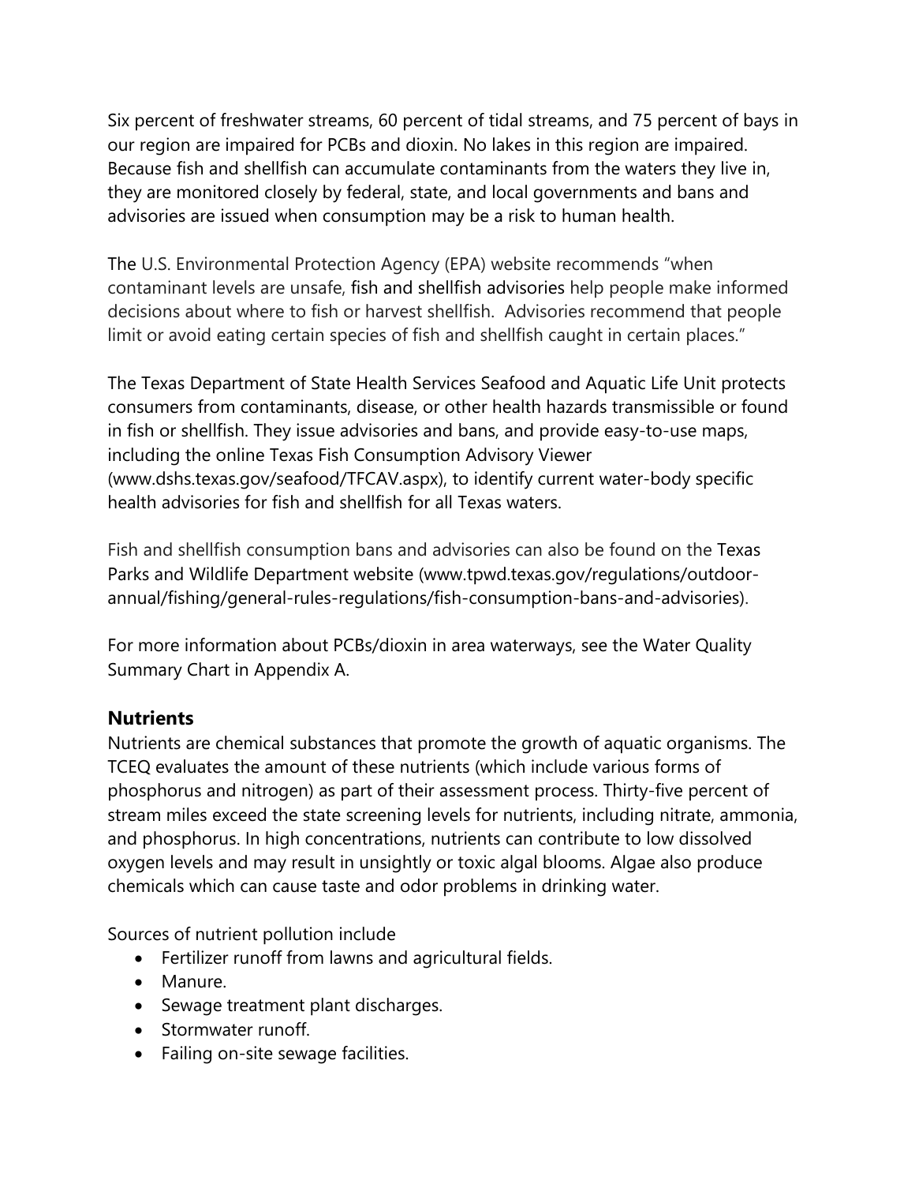Six percent of freshwater streams, 60 percent of tidal streams, and 75 percent of bays in our region are impaired for PCBs and dioxin. No lakes in this region are impaired. Because fish and shellfish can accumulate contaminants from the waters they live in, they are monitored closely by federal, state, and local governments and bans and advisories are issued when consumption may be a risk to human health.

The U.S. Environmental Protection Agency (EPA) website recommends "when contaminant levels are unsafe, fish and shellfish advisories help people make informed decisions about where to fish or harvest shellfish.  Advisories recommend that people limit or avoid eating certain species of fish and shellfish caught in certain places."

The Texas Department of State Health Services Seafood and Aquatic Life Unit protects consumers from contaminants, disease, or other health hazards transmissible or found in fish or shellfish. They issue advisories and bans, and provide easy-to-use maps, including the online Texas Fish Consumption Advisory Viewer (www.dshs.texas.gov/seafood/TFCAV.aspx), to identify current water-body specific health advisories for fish and shellfish for all Texas waters.

Fish and shellfish consumption bans and advisories can also be found on the Texas Parks and Wildlife Department website (www.tpwd.texas.gov/regulations/outdoor-annual/fishing/general-rules-regulations/fish-consumption-bans-and-advisories).

For more information about PCBs/dioxin in area waterways, see the Water Quality Summary Chart in Appendix A.

### Nutrients

Nutrients are chemical substances that promote the growth of aquatic organisms. The TCEQ evaluates the amount of these nutrients (which include various forms of phosphorus and nitrogen) as part of their assessment process. Thirty-five percent of stream miles exceed the state screening levels for nutrients, including nitrate, ammonia, and phosphorus. In high concentrations, nutrients can contribute to low dissolved oxygen levels and may result in unsightly or toxic algal blooms. Algae also produce chemicals which can cause taste and odor problems in drinking water.

Sources of nutrient pollution include

- Fertilizer runoff from lawns and agricultural fields.
- Manure.
- Sewage treatment plant discharges.
- Stormwater runoff.
- Failing on-site sewage facilities.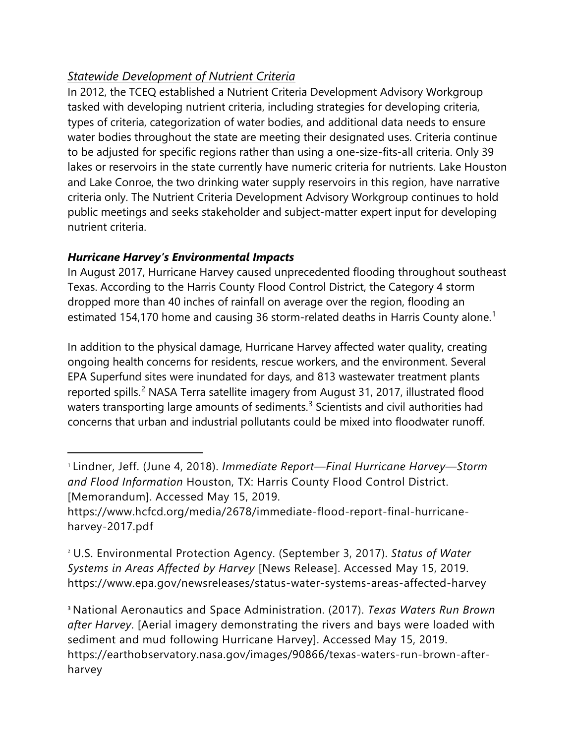### *Statewide Development of Nutrient Criteria*

In 2012, the TCEQ established a Nutrient Criteria Development Advisory Workgroup tasked with developing nutrient criteria, including strategies for developing criteria, types of criteria, categorization of water bodies, and additional data needs to ensure water bodies throughout the state are meeting their designated uses. Criteria continue to be adjusted for specific regions rather than using a one-size-fits-all criteria. Only 39 lakes or reservoirs in the state currently have numeric criteria for nutrients. Lake Houston and Lake Conroe, the two drinking water supply reservoirs in this region, have narrative criteria only. The Nutrient Criteria Development Advisory Workgroup continues to hold public meetings and seeks stakeholder and subject-matter expert input for developing nutrient criteria.

### ***Hurricane Harvey's Environmental Impacts***

In August 2017, Hurricane Harvey caused unprecedented flooding throughout southeast Texas. According to the Harris County Flood Control District, the Category 4 storm dropped more than 40 inches of rainfall on average over the region, flooding an estimated 154,170 home and causing 36 storm-related deaths in Harris County alone.[1]

In addition to the physical damage, Hurricane Harvey affected water quality, creating ongoing health concerns for residents, rescue workers, and the environment. Several EPA Superfund sites were inundated for days, and 813 wastewater treatment plants reported spills.[2] NASA Terra satellite imagery from August 31, 2017, illustrated flood waters transporting large amounts of sediments.[3] Scientists and civil authorities had concerns that urban and industrial pollutants could be mixed into floodwater runoff.

---

[1] Lindner, Jeff. (June 4, 2018). *Immediate Report—Final Hurricane Harvey—Storm and Flood Information* Houston, TX: Harris County Flood Control District. [Memorandum]. Accessed May 15, 2019. https://www.hcfcd.org/media/2678/immediate-flood-report-final-hurricane-harvey-2017.pdf

[2] U.S. Environmental Protection Agency. (September 3, 2017). *Status of Water Systems in Areas Affected by Harvey* [News Release]. Accessed May 15, 2019. https://www.epa.gov/newsreleases/status-water-systems-areas-affected-harvey

[3] National Aeronautics and Space Administration. (2017). *Texas Waters Run Brown after Harvey*. [Aerial imagery demonstrating the rivers and bays were loaded with sediment and mud following Hurricane Harvey]. Accessed May 15, 2019. https://earthobservatory.nasa.gov/images/90866/texas-waters-run-brown-after-harvey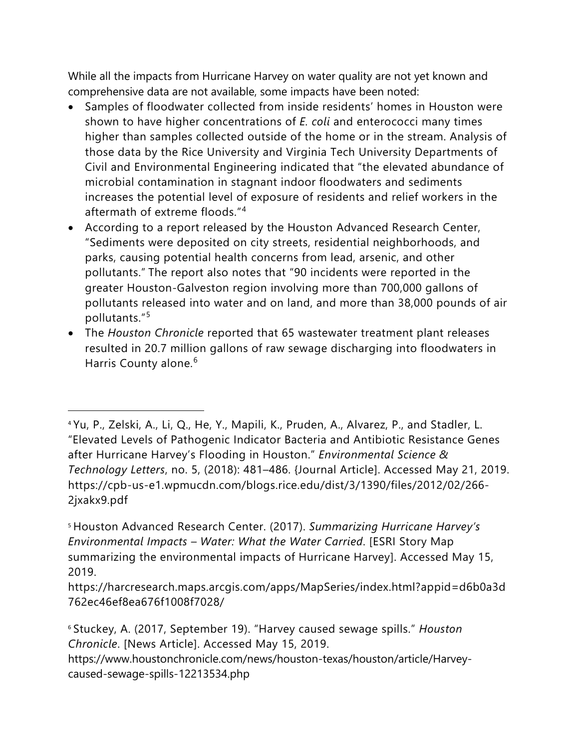While all the impacts from Hurricane Harvey on water quality are not yet known and comprehensive data are not available, some impacts have been noted:

- Samples of floodwater collected from inside residents' homes in Houston were shown to have higher concentrations of *E. coli* and enterococci many times higher than samples collected outside of the home or in the stream. Analysis of those data by the Rice University and Virginia Tech University Departments of Civil and Environmental Engineering indicated that "the elevated abundance of microbial contamination in stagnant indoor floodwaters and sediments increases the potential level of exposure of residents and relief workers in the aftermath of extreme floods."[4]
- According to a report released by the Houston Advanced Research Center, "Sediments were deposited on city streets, residential neighborhoods, and parks, causing potential health concerns from lead, arsenic, and other pollutants." The report also notes that "90 incidents were reported in the greater Houston-Galveston region involving more than 700,000 gallons of pollutants released into water and on land, and more than 38,000 pounds of air pollutants."[5]
- The *Houston Chronicle* reported that 65 wastewater treatment plant releases resulted in 20.7 million gallons of raw sewage discharging into floodwaters in Harris County alone.[6]

---

[4] Yu, P., Zelski, A., Li, Q., He, Y., Mapili, K., Pruden, A., Alvarez, P., and Stadler, L. "Elevated Levels of Pathogenic Indicator Bacteria and Antibiotic Resistance Genes after Hurricane Harvey's Flooding in Houston." *Environmental Science & Technology Letters*, no. 5, (2018): 481–486. {Journal Article]. Accessed May 21, 2019. https://cpb-us-e1.wpmucdn.com/blogs.rice.edu/dist/3/1390/files/2012/02/266-2jxakx9.pdf

[5] Houston Advanced Research Center. (2017). *Summarizing Hurricane Harvey's Environmental Impacts – Water: What the Water Carried*. [ESRI Story Map summarizing the environmental impacts of Hurricane Harvey]. Accessed May 15, 2019. https://harcresearch.maps.arcgis.com/apps/MapSeries/index.html?appid=d6b0a3d762ec46ef8ea676f1008f7028/

[6] Stuckey, A. (2017, September 19). "Harvey caused sewage spills." *Houston Chronicle*. [News Article]. Accessed May 15, 2019. https://www.houstonchronicle.com/news/houston-texas/houston/article/Harvey-caused-sewage-spills-12213534.php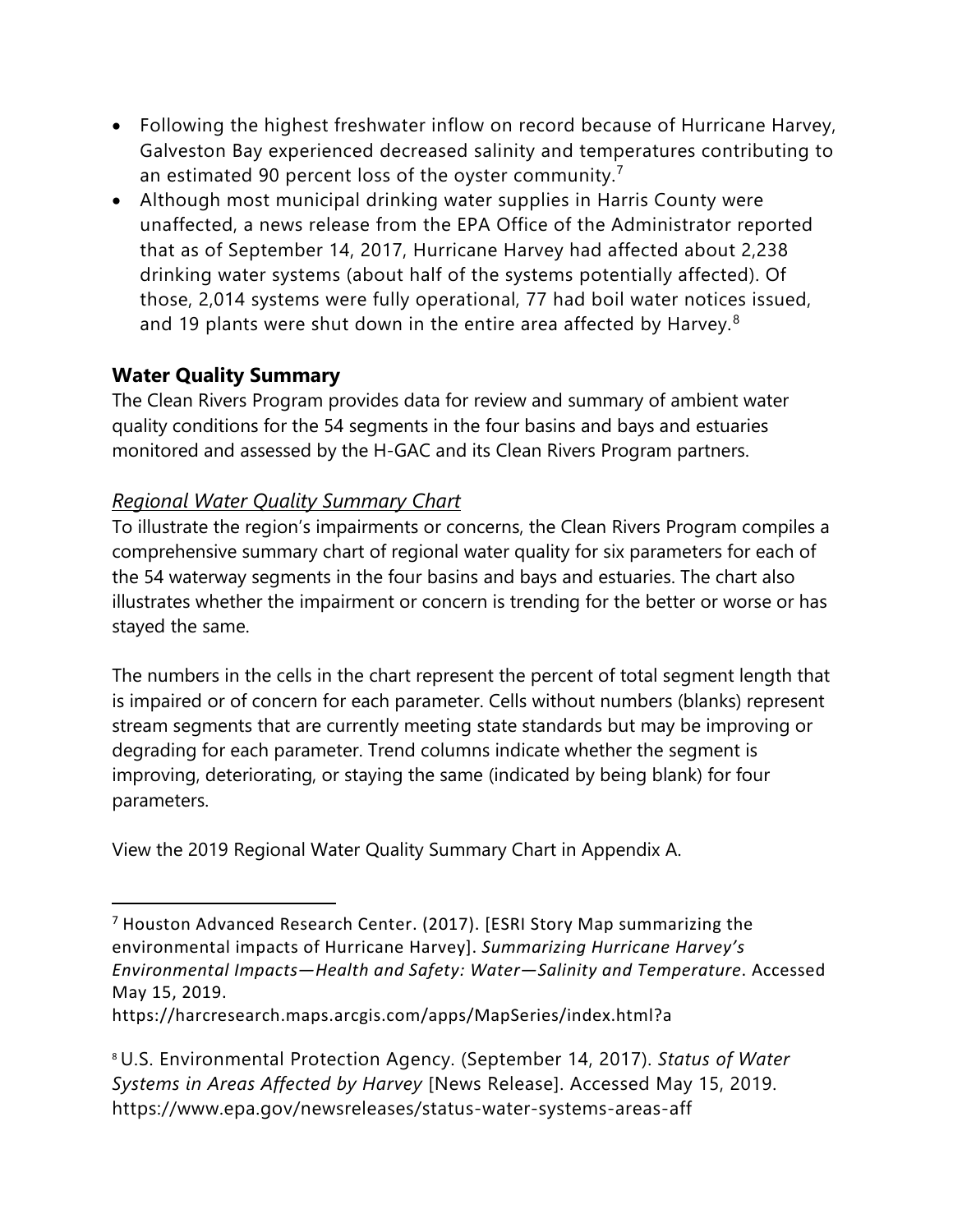- Following the highest freshwater inflow on record because of Hurricane Harvey, Galveston Bay experienced decreased salinity and temperatures contributing to an estimated 90 percent loss of the oyster community.[7]
- Although most municipal drinking water supplies in Harris County were unaffected, a news release from the EPA Office of the Administrator reported that as of September 14, 2017, Hurricane Harvey had affected about 2,238 drinking water systems (about half of the systems potentially affected). Of those, 2,014 systems were fully operational, 77 had boil water notices issued, and 19 plants were shut down in the entire area affected by Harvey.[8]

## Water Quality Summary

The Clean Rivers Program provides data for review and summary of ambient water quality conditions for the 54 segments in the four basins and bays and estuaries monitored and assessed by the H-GAC and its Clean Rivers Program partners.

### *Regional Water Quality Summary Chart*

To illustrate the region's impairments or concerns, the Clean Rivers Program compiles a comprehensive summary chart of regional water quality for six parameters for each of the 54 waterway segments in the four basins and bays and estuaries. The chart also illustrates whether the impairment or concern is trending for the better or worse or has stayed the same.

The numbers in the cells in the chart represent the percent of total segment length that is impaired or of concern for each parameter. Cells without numbers (blanks) represent stream segments that are currently meeting state standards but may be improving or degrading for each parameter. Trend columns indicate whether the segment is improving, deteriorating, or staying the same (indicated by being blank) for four parameters.

View the 2019 Regional Water Quality Summary Chart in Appendix A.

---

[7] Houston Advanced Research Center. (2017). [ESRI Story Map summarizing the environmental impacts of Hurricane Harvey]. *Summarizing Hurricane Harvey's Environmental Impacts—Health and Safety: Water—Salinity and Temperature*. Accessed May 15, 2019.
https://harcresearch.maps.arcgis.com/apps/MapSeries/index.html?a

[8] U.S. Environmental Protection Agency. (September 14, 2017). *Status of Water Systems in Areas Affected by Harvey* [News Release]. Accessed May 15, 2019.
https://www.epa.gov/newsreleases/status-water-systems-areas-aff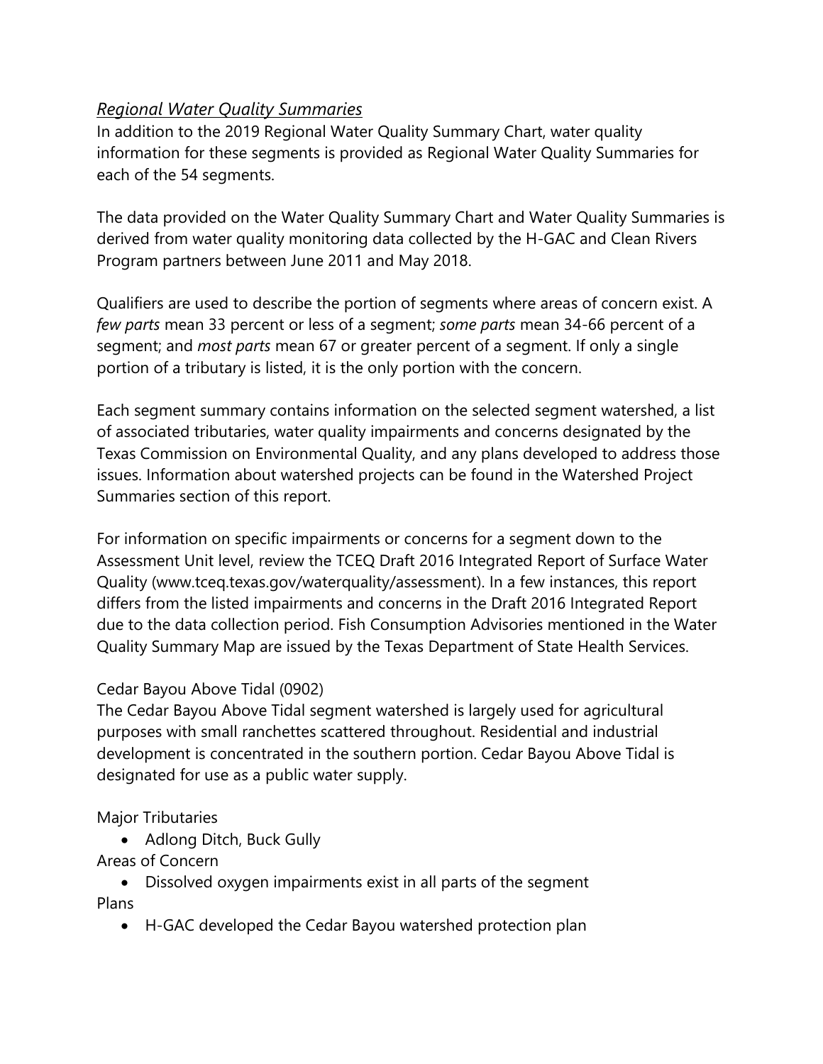## *Regional Water Quality Summaries*

In addition to the 2019 Regional Water Quality Summary Chart, water quality information for these segments is provided as Regional Water Quality Summaries for each of the 54 segments.

The data provided on the Water Quality Summary Chart and Water Quality Summaries is derived from water quality monitoring data collected by the H-GAC and Clean Rivers Program partners between June 2011 and May 2018.

Qualifiers are used to describe the portion of segments where areas of concern exist. A *few parts* mean 33 percent or less of a segment; *some parts* mean 34-66 percent of a segment; and *most parts* mean 67 or greater percent of a segment. If only a single portion of a tributary is listed, it is the only portion with the concern.

Each segment summary contains information on the selected segment watershed, a list of associated tributaries, water quality impairments and concerns designated by the Texas Commission on Environmental Quality, and any plans developed to address those issues. Information about watershed projects can be found in the Watershed Project Summaries section of this report.

For information on specific impairments or concerns for a segment down to the Assessment Unit level, review the TCEQ Draft 2016 Integrated Report of Surface Water Quality (www.tceq.texas.gov/waterquality/assessment). In a few instances, this report differs from the listed impairments and concerns in the Draft 2016 Integrated Report due to the data collection period. Fish Consumption Advisories mentioned in the Water Quality Summary Map are issued by the Texas Department of State Health Services.

### Cedar Bayou Above Tidal (0902)

The Cedar Bayou Above Tidal segment watershed is largely used for agricultural purposes with small ranchettes scattered throughout. Residential and industrial development is concentrated in the southern portion. Cedar Bayou Above Tidal is designated for use as a public water supply.

Major Tributaries

- Adlong Ditch, Buck Gully

Areas of Concern

- Dissolved oxygen impairments exist in all parts of the segment

Plans

- H-GAC developed the Cedar Bayou watershed protection plan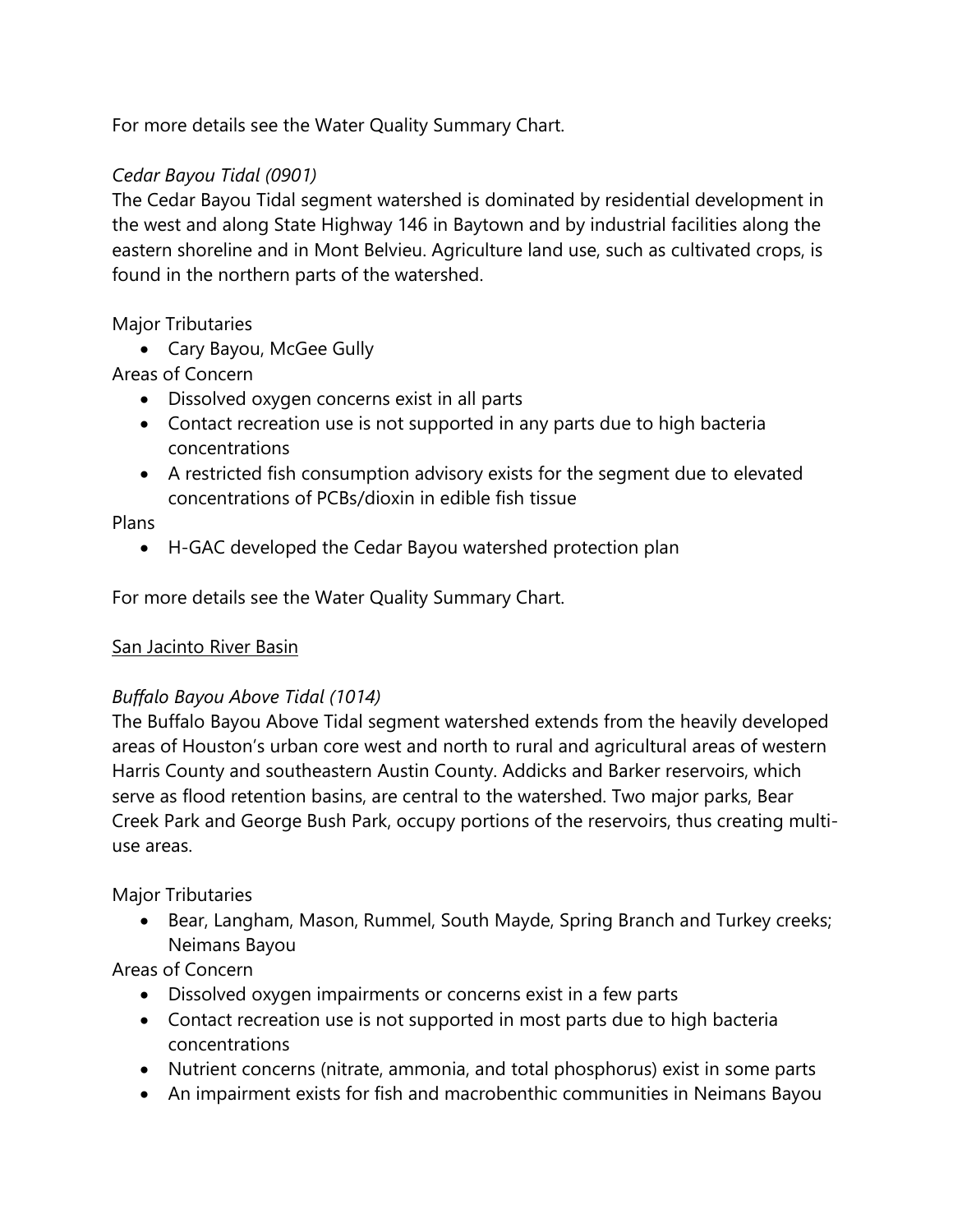For more details see the Water Quality Summary Chart.

*Cedar Bayou Tidal (0901)*

The Cedar Bayou Tidal segment watershed is dominated by residential development in the west and along State Highway 146 in Baytown and by industrial facilities along the eastern shoreline and in Mont Belvieu. Agriculture land use, such as cultivated crops, is found in the northern parts of the watershed.

Major Tributaries

- Cary Bayou, McGee Gully

Areas of Concern

- Dissolved oxygen concerns exist in all parts
- Contact recreation use is not supported in any parts due to high bacteria concentrations
- A restricted fish consumption advisory exists for the segment due to elevated concentrations of PCBs/dioxin in edible fish tissue

Plans

- H-GAC developed the Cedar Bayou watershed protection plan

For more details see the Water Quality Summary Chart.

<u>San Jacinto River Basin</u>

*Buffalo Bayou Above Tidal (1014)*

The Buffalo Bayou Above Tidal segment watershed extends from the heavily developed areas of Houston's urban core west and north to rural and agricultural areas of western Harris County and southeastern Austin County. Addicks and Barker reservoirs, which serve as flood retention basins, are central to the watershed. Two major parks, Bear Creek Park and George Bush Park, occupy portions of the reservoirs, thus creating multi-use areas.

Major Tributaries

- Bear, Langham, Mason, Rummel, South Mayde, Spring Branch and Turkey creeks; Neimans Bayou

Areas of Concern

- Dissolved oxygen impairments or concerns exist in a few parts
- Contact recreation use is not supported in most parts due to high bacteria concentrations
- Nutrient concerns (nitrate, ammonia, and total phosphorus) exist in some parts
- An impairment exists for fish and macrobenthic communities in Neimans Bayou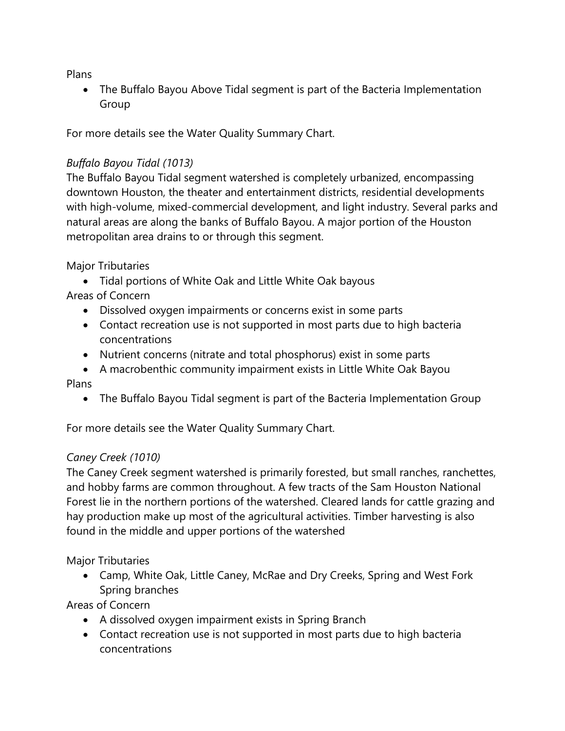Plans

- The Buffalo Bayou Above Tidal segment is part of the Bacteria Implementation Group

For more details see the Water Quality Summary Chart.

*Buffalo Bayou Tidal (1013)*

The Buffalo Bayou Tidal segment watershed is completely urbanized, encompassing downtown Houston, the theater and entertainment districts, residential developments with high-volume, mixed-commercial development, and light industry. Several parks and natural areas are along the banks of Buffalo Bayou. A major portion of the Houston metropolitan area drains to or through this segment.

Major Tributaries

- Tidal portions of White Oak and Little White Oak bayous

Areas of Concern

- Dissolved oxygen impairments or concerns exist in some parts
- Contact recreation use is not supported in most parts due to high bacteria concentrations
- Nutrient concerns (nitrate and total phosphorus) exist in some parts
- A macrobenthic community impairment exists in Little White Oak Bayou

Plans

- The Buffalo Bayou Tidal segment is part of the Bacteria Implementation Group

For more details see the Water Quality Summary Chart.

*Caney Creek (1010)*

The Caney Creek segment watershed is primarily forested, but small ranches, ranchettes, and hobby farms are common throughout. A few tracts of the Sam Houston National Forest lie in the northern portions of the watershed. Cleared lands for cattle grazing and hay production make up most of the agricultural activities. Timber harvesting is also found in the middle and upper portions of the watershed

Major Tributaries

- Camp, White Oak, Little Caney, McRae and Dry Creeks, Spring and West Fork Spring branches

Areas of Concern

- A dissolved oxygen impairment exists in Spring Branch
- Contact recreation use is not supported in most parts due to high bacteria concentrations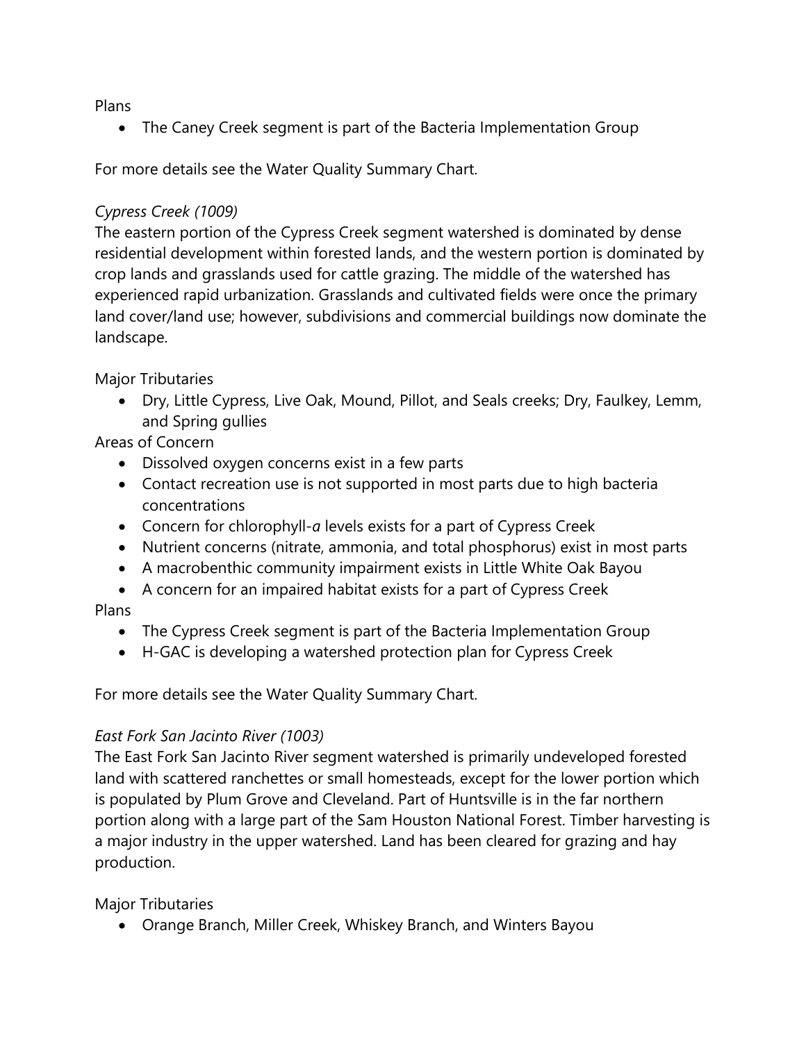Plans

- The Caney Creek segment is part of the Bacteria Implementation Group

For more details see the Water Quality Summary Chart.

*Cypress Creek (1009)*

The eastern portion of the Cypress Creek segment watershed is dominated by dense residential development within forested lands, and the western portion is dominated by crop lands and grasslands used for cattle grazing. The middle of the watershed has experienced rapid urbanization. Grasslands and cultivated fields were once the primary land cover/land use; however, subdivisions and commercial buildings now dominate the landscape.

Major Tributaries

- Dry, Little Cypress, Live Oak, Mound, Pillot, and Seals creeks; Dry, Faulkey, Lemm, and Spring gullies

Areas of Concern

- Dissolved oxygen concerns exist in a few parts
- Contact recreation use is not supported in most parts due to high bacteria concentrations
- Concern for chlorophyll-*a* levels exists for a part of Cypress Creek
- Nutrient concerns (nitrate, ammonia, and total phosphorus) exist in most parts
- A macrobenthic community impairment exists in Little White Oak Bayou
- A concern for an impaired habitat exists for a part of Cypress Creek

Plans

- The Cypress Creek segment is part of the Bacteria Implementation Group
- H-GAC is developing a watershed protection plan for Cypress Creek

For more details see the Water Quality Summary Chart.

*East Fork San Jacinto River (1003)*

The East Fork San Jacinto River segment watershed is primarily undeveloped forested land with scattered ranchettes or small homesteads, except for the lower portion which is populated by Plum Grove and Cleveland. Part of Huntsville is in the far northern portion along with a large part of the Sam Houston National Forest. Timber harvesting is a major industry in the upper watershed. Land has been cleared for grazing and hay production.

Major Tributaries

- Orange Branch, Miller Creek, Whiskey Branch, and Winters Bayou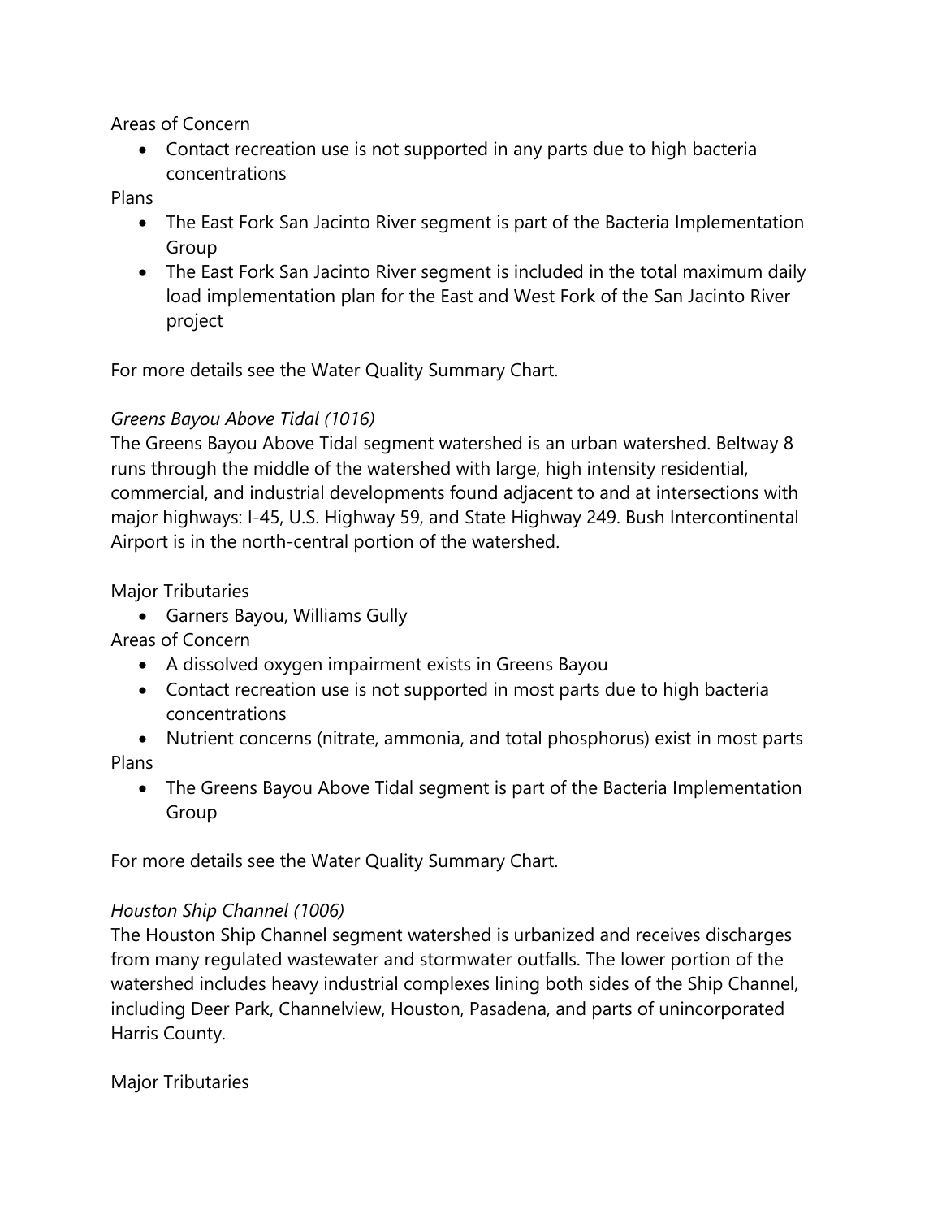Areas of Concern

- Contact recreation use is not supported in any parts due to high bacteria concentrations

Plans

- The East Fork San Jacinto River segment is part of the Bacteria Implementation Group
- The East Fork San Jacinto River segment is included in the total maximum daily load implementation plan for the East and West Fork of the San Jacinto River project

For more details see the Water Quality Summary Chart.

*Greens Bayou Above Tidal (1016)*

The Greens Bayou Above Tidal segment watershed is an urban watershed. Beltway 8 runs through the middle of the watershed with large, high intensity residential, commercial, and industrial developments found adjacent to and at intersections with major highways: I-45, U.S. Highway 59, and State Highway 249. Bush Intercontinental Airport is in the north-central portion of the watershed.

Major Tributaries

- Garners Bayou, Williams Gully

Areas of Concern

- A dissolved oxygen impairment exists in Greens Bayou
- Contact recreation use is not supported in most parts due to high bacteria concentrations
- Nutrient concerns (nitrate, ammonia, and total phosphorus) exist in most parts

Plans

- The Greens Bayou Above Tidal segment is part of the Bacteria Implementation Group

For more details see the Water Quality Summary Chart.

*Houston Ship Channel (1006)*

The Houston Ship Channel segment watershed is urbanized and receives discharges from many regulated wastewater and stormwater outfalls. The lower portion of the watershed includes heavy industrial complexes lining both sides of the Ship Channel, including Deer Park, Channelview, Houston, Pasadena, and parts of unincorporated Harris County.

Major Tributaries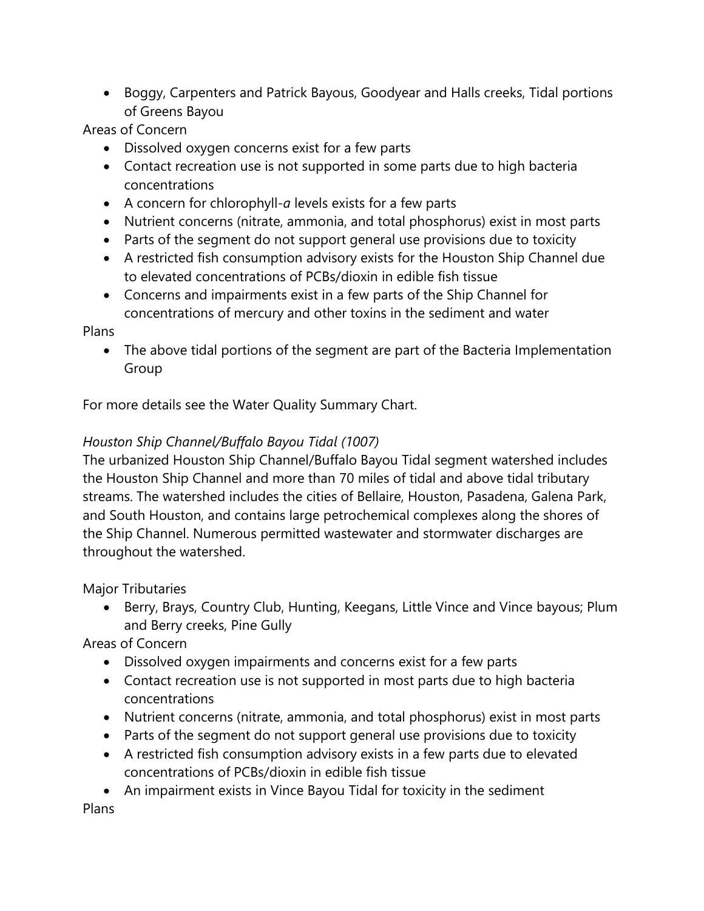- Boggy, Carpenters and Patrick Bayous, Goodyear and Halls creeks, Tidal portions of Greens Bayou

Areas of Concern

- Dissolved oxygen concerns exist for a few parts
- Contact recreation use is not supported in some parts due to high bacteria concentrations
- A concern for chlorophyll-*a* levels exists for a few parts
- Nutrient concerns (nitrate, ammonia, and total phosphorus) exist in most parts
- Parts of the segment do not support general use provisions due to toxicity
- A restricted fish consumption advisory exists for the Houston Ship Channel due to elevated concentrations of PCBs/dioxin in edible fish tissue
- Concerns and impairments exist in a few parts of the Ship Channel for concentrations of mercury and other toxins in the sediment and water

Plans

- The above tidal portions of the segment are part of the Bacteria Implementation Group

For more details see the Water Quality Summary Chart.

*Houston Ship Channel/Buffalo Bayou Tidal (1007)*

The urbanized Houston Ship Channel/Buffalo Bayou Tidal segment watershed includes the Houston Ship Channel and more than 70 miles of tidal and above tidal tributary streams. The watershed includes the cities of Bellaire, Houston, Pasadena, Galena Park, and South Houston, and contains large petrochemical complexes along the shores of the Ship Channel. Numerous permitted wastewater and stormwater discharges are throughout the watershed.

Major Tributaries

- Berry, Brays, Country Club, Hunting, Keegans, Little Vince and Vince bayous; Plum and Berry creeks, Pine Gully

Areas of Concern

- Dissolved oxygen impairments and concerns exist for a few parts
- Contact recreation use is not supported in most parts due to high bacteria concentrations
- Nutrient concerns (nitrate, ammonia, and total phosphorus) exist in most parts
- Parts of the segment do not support general use provisions due to toxicity
- A restricted fish consumption advisory exists in a few parts due to elevated concentrations of PCBs/dioxin in edible fish tissue
- An impairment exists in Vince Bayou Tidal for toxicity in the sediment

Plans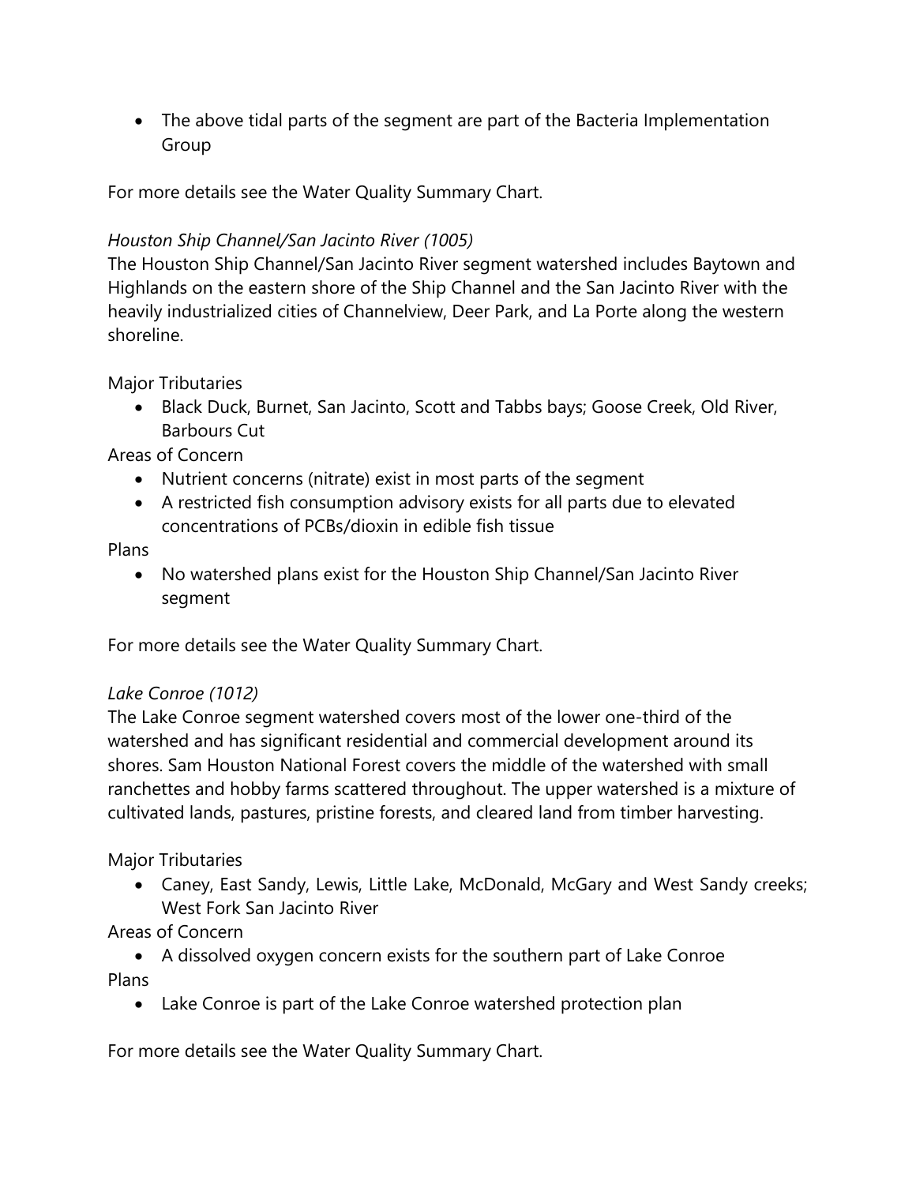- The above tidal parts of the segment are part of the Bacteria Implementation Group

For more details see the Water Quality Summary Chart.

*Houston Ship Channel/San Jacinto River (1005)*

The Houston Ship Channel/San Jacinto River segment watershed includes Baytown and Highlands on the eastern shore of the Ship Channel and the San Jacinto River with the heavily industrialized cities of Channelview, Deer Park, and La Porte along the western shoreline.

Major Tributaries

- Black Duck, Burnet, San Jacinto, Scott and Tabbs bays; Goose Creek, Old River, Barbours Cut

Areas of Concern

- Nutrient concerns (nitrate) exist in most parts of the segment
- A restricted fish consumption advisory exists for all parts due to elevated concentrations of PCBs/dioxin in edible fish tissue

Plans

- No watershed plans exist for the Houston Ship Channel/San Jacinto River segment

For more details see the Water Quality Summary Chart.

*Lake Conroe (1012)*

The Lake Conroe segment watershed covers most of the lower one-third of the watershed and has significant residential and commercial development around its shores. Sam Houston National Forest covers the middle of the watershed with small ranchettes and hobby farms scattered throughout. The upper watershed is a mixture of cultivated lands, pastures, pristine forests, and cleared land from timber harvesting.

Major Tributaries

- Caney, East Sandy, Lewis, Little Lake, McDonald, McGary and West Sandy creeks; West Fork San Jacinto River

Areas of Concern

- A dissolved oxygen concern exists for the southern part of Lake Conroe

Plans

- Lake Conroe is part of the Lake Conroe watershed protection plan

For more details see the Water Quality Summary Chart.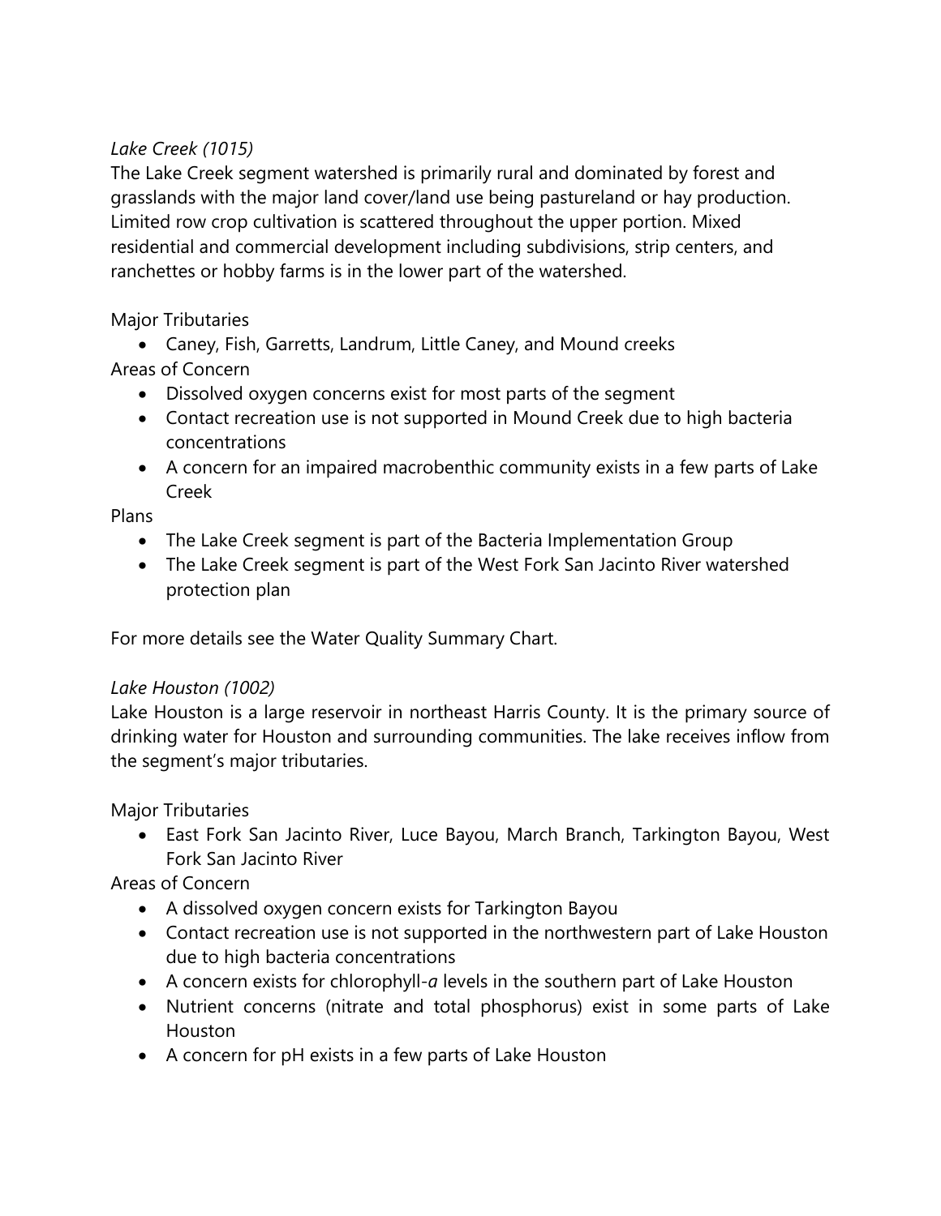*Lake Creek (1015)*

The Lake Creek segment watershed is primarily rural and dominated by forest and grasslands with the major land cover/land use being pastureland or hay production. Limited row crop cultivation is scattered throughout the upper portion. Mixed residential and commercial development including subdivisions, strip centers, and ranchettes or hobby farms is in the lower part of the watershed.

Major Tributaries

- Caney, Fish, Garretts, Landrum, Little Caney, and Mound creeks

Areas of Concern

- Dissolved oxygen concerns exist for most parts of the segment
- Contact recreation use is not supported in Mound Creek due to high bacteria concentrations
- A concern for an impaired macrobenthic community exists in a few parts of Lake Creek

Plans

- The Lake Creek segment is part of the Bacteria Implementation Group
- The Lake Creek segment is part of the West Fork San Jacinto River watershed protection plan

For more details see the Water Quality Summary Chart.

*Lake Houston (1002)*

Lake Houston is a large reservoir in northeast Harris County. It is the primary source of drinking water for Houston and surrounding communities. The lake receives inflow from the segment's major tributaries.

Major Tributaries

- East Fork San Jacinto River, Luce Bayou, March Branch, Tarkington Bayou, West Fork San Jacinto River

Areas of Concern

- A dissolved oxygen concern exists for Tarkington Bayou
- Contact recreation use is not supported in the northwestern part of Lake Houston due to high bacteria concentrations
- A concern exists for chlorophyll-*a* levels in the southern part of Lake Houston
- Nutrient concerns (nitrate and total phosphorus) exist in some parts of Lake Houston
- A concern for pH exists in a few parts of Lake Houston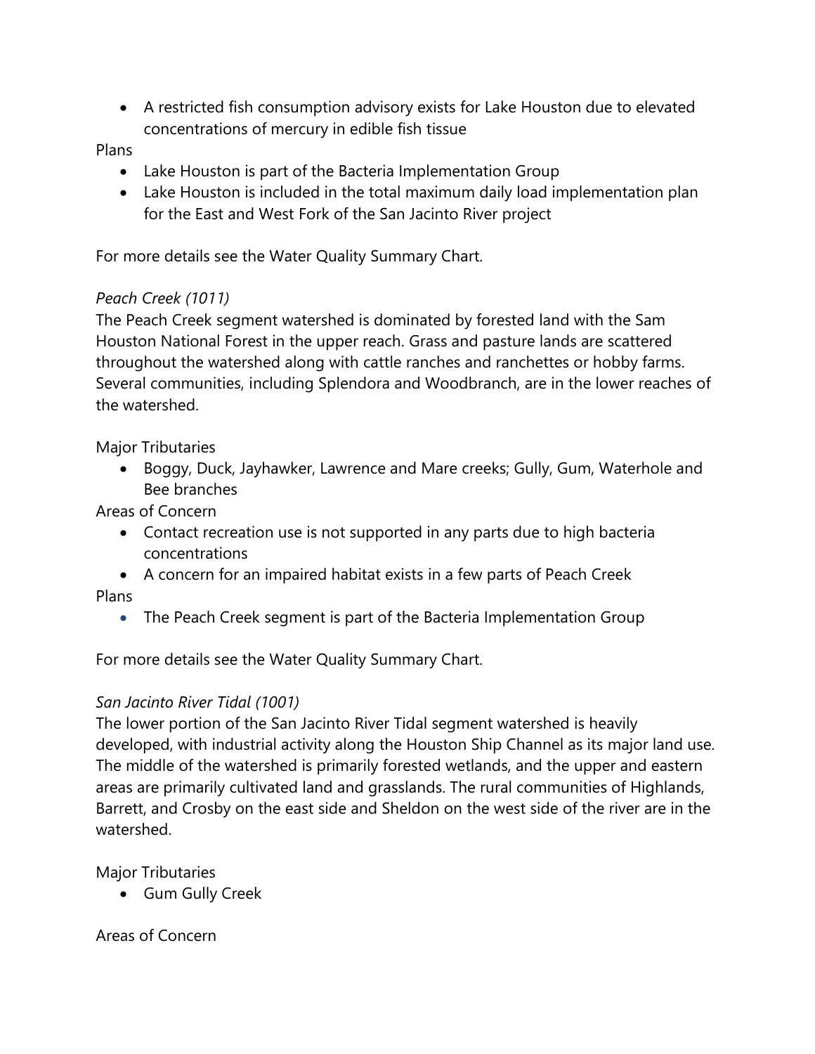- A restricted fish consumption advisory exists for Lake Houston due to elevated concentrations of mercury in edible fish tissue

Plans

- Lake Houston is part of the Bacteria Implementation Group
- Lake Houston is included in the total maximum daily load implementation plan for the East and West Fork of the San Jacinto River project

For more details see the Water Quality Summary Chart.

*Peach Creek (1011)*

The Peach Creek segment watershed is dominated by forested land with the Sam Houston National Forest in the upper reach. Grass and pasture lands are scattered throughout the watershed along with cattle ranches and ranchettes or hobby farms. Several communities, including Splendora and Woodbranch, are in the lower reaches of the watershed.

Major Tributaries

- Boggy, Duck, Jayhawker, Lawrence and Mare creeks; Gully, Gum, Waterhole and Bee branches

Areas of Concern

- Contact recreation use is not supported in any parts due to high bacteria concentrations
- A concern for an impaired habitat exists in a few parts of Peach Creek

Plans

- The Peach Creek segment is part of the Bacteria Implementation Group

For more details see the Water Quality Summary Chart.

*San Jacinto River Tidal (1001)*

The lower portion of the San Jacinto River Tidal segment watershed is heavily developed, with industrial activity along the Houston Ship Channel as its major land use. The middle of the watershed is primarily forested wetlands, and the upper and eastern areas are primarily cultivated land and grasslands. The rural communities of Highlands, Barrett, and Crosby on the east side and Sheldon on the west side of the river are in the watershed.

Major Tributaries

- Gum Gully Creek

Areas of Concern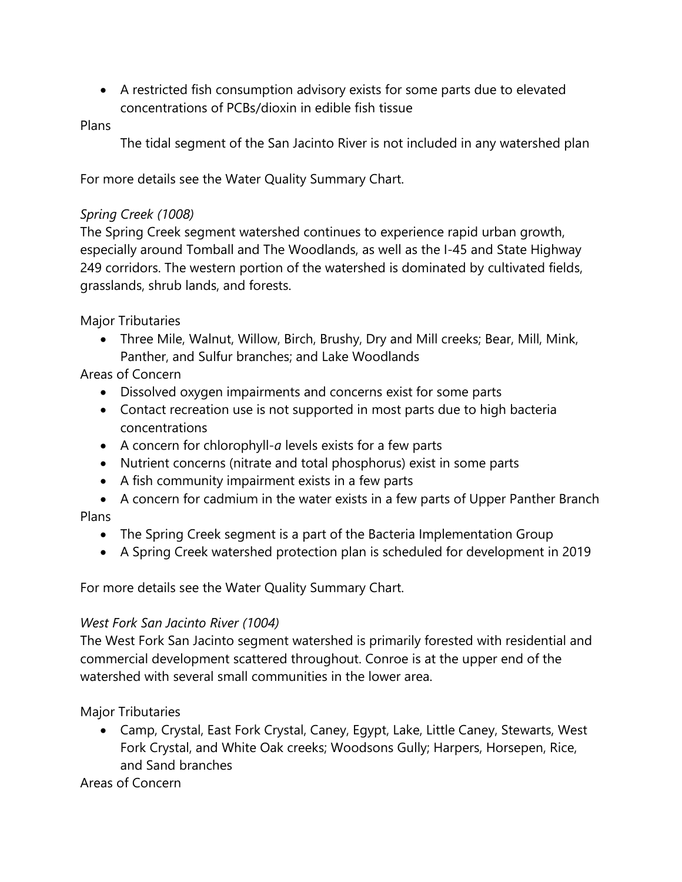- A restricted fish consumption advisory exists for some parts due to elevated concentrations of PCBs/dioxin in edible fish tissue

Plans

The tidal segment of the San Jacinto River is not included in any watershed plan

For more details see the Water Quality Summary Chart.

*Spring Creek (1008)*

The Spring Creek segment watershed continues to experience rapid urban growth, especially around Tomball and The Woodlands, as well as the I-45 and State Highway 249 corridors. The western portion of the watershed is dominated by cultivated fields, grasslands, shrub lands, and forests.

Major Tributaries

- Three Mile, Walnut, Willow, Birch, Brushy, Dry and Mill creeks; Bear, Mill, Mink, Panther, and Sulfur branches; and Lake Woodlands

Areas of Concern

- Dissolved oxygen impairments and concerns exist for some parts
- Contact recreation use is not supported in most parts due to high bacteria concentrations
- A concern for chlorophyll-*a* levels exists for a few parts
- Nutrient concerns (nitrate and total phosphorus) exist in some parts
- A fish community impairment exists in a few parts
- A concern for cadmium in the water exists in a few parts of Upper Panther Branch

Plans

- The Spring Creek segment is a part of the Bacteria Implementation Group
- A Spring Creek watershed protection plan is scheduled for development in 2019

For more details see the Water Quality Summary Chart.

*West Fork San Jacinto River (1004)*

The West Fork San Jacinto segment watershed is primarily forested with residential and commercial development scattered throughout. Conroe is at the upper end of the watershed with several small communities in the lower area.

Major Tributaries

- Camp, Crystal, East Fork Crystal, Caney, Egypt, Lake, Little Caney, Stewarts, West Fork Crystal, and White Oak creeks; Woodsons Gully; Harpers, Horsepen, Rice, and Sand branches

Areas of Concern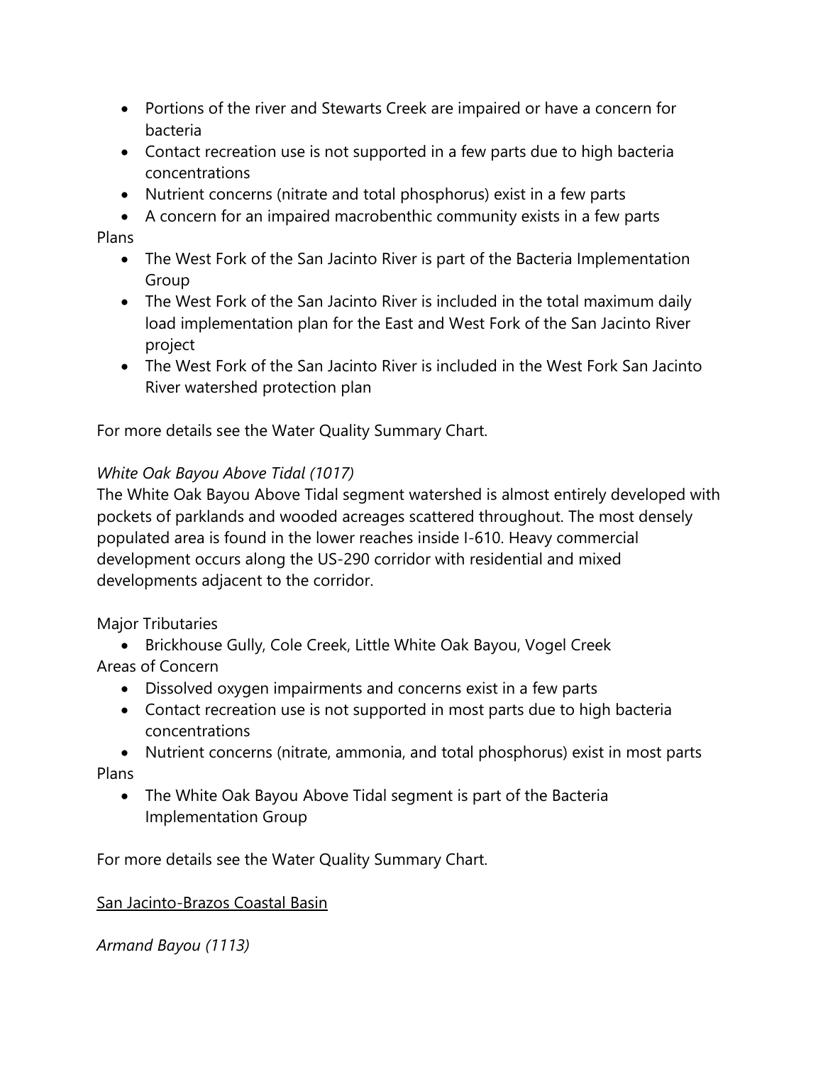- Portions of the river and Stewarts Creek are impaired or have a concern for bacteria
- Contact recreation use is not supported in a few parts due to high bacteria concentrations
- Nutrient concerns (nitrate and total phosphorus) exist in a few parts
- A concern for an impaired macrobenthic community exists in a few parts

Plans

- The West Fork of the San Jacinto River is part of the Bacteria Implementation Group
- The West Fork of the San Jacinto River is included in the total maximum daily load implementation plan for the East and West Fork of the San Jacinto River project
- The West Fork of the San Jacinto River is included in the West Fork San Jacinto River watershed protection plan

For more details see the Water Quality Summary Chart.

*White Oak Bayou Above Tidal (1017)*

The White Oak Bayou Above Tidal segment watershed is almost entirely developed with pockets of parklands and wooded acreages scattered throughout. The most densely populated area is found in the lower reaches inside I-610. Heavy commercial development occurs along the US-290 corridor with residential and mixed developments adjacent to the corridor.

Major Tributaries

- Brickhouse Gully, Cole Creek, Little White Oak Bayou, Vogel Creek

Areas of Concern

- Dissolved oxygen impairments and concerns exist in a few parts
- Contact recreation use is not supported in most parts due to high bacteria concentrations
- Nutrient concerns (nitrate, ammonia, and total phosphorus) exist in most parts

Plans

- The White Oak Bayou Above Tidal segment is part of the Bacteria Implementation Group

For more details see the Water Quality Summary Chart.

<u>San Jacinto-Brazos Coastal Basin</u>

*Armand Bayou (1113)*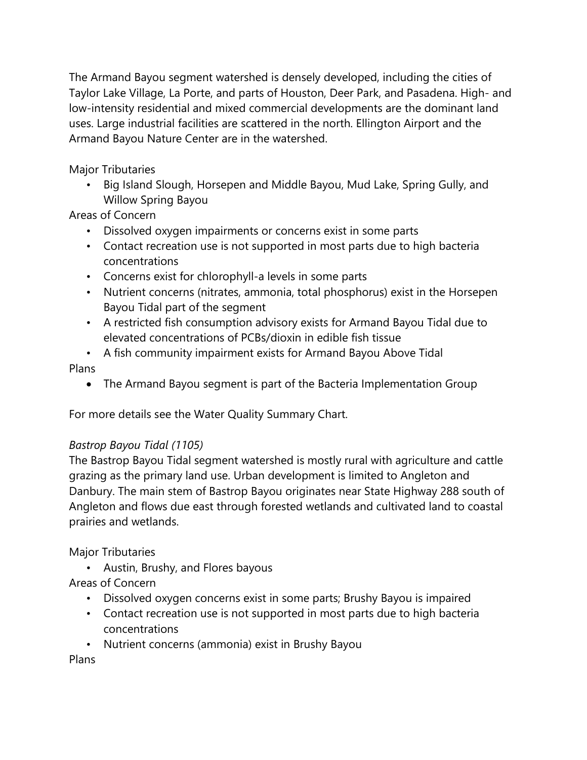The Armand Bayou segment watershed is densely developed, including the cities of Taylor Lake Village, La Porte, and parts of Houston, Deer Park, and Pasadena. High- and low-intensity residential and mixed commercial developments are the dominant land uses. Large industrial facilities are scattered in the north. Ellington Airport and the Armand Bayou Nature Center are in the watershed.

Major Tributaries

- Big Island Slough, Horsepen and Middle Bayou, Mud Lake, Spring Gully, and Willow Spring Bayou

Areas of Concern

- Dissolved oxygen impairments or concerns exist in some parts
- Contact recreation use is not supported in most parts due to high bacteria concentrations
- Concerns exist for chlorophyll-a levels in some parts
- Nutrient concerns (nitrates, ammonia, total phosphorus) exist in the Horsepen Bayou Tidal part of the segment
- A restricted fish consumption advisory exists for Armand Bayou Tidal due to elevated concentrations of PCBs/dioxin in edible fish tissue
- A fish community impairment exists for Armand Bayou Above Tidal

Plans

- The Armand Bayou segment is part of the Bacteria Implementation Group

For more details see the Water Quality Summary Chart.

*Bastrop Bayou Tidal (1105)*

The Bastrop Bayou Tidal segment watershed is mostly rural with agriculture and cattle grazing as the primary land use. Urban development is limited to Angleton and Danbury. The main stem of Bastrop Bayou originates near State Highway 288 south of Angleton and flows due east through forested wetlands and cultivated land to coastal prairies and wetlands.

Major Tributaries

- Austin, Brushy, and Flores bayous

Areas of Concern

- Dissolved oxygen concerns exist in some parts; Brushy Bayou is impaired
- Contact recreation use is not supported in most parts due to high bacteria concentrations
- Nutrient concerns (ammonia) exist in Brushy Bayou

Plans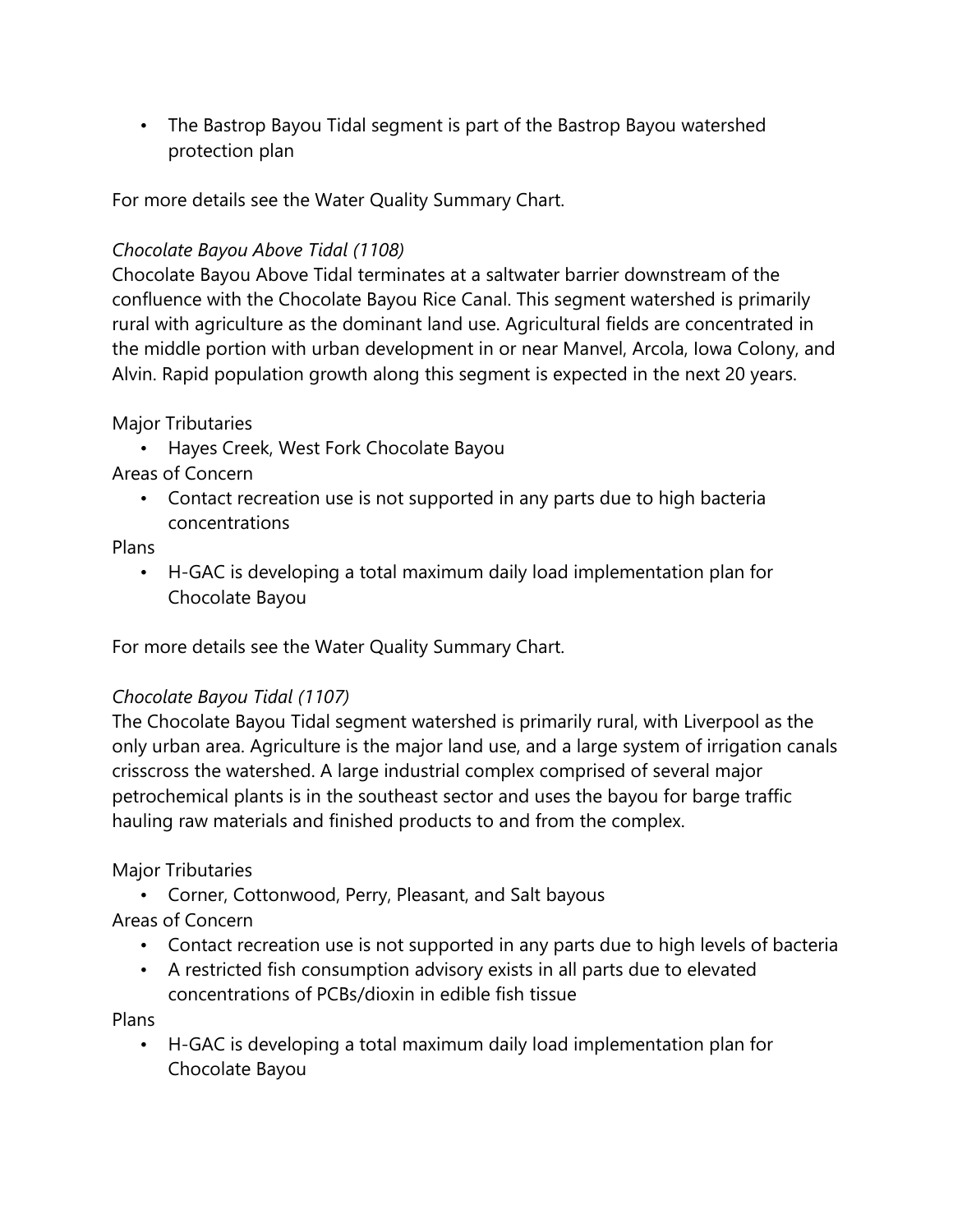- The Bastrop Bayou Tidal segment is part of the Bastrop Bayou watershed protection plan

For more details see the Water Quality Summary Chart.

*Chocolate Bayou Above Tidal (1108)*

Chocolate Bayou Above Tidal terminates at a saltwater barrier downstream of the confluence with the Chocolate Bayou Rice Canal. This segment watershed is primarily rural with agriculture as the dominant land use. Agricultural fields are concentrated in the middle portion with urban development in or near Manvel, Arcola, Iowa Colony, and Alvin. Rapid population growth along this segment is expected in the next 20 years.

Major Tributaries

- Hayes Creek, West Fork Chocolate Bayou

Areas of Concern

- Contact recreation use is not supported in any parts due to high bacteria concentrations

Plans

- H-GAC is developing a total maximum daily load implementation plan for Chocolate Bayou

For more details see the Water Quality Summary Chart.

*Chocolate Bayou Tidal (1107)*

The Chocolate Bayou Tidal segment watershed is primarily rural, with Liverpool as the only urban area. Agriculture is the major land use, and a large system of irrigation canals crisscross the watershed. A large industrial complex comprised of several major petrochemical plants is in the southeast sector and uses the bayou for barge traffic hauling raw materials and finished products to and from the complex.

Major Tributaries

- Corner, Cottonwood, Perry, Pleasant, and Salt bayous

Areas of Concern

- Contact recreation use is not supported in any parts due to high levels of bacteria
- A restricted fish consumption advisory exists in all parts due to elevated concentrations of PCBs/dioxin in edible fish tissue

Plans

- H-GAC is developing a total maximum daily load implementation plan for Chocolate Bayou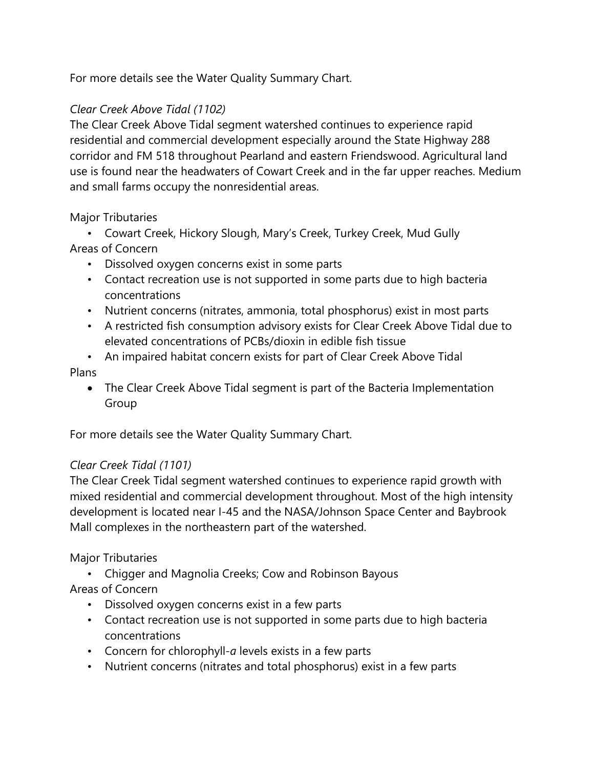For more details see the Water Quality Summary Chart.

*Clear Creek Above Tidal (1102)*

The Clear Creek Above Tidal segment watershed continues to experience rapid residential and commercial development especially around the State Highway 288 corridor and FM 518 throughout Pearland and eastern Friendswood. Agricultural land use is found near the headwaters of Cowart Creek and in the far upper reaches. Medium and small farms occupy the nonresidential areas.

Major Tributaries

- Cowart Creek, Hickory Slough, Mary's Creek, Turkey Creek, Mud Gully

Areas of Concern

- Dissolved oxygen concerns exist in some parts
- Contact recreation use is not supported in some parts due to high bacteria concentrations
- Nutrient concerns (nitrates, ammonia, total phosphorus) exist in most parts
- A restricted fish consumption advisory exists for Clear Creek Above Tidal due to elevated concentrations of PCBs/dioxin in edible fish tissue
- An impaired habitat concern exists for part of Clear Creek Above Tidal

Plans

- The Clear Creek Above Tidal segment is part of the Bacteria Implementation Group

For more details see the Water Quality Summary Chart.

*Clear Creek Tidal (1101)*

The Clear Creek Tidal segment watershed continues to experience rapid growth with mixed residential and commercial development throughout. Most of the high intensity development is located near I-45 and the NASA/Johnson Space Center and Baybrook Mall complexes in the northeastern part of the watershed.

Major Tributaries

- Chigger and Magnolia Creeks; Cow and Robinson Bayous

Areas of Concern

- Dissolved oxygen concerns exist in a few parts
- Contact recreation use is not supported in some parts due to high bacteria concentrations
- Concern for chlorophyll-*a* levels exists in a few parts
- Nutrient concerns (nitrates and total phosphorus) exist in a few parts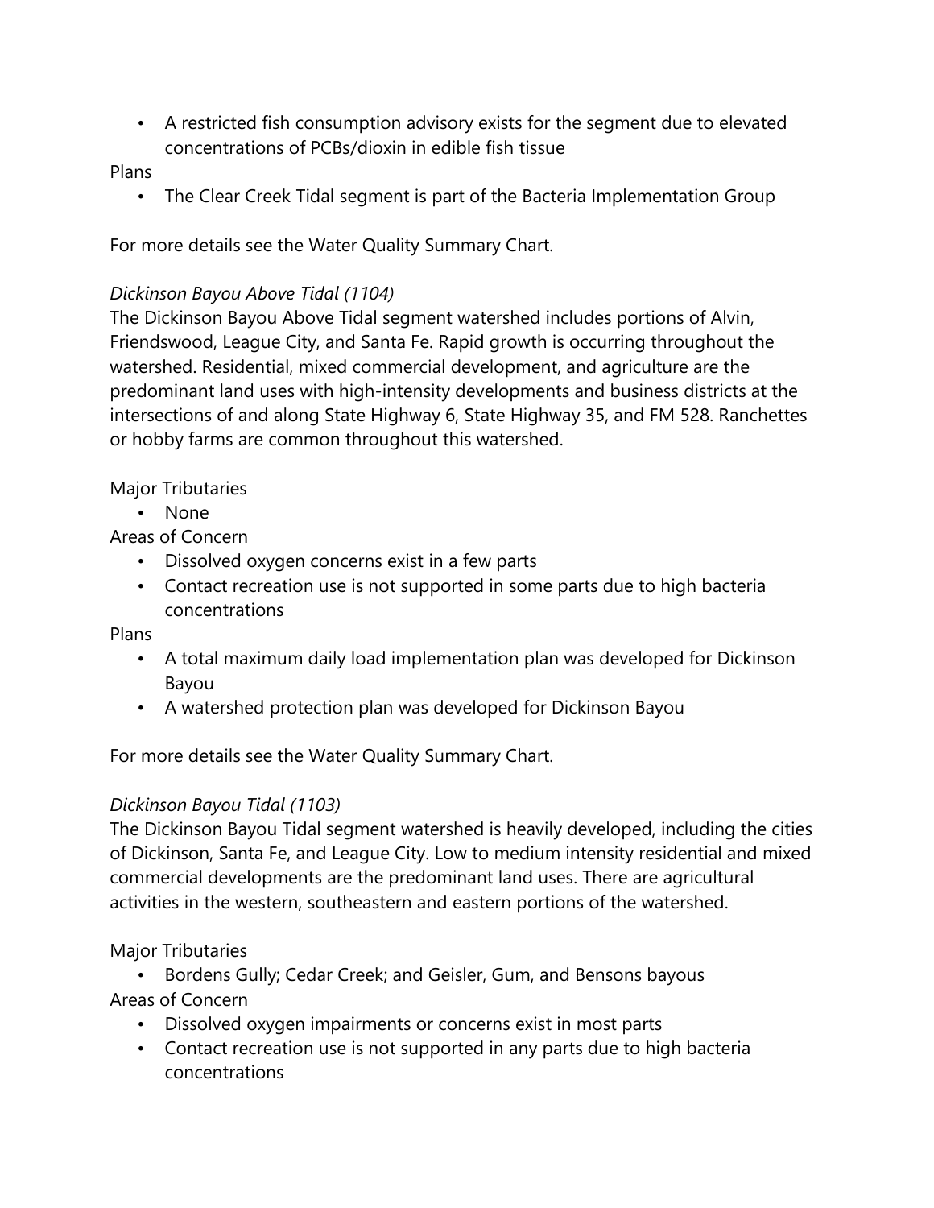- A restricted fish consumption advisory exists for the segment due to elevated concentrations of PCBs/dioxin in edible fish tissue

Plans

- The Clear Creek Tidal segment is part of the Bacteria Implementation Group

For more details see the Water Quality Summary Chart.

*Dickinson Bayou Above Tidal (1104)*

The Dickinson Bayou Above Tidal segment watershed includes portions of Alvin, Friendswood, League City, and Santa Fe. Rapid growth is occurring throughout the watershed. Residential, mixed commercial development, and agriculture are the predominant land uses with high-intensity developments and business districts at the intersections of and along State Highway 6, State Highway 35, and FM 528. Ranchettes or hobby farms are common throughout this watershed.

Major Tributaries

- None

Areas of Concern

- Dissolved oxygen concerns exist in a few parts
- Contact recreation use is not supported in some parts due to high bacteria concentrations

Plans

- A total maximum daily load implementation plan was developed for Dickinson Bayou
- A watershed protection plan was developed for Dickinson Bayou

For more details see the Water Quality Summary Chart.

*Dickinson Bayou Tidal (1103)*

The Dickinson Bayou Tidal segment watershed is heavily developed, including the cities of Dickinson, Santa Fe, and League City. Low to medium intensity residential and mixed commercial developments are the predominant land uses. There are agricultural activities in the western, southeastern and eastern portions of the watershed.

Major Tributaries

- Bordens Gully; Cedar Creek; and Geisler, Gum, and Bensons bayous

Areas of Concern

- Dissolved oxygen impairments or concerns exist in most parts
- Contact recreation use is not supported in any parts due to high bacteria concentrations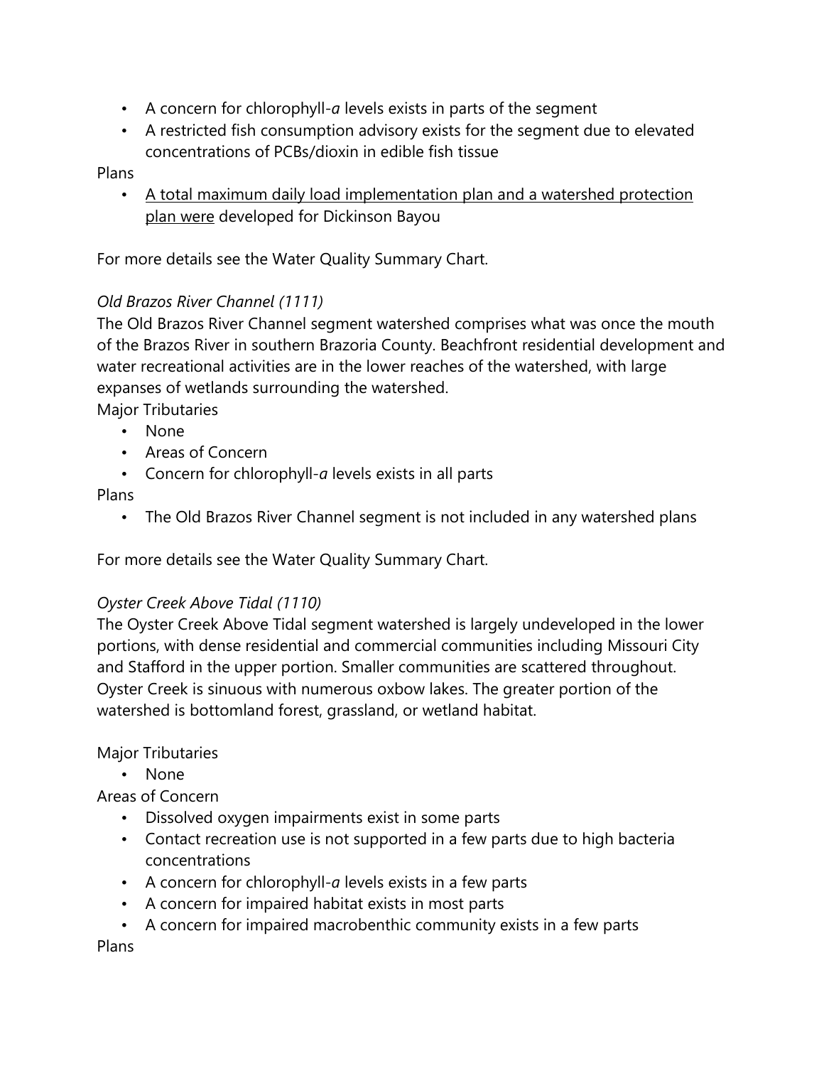- A concern for chlorophyll-*a* levels exists in parts of the segment
- A restricted fish consumption advisory exists for the segment due to elevated concentrations of PCBs/dioxin in edible fish tissue

Plans

- A total maximum daily load implementation plan and a watershed protection plan were developed for Dickinson Bayou

For more details see the Water Quality Summary Chart.

*Old Brazos River Channel (1111)*

The Old Brazos River Channel segment watershed comprises what was once the mouth of the Brazos River in southern Brazoria County. Beachfront residential development and water recreational activities are in the lower reaches of the watershed, with large expanses of wetlands surrounding the watershed.

Major Tributaries

- None
- Areas of Concern
- Concern for chlorophyll-*a* levels exists in all parts

Plans

- The Old Brazos River Channel segment is not included in any watershed plans

For more details see the Water Quality Summary Chart.

*Oyster Creek Above Tidal (1110)*

The Oyster Creek Above Tidal segment watershed is largely undeveloped in the lower portions, with dense residential and commercial communities including Missouri City and Stafford in the upper portion. Smaller communities are scattered throughout. Oyster Creek is sinuous with numerous oxbow lakes. The greater portion of the watershed is bottomland forest, grassland, or wetland habitat.

Major Tributaries

- None

Areas of Concern

- Dissolved oxygen impairments exist in some parts
- Contact recreation use is not supported in a few parts due to high bacteria concentrations
- A concern for chlorophyll-*a* levels exists in a few parts
- A concern for impaired habitat exists in most parts
- A concern for impaired macrobenthic community exists in a few parts

Plans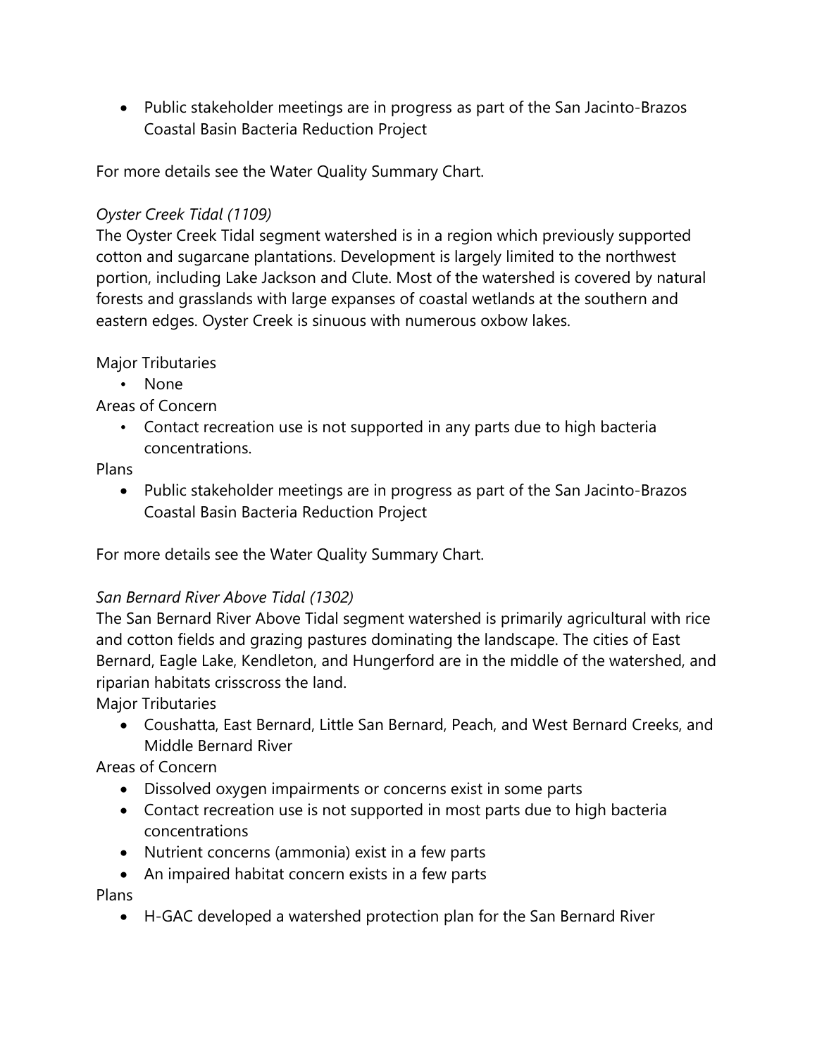- Public stakeholder meetings are in progress as part of the San Jacinto-Brazos Coastal Basin Bacteria Reduction Project

For more details see the Water Quality Summary Chart.

*Oyster Creek Tidal (1109)*

The Oyster Creek Tidal segment watershed is in a region which previously supported cotton and sugarcane plantations. Development is largely limited to the northwest portion, including Lake Jackson and Clute. Most of the watershed is covered by natural forests and grasslands with large expanses of coastal wetlands at the southern and eastern edges. Oyster Creek is sinuous with numerous oxbow lakes.

Major Tributaries

- None

Areas of Concern

- Contact recreation use is not supported in any parts due to high bacteria concentrations.

Plans

- Public stakeholder meetings are in progress as part of the San Jacinto-Brazos Coastal Basin Bacteria Reduction Project

For more details see the Water Quality Summary Chart.

*San Bernard River Above Tidal (1302)*

The San Bernard River Above Tidal segment watershed is primarily agricultural with rice and cotton fields and grazing pastures dominating the landscape. The cities of East Bernard, Eagle Lake, Kendleton, and Hungerford are in the middle of the watershed, and riparian habitats crisscross the land.

Major Tributaries

- Coushatta, East Bernard, Little San Bernard, Peach, and West Bernard Creeks, and Middle Bernard River

Areas of Concern

- Dissolved oxygen impairments or concerns exist in some parts
- Contact recreation use is not supported in most parts due to high bacteria concentrations
- Nutrient concerns (ammonia) exist in a few parts
- An impaired habitat concern exists in a few parts

Plans

- H-GAC developed a watershed protection plan for the San Bernard River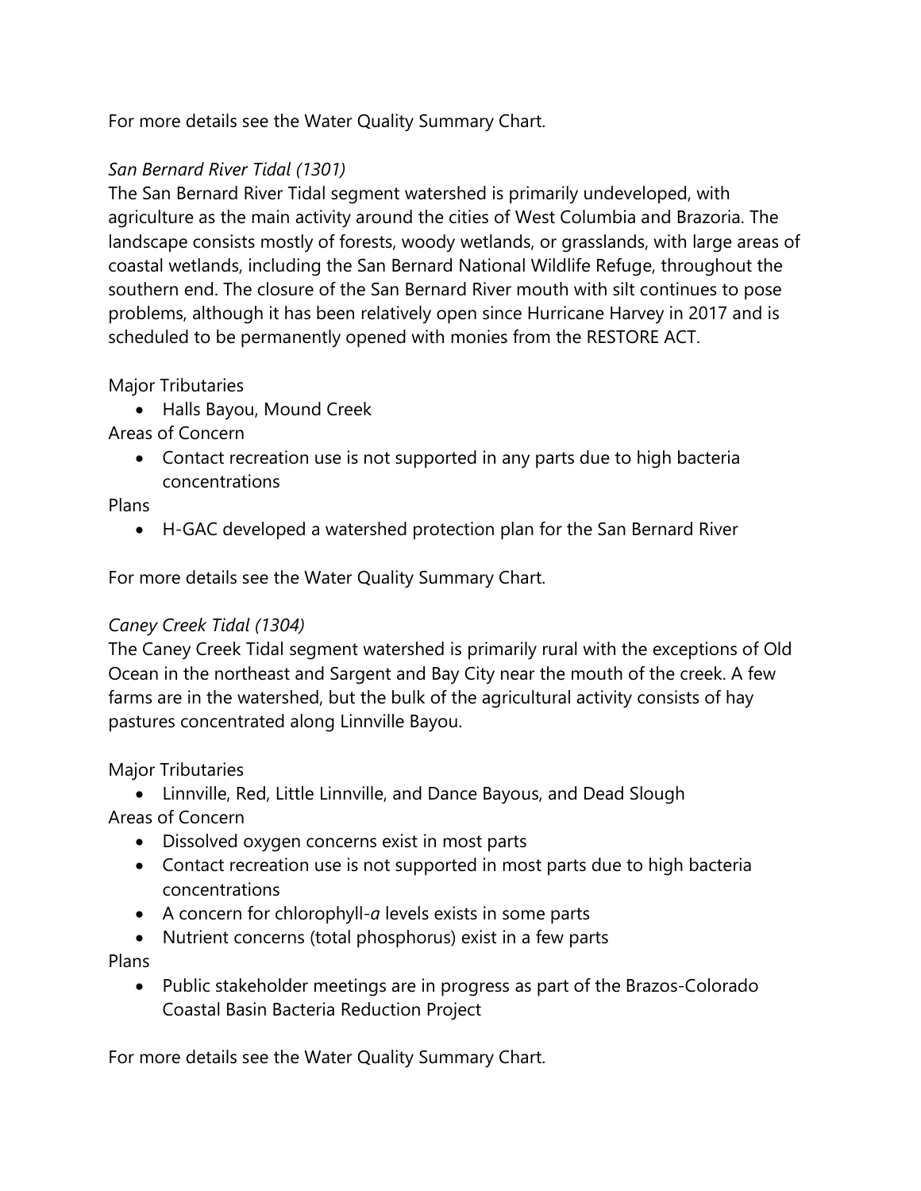For more details see the Water Quality Summary Chart.

*San Bernard River Tidal (1301)*

The San Bernard River Tidal segment watershed is primarily undeveloped, with agriculture as the main activity around the cities of West Columbia and Brazoria. The landscape consists mostly of forests, woody wetlands, or grasslands, with large areas of coastal wetlands, including the San Bernard National Wildlife Refuge, throughout the southern end. The closure of the San Bernard River mouth with silt continues to pose problems, although it has been relatively open since Hurricane Harvey in 2017 and is scheduled to be permanently opened with monies from the RESTORE ACT.

Major Tributaries

- Halls Bayou, Mound Creek

Areas of Concern

- Contact recreation use is not supported in any parts due to high bacteria concentrations

Plans

- H-GAC developed a watershed protection plan for the San Bernard River

For more details see the Water Quality Summary Chart.

*Caney Creek Tidal (1304)*

The Caney Creek Tidal segment watershed is primarily rural with the exceptions of Old Ocean in the northeast and Sargent and Bay City near the mouth of the creek. A few farms are in the watershed, but the bulk of the agricultural activity consists of hay pastures concentrated along Linnville Bayou.

Major Tributaries

- Linnville, Red, Little Linnville, and Dance Bayous, and Dead Slough

Areas of Concern

- Dissolved oxygen concerns exist in most parts
- Contact recreation use is not supported in most parts due to high bacteria concentrations
- A concern for chlorophyll-*a* levels exists in some parts
- Nutrient concerns (total phosphorus) exist in a few parts

Plans

- Public stakeholder meetings are in progress as part of the Brazos-Colorado Coastal Basin Bacteria Reduction Project

For more details see the Water Quality Summary Chart.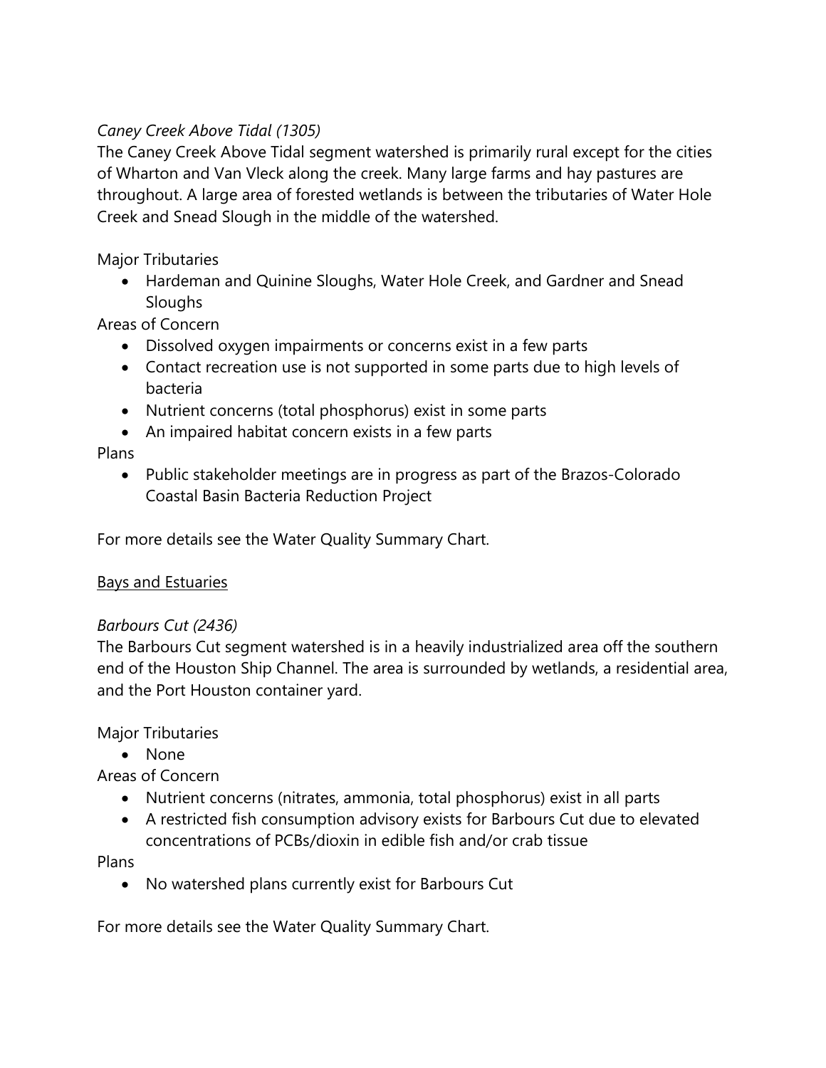*Caney Creek Above Tidal (1305)*

The Caney Creek Above Tidal segment watershed is primarily rural except for the cities of Wharton and Van Vleck along the creek. Many large farms and hay pastures are throughout. A large area of forested wetlands is between the tributaries of Water Hole Creek and Snead Slough in the middle of the watershed.

Major Tributaries

- Hardeman and Quinine Sloughs, Water Hole Creek, and Gardner and Snead Sloughs

Areas of Concern

- Dissolved oxygen impairments or concerns exist in a few parts
- Contact recreation use is not supported in some parts due to high levels of bacteria
- Nutrient concerns (total phosphorus) exist in some parts
- An impaired habitat concern exists in a few parts

Plans

- Public stakeholder meetings are in progress as part of the Brazos-Colorado Coastal Basin Bacteria Reduction Project

For more details see the Water Quality Summary Chart.

## Bays and Estuaries

*Barbours Cut (2436)*

The Barbours Cut segment watershed is in a heavily industrialized area off the southern end of the Houston Ship Channel. The area is surrounded by wetlands, a residential area, and the Port Houston container yard.

Major Tributaries

- None

Areas of Concern

- Nutrient concerns (nitrates, ammonia, total phosphorus) exist in all parts
- A restricted fish consumption advisory exists for Barbours Cut due to elevated concentrations of PCBs/dioxin in edible fish and/or crab tissue

Plans

- No watershed plans currently exist for Barbours Cut

For more details see the Water Quality Summary Chart.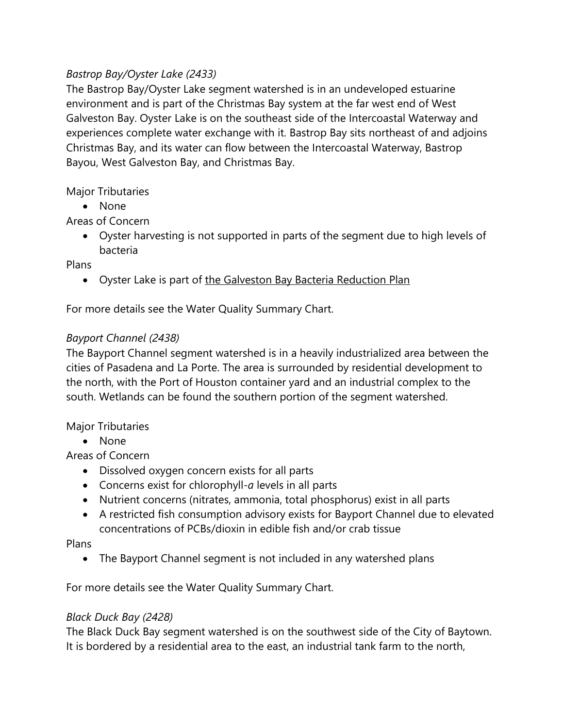*Bastrop Bay/Oyster Lake (2433)*

The Bastrop Bay/Oyster Lake segment watershed is in an undeveloped estuarine environment and is part of the Christmas Bay system at the far west end of West Galveston Bay. Oyster Lake is on the southeast side of the Intercoastal Waterway and experiences complete water exchange with it. Bastrop Bay sits northeast of and adjoins Christmas Bay, and its water can flow between the Intercoastal Waterway, Bastrop Bayou, West Galveston Bay, and Christmas Bay.

Major Tributaries

- None

Areas of Concern

- Oyster harvesting is not supported in parts of the segment due to high levels of bacteria

Plans

- Oyster Lake is part of the Galveston Bay Bacteria Reduction Plan

For more details see the Water Quality Summary Chart.

*Bayport Channel (2438)*

The Bayport Channel segment watershed is in a heavily industrialized area between the cities of Pasadena and La Porte. The area is surrounded by residential development to the north, with the Port of Houston container yard and an industrial complex to the south. Wetlands can be found the southern portion of the segment watershed.

Major Tributaries

- None

Areas of Concern

- Dissolved oxygen concern exists for all parts
- Concerns exist for chlorophyll-*a* levels in all parts
- Nutrient concerns (nitrates, ammonia, total phosphorus) exist in all parts
- A restricted fish consumption advisory exists for Bayport Channel due to elevated concentrations of PCBs/dioxin in edible fish and/or crab tissue

Plans

- The Bayport Channel segment is not included in any watershed plans

For more details see the Water Quality Summary Chart.

*Black Duck Bay (2428)*

The Black Duck Bay segment watershed is on the southwest side of the City of Baytown. It is bordered by a residential area to the east, an industrial tank farm to the north,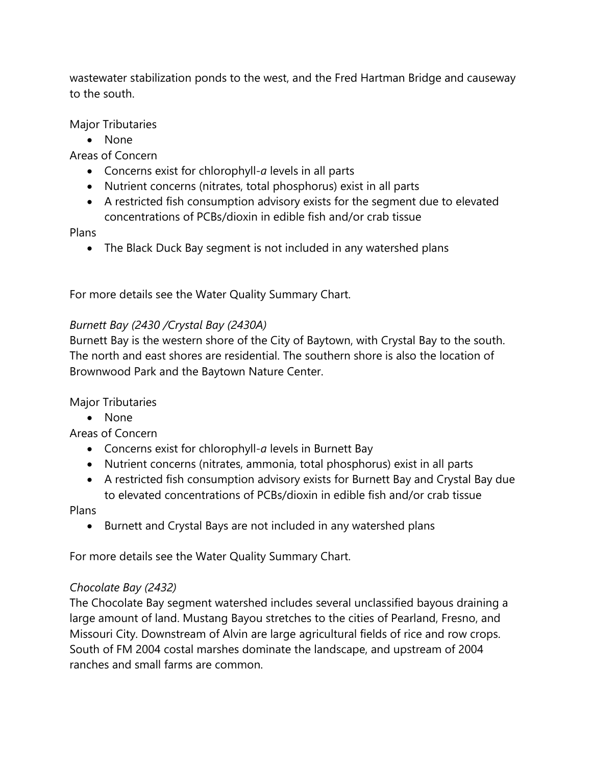wastewater stabilization ponds to the west, and the Fred Hartman Bridge and causeway to the south.

Major Tributaries

- None

Areas of Concern

- Concerns exist for chlorophyll-*a* levels in all parts
- Nutrient concerns (nitrates, total phosphorus) exist in all parts
- A restricted fish consumption advisory exists for the segment due to elevated concentrations of PCBs/dioxin in edible fish and/or crab tissue

Plans

- The Black Duck Bay segment is not included in any watershed plans

For more details see the Water Quality Summary Chart.

*Burnett Bay (2430 /Crystal Bay (2430A)*

Burnett Bay is the western shore of the City of Baytown, with Crystal Bay to the south. The north and east shores are residential. The southern shore is also the location of Brownwood Park and the Baytown Nature Center.

Major Tributaries

- None

Areas of Concern

- Concerns exist for chlorophyll-*a* levels in Burnett Bay
- Nutrient concerns (nitrates, ammonia, total phosphorus) exist in all parts
- A restricted fish consumption advisory exists for Burnett Bay and Crystal Bay due to elevated concentrations of PCBs/dioxin in edible fish and/or crab tissue

Plans

- Burnett and Crystal Bays are not included in any watershed plans

For more details see the Water Quality Summary Chart.

*Chocolate Bay (2432)*

The Chocolate Bay segment watershed includes several unclassified bayous draining a large amount of land. Mustang Bayou stretches to the cities of Pearland, Fresno, and Missouri City. Downstream of Alvin are large agricultural fields of rice and row crops. South of FM 2004 costal marshes dominate the landscape, and upstream of 2004 ranches and small farms are common.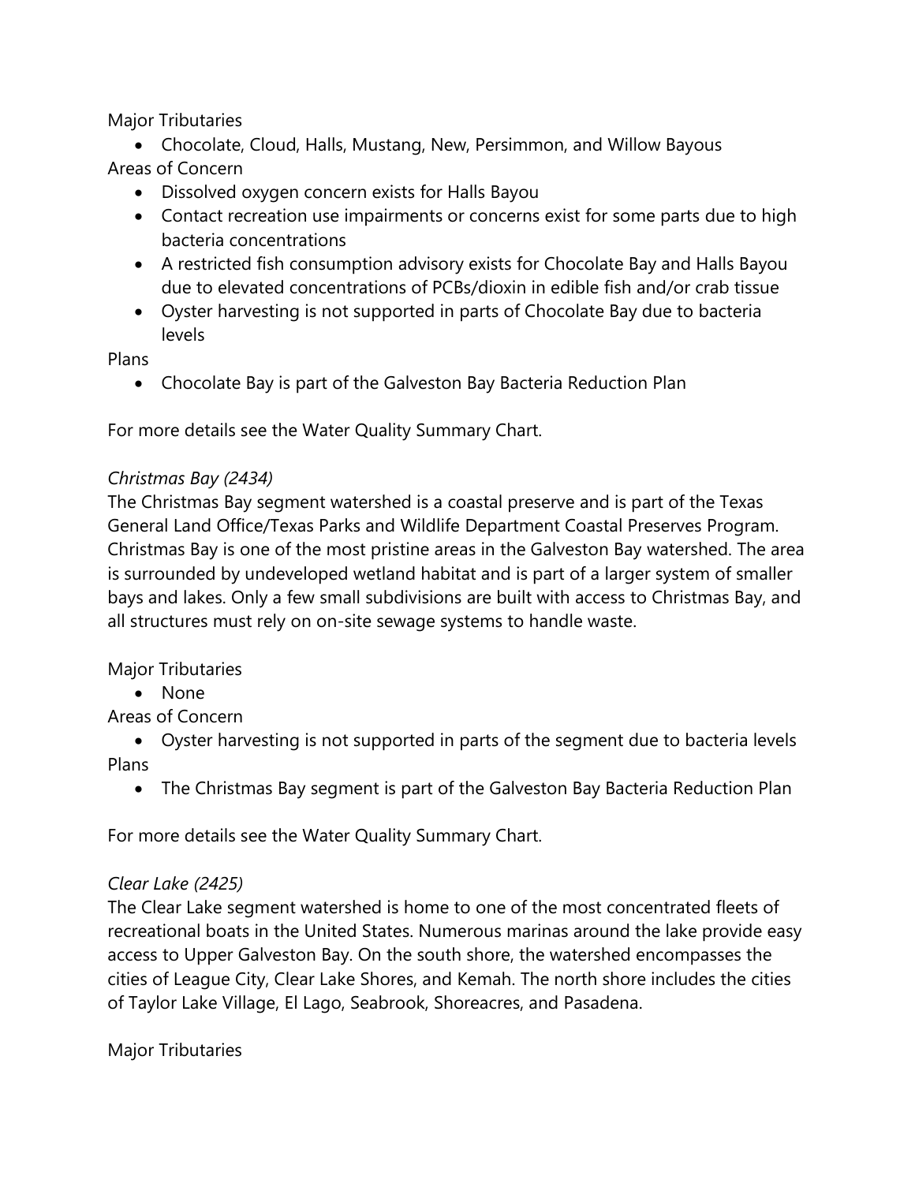Major Tributaries

- Chocolate, Cloud, Halls, Mustang, New, Persimmon, and Willow Bayous

Areas of Concern

- Dissolved oxygen concern exists for Halls Bayou
- Contact recreation use impairments or concerns exist for some parts due to high bacteria concentrations
- A restricted fish consumption advisory exists for Chocolate Bay and Halls Bayou due to elevated concentrations of PCBs/dioxin in edible fish and/or crab tissue
- Oyster harvesting is not supported in parts of Chocolate Bay due to bacteria levels

Plans

- Chocolate Bay is part of the Galveston Bay Bacteria Reduction Plan

For more details see the Water Quality Summary Chart.

*Christmas Bay (2434)*

The Christmas Bay segment watershed is a coastal preserve and is part of the Texas General Land Office/Texas Parks and Wildlife Department Coastal Preserves Program. Christmas Bay is one of the most pristine areas in the Galveston Bay watershed. The area is surrounded by undeveloped wetland habitat and is part of a larger system of smaller bays and lakes. Only a few small subdivisions are built with access to Christmas Bay, and all structures must rely on on-site sewage systems to handle waste.

Major Tributaries

- None

Areas of Concern

- Oyster harvesting is not supported in parts of the segment due to bacteria levels

Plans

- The Christmas Bay segment is part of the Galveston Bay Bacteria Reduction Plan

For more details see the Water Quality Summary Chart.

*Clear Lake (2425)*

The Clear Lake segment watershed is home to one of the most concentrated fleets of recreational boats in the United States. Numerous marinas around the lake provide easy access to Upper Galveston Bay. On the south shore, the watershed encompasses the cities of League City, Clear Lake Shores, and Kemah. The north shore includes the cities of Taylor Lake Village, El Lago, Seabrook, Shoreacres, and Pasadena.

Major Tributaries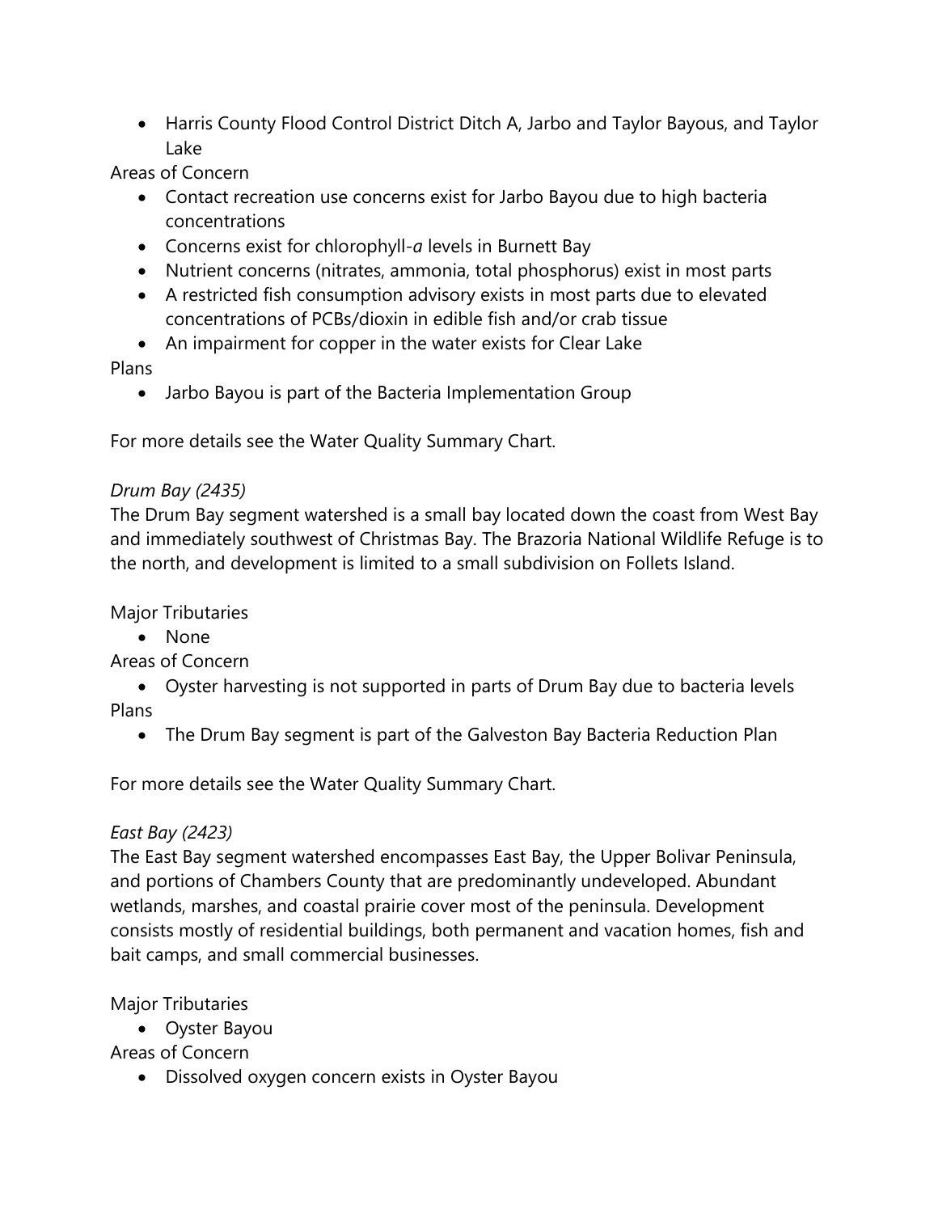- Harris County Flood Control District Ditch A, Jarbo and Taylor Bayous, and Taylor Lake

Areas of Concern

- Contact recreation use concerns exist for Jarbo Bayou due to high bacteria concentrations
- Concerns exist for chlorophyll-*a* levels in Burnett Bay
- Nutrient concerns (nitrates, ammonia, total phosphorus) exist in most parts
- A restricted fish consumption advisory exists in most parts due to elevated concentrations of PCBs/dioxin in edible fish and/or crab tissue
- An impairment for copper in the water exists for Clear Lake

Plans

- Jarbo Bayou is part of the Bacteria Implementation Group

For more details see the Water Quality Summary Chart.

*Drum Bay (2435)*

The Drum Bay segment watershed is a small bay located down the coast from West Bay and immediately southwest of Christmas Bay. The Brazoria National Wildlife Refuge is to the north, and development is limited to a small subdivision on Follets Island.

Major Tributaries

- None

Areas of Concern

- Oyster harvesting is not supported in parts of Drum Bay due to bacteria levels

Plans

- The Drum Bay segment is part of the Galveston Bay Bacteria Reduction Plan

For more details see the Water Quality Summary Chart.

*East Bay (2423)*

The East Bay segment watershed encompasses East Bay, the Upper Bolivar Peninsula, and portions of Chambers County that are predominantly undeveloped. Abundant wetlands, marshes, and coastal prairie cover most of the peninsula. Development consists mostly of residential buildings, both permanent and vacation homes, fish and bait camps, and small commercial businesses.

Major Tributaries

- Oyster Bayou

Areas of Concern

- Dissolved oxygen concern exists in Oyster Bayou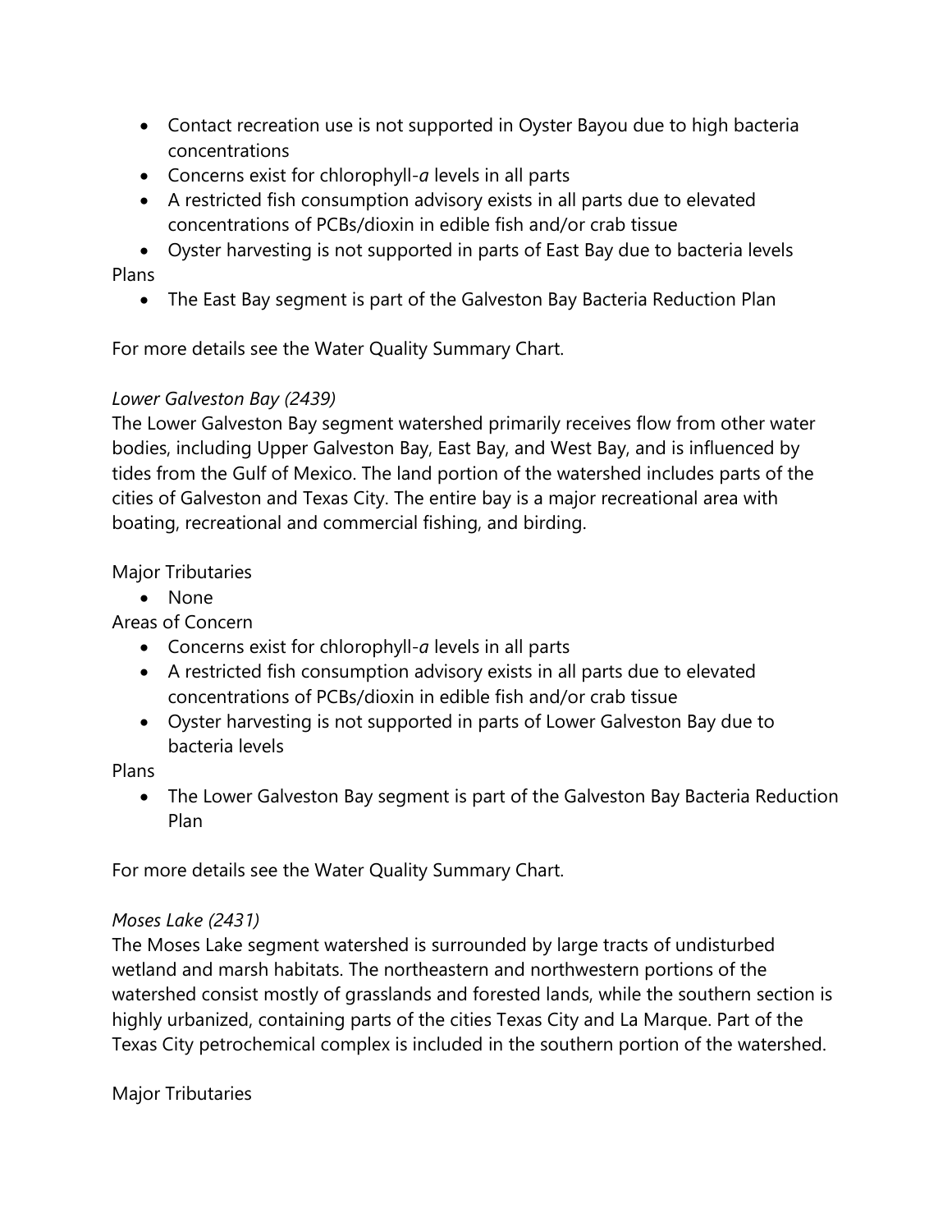- Contact recreation use is not supported in Oyster Bayou due to high bacteria concentrations
- Concerns exist for chlorophyll-*a* levels in all parts
- A restricted fish consumption advisory exists in all parts due to elevated concentrations of PCBs/dioxin in edible fish and/or crab tissue
- Oyster harvesting is not supported in parts of East Bay due to bacteria levels

Plans

- The East Bay segment is part of the Galveston Bay Bacteria Reduction Plan

For more details see the Water Quality Summary Chart.

*Lower Galveston Bay (2439)*

The Lower Galveston Bay segment watershed primarily receives flow from other water bodies, including Upper Galveston Bay, East Bay, and West Bay, and is influenced by tides from the Gulf of Mexico. The land portion of the watershed includes parts of the cities of Galveston and Texas City. The entire bay is a major recreational area with boating, recreational and commercial fishing, and birding.

Major Tributaries

- None

Areas of Concern

- Concerns exist for chlorophyll-*a* levels in all parts
- A restricted fish consumption advisory exists in all parts due to elevated concentrations of PCBs/dioxin in edible fish and/or crab tissue
- Oyster harvesting is not supported in parts of Lower Galveston Bay due to bacteria levels

Plans

- The Lower Galveston Bay segment is part of the Galveston Bay Bacteria Reduction Plan

For more details see the Water Quality Summary Chart.

*Moses Lake (2431)*

The Moses Lake segment watershed is surrounded by large tracts of undisturbed wetland and marsh habitats. The northeastern and northwestern portions of the watershed consist mostly of grasslands and forested lands, while the southern section is highly urbanized, containing parts of the cities Texas City and La Marque. Part of the Texas City petrochemical complex is included in the southern portion of the watershed.

Major Tributaries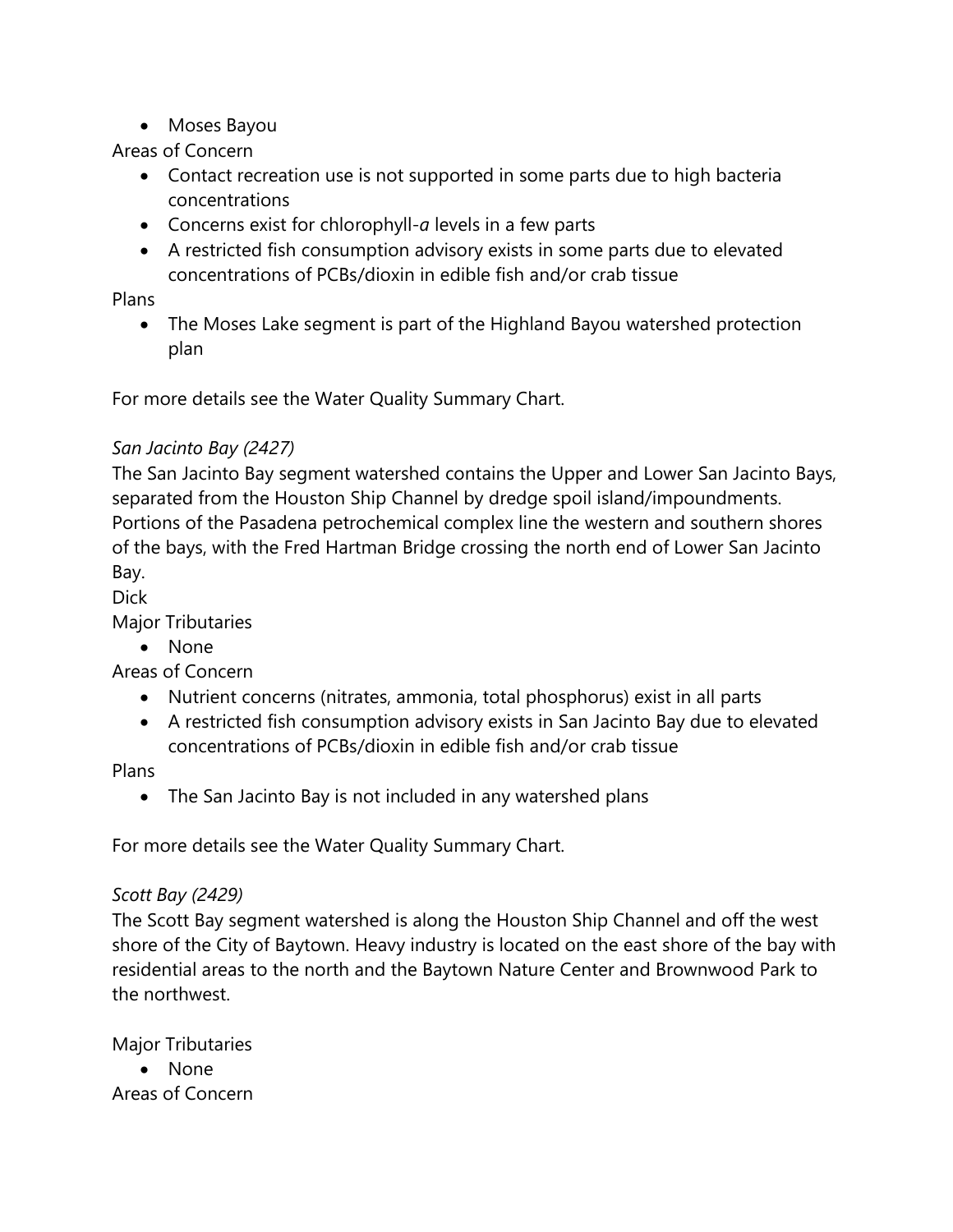- Moses Bayou

Areas of Concern

- Contact recreation use is not supported in some parts due to high bacteria concentrations
- Concerns exist for chlorophyll-*a* levels in a few parts
- A restricted fish consumption advisory exists in some parts due to elevated concentrations of PCBs/dioxin in edible fish and/or crab tissue

Plans

- The Moses Lake segment is part of the Highland Bayou watershed protection plan

For more details see the Water Quality Summary Chart.

*San Jacinto Bay (2427)*

The San Jacinto Bay segment watershed contains the Upper and Lower San Jacinto Bays, separated from the Houston Ship Channel by dredge spoil island/impoundments. Portions of the Pasadena petrochemical complex line the western and southern shores of the bays, with the Fred Hartman Bridge crossing the north end of Lower San Jacinto Bay.

Dick

Major Tributaries

- None

Areas of Concern

- Nutrient concerns (nitrates, ammonia, total phosphorus) exist in all parts
- A restricted fish consumption advisory exists in San Jacinto Bay due to elevated concentrations of PCBs/dioxin in edible fish and/or crab tissue

Plans

- The San Jacinto Bay is not included in any watershed plans

For more details see the Water Quality Summary Chart.

*Scott Bay (2429)*

The Scott Bay segment watershed is along the Houston Ship Channel and off the west shore of the City of Baytown. Heavy industry is located on the east shore of the bay with residential areas to the north and the Baytown Nature Center and Brownwood Park to the northwest.

Major Tributaries

- None

Areas of Concern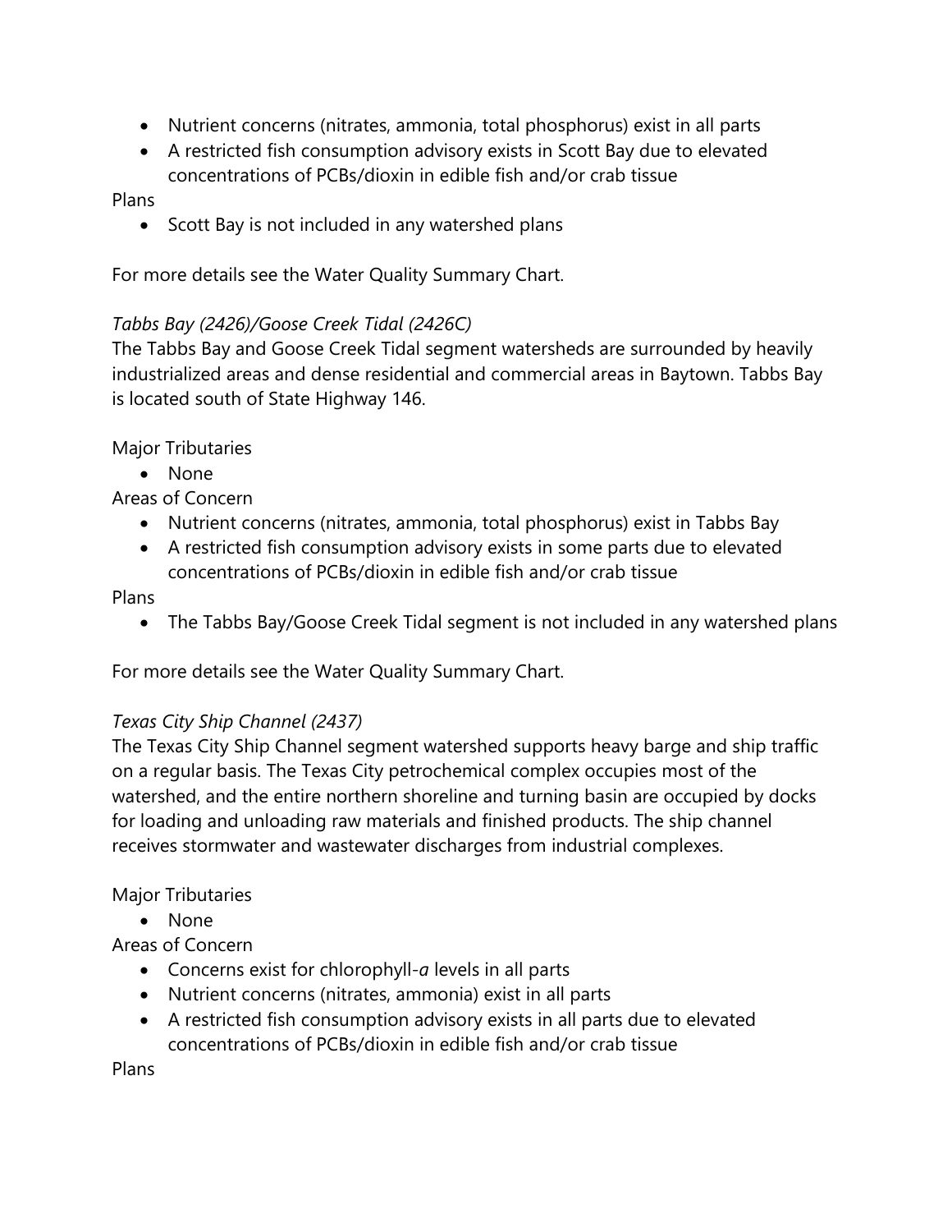- Nutrient concerns (nitrates, ammonia, total phosphorus) exist in all parts
- A restricted fish consumption advisory exists in Scott Bay due to elevated concentrations of PCBs/dioxin in edible fish and/or crab tissue

Plans

- Scott Bay is not included in any watershed plans

For more details see the Water Quality Summary Chart.

*Tabbs Bay (2426)/Goose Creek Tidal (2426C)*

The Tabbs Bay and Goose Creek Tidal segment watersheds are surrounded by heavily industrialized areas and dense residential and commercial areas in Baytown. Tabbs Bay is located south of State Highway 146.

Major Tributaries

- None

Areas of Concern

- Nutrient concerns (nitrates, ammonia, total phosphorus) exist in Tabbs Bay
- A restricted fish consumption advisory exists in some parts due to elevated concentrations of PCBs/dioxin in edible fish and/or crab tissue

Plans

- The Tabbs Bay/Goose Creek Tidal segment is not included in any watershed plans

For more details see the Water Quality Summary Chart.

*Texas City Ship Channel (2437)*

The Texas City Ship Channel segment watershed supports heavy barge and ship traffic on a regular basis. The Texas City petrochemical complex occupies most of the watershed, and the entire northern shoreline and turning basin are occupied by docks for loading and unloading raw materials and finished products. The ship channel receives stormwater and wastewater discharges from industrial complexes.

Major Tributaries

- None

Areas of Concern

- Concerns exist for chlorophyll-*a* levels in all parts
- Nutrient concerns (nitrates, ammonia) exist in all parts
- A restricted fish consumption advisory exists in all parts due to elevated concentrations of PCBs/dioxin in edible fish and/or crab tissue

Plans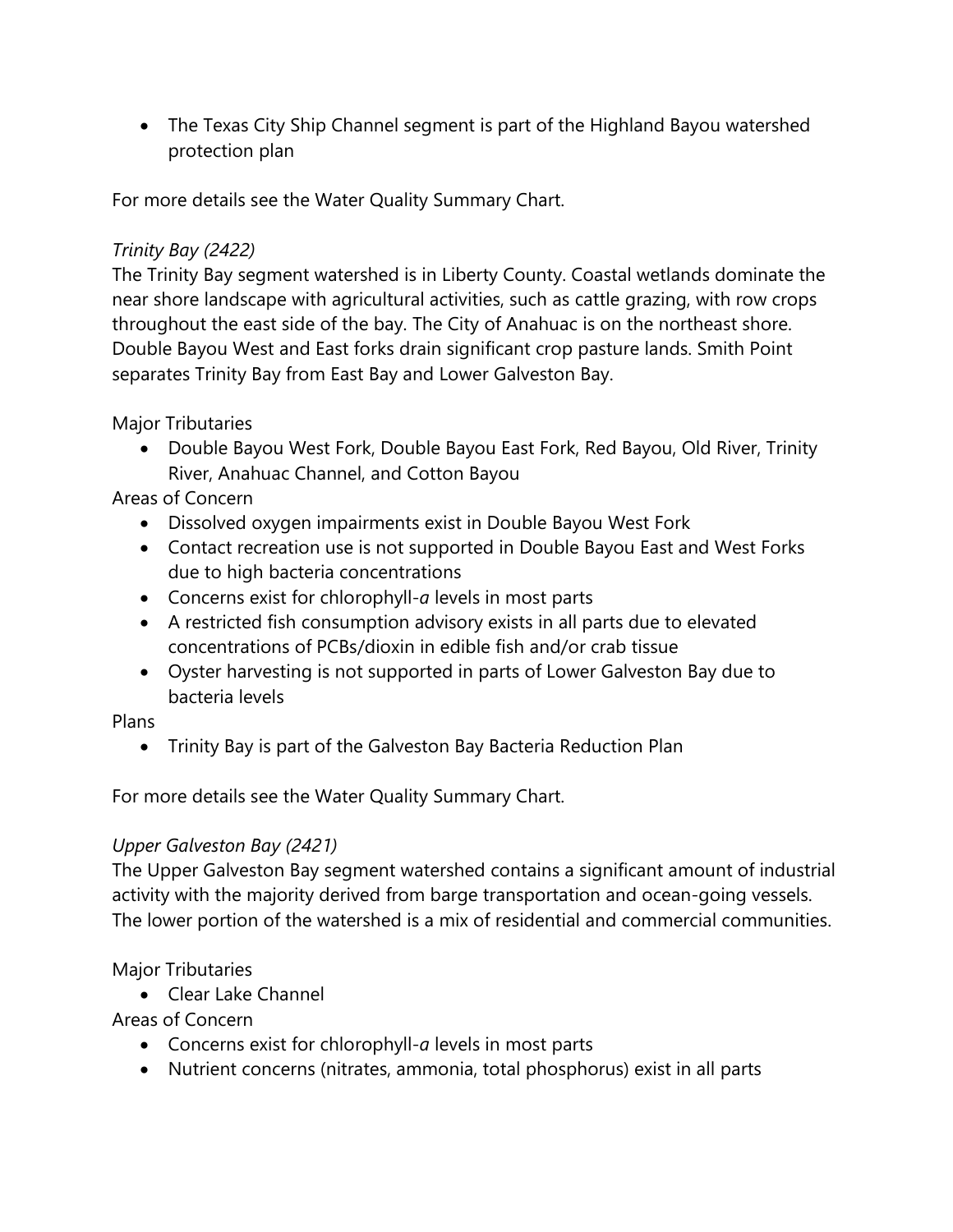- The Texas City Ship Channel segment is part of the Highland Bayou watershed protection plan

For more details see the Water Quality Summary Chart.

*Trinity Bay (2422)*

The Trinity Bay segment watershed is in Liberty County. Coastal wetlands dominate the near shore landscape with agricultural activities, such as cattle grazing, with row crops throughout the east side of the bay. The City of Anahuac is on the northeast shore. Double Bayou West and East forks drain significant crop pasture lands. Smith Point separates Trinity Bay from East Bay and Lower Galveston Bay.

Major Tributaries

- Double Bayou West Fork, Double Bayou East Fork, Red Bayou, Old River, Trinity River, Anahuac Channel, and Cotton Bayou

Areas of Concern

- Dissolved oxygen impairments exist in Double Bayou West Fork
- Contact recreation use is not supported in Double Bayou East and West Forks due to high bacteria concentrations
- Concerns exist for chlorophyll-*a* levels in most parts
- A restricted fish consumption advisory exists in all parts due to elevated concentrations of PCBs/dioxin in edible fish and/or crab tissue
- Oyster harvesting is not supported in parts of Lower Galveston Bay due to bacteria levels

Plans

- Trinity Bay is part of the Galveston Bay Bacteria Reduction Plan

For more details see the Water Quality Summary Chart.

*Upper Galveston Bay (2421)*

The Upper Galveston Bay segment watershed contains a significant amount of industrial activity with the majority derived from barge transportation and ocean-going vessels. The lower portion of the watershed is a mix of residential and commercial communities.

Major Tributaries

- Clear Lake Channel

Areas of Concern

- Concerns exist for chlorophyll-*a* levels in most parts
- Nutrient concerns (nitrates, ammonia, total phosphorus) exist in all parts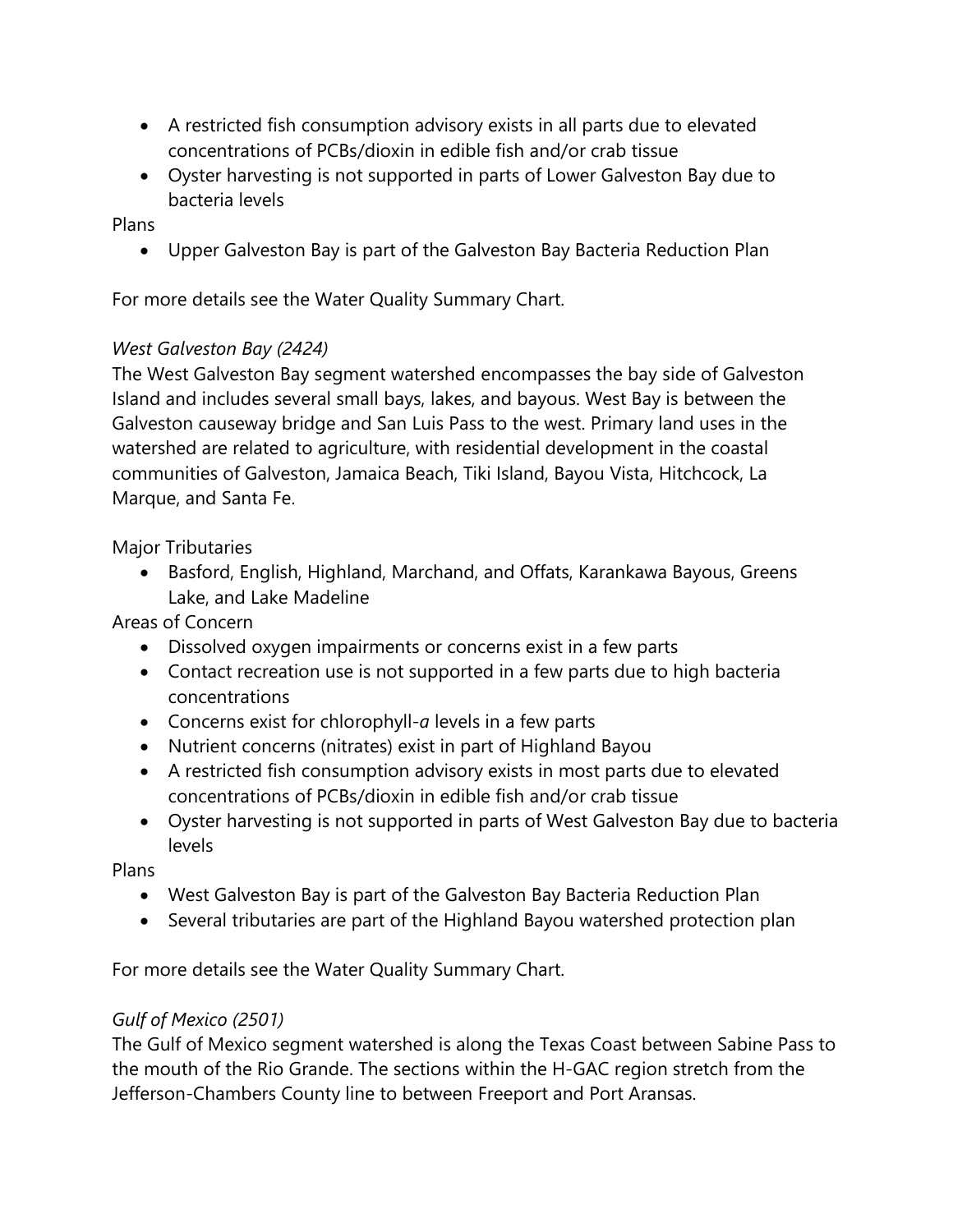- A restricted fish consumption advisory exists in all parts due to elevated concentrations of PCBs/dioxin in edible fish and/or crab tissue
- Oyster harvesting is not supported in parts of Lower Galveston Bay due to bacteria levels

Plans

- Upper Galveston Bay is part of the Galveston Bay Bacteria Reduction Plan

For more details see the Water Quality Summary Chart.

*West Galveston Bay (2424)*

The West Galveston Bay segment watershed encompasses the bay side of Galveston Island and includes several small bays, lakes, and bayous. West Bay is between the Galveston causeway bridge and San Luis Pass to the west. Primary land uses in the watershed are related to agriculture, with residential development in the coastal communities of Galveston, Jamaica Beach, Tiki Island, Bayou Vista, Hitchcock, La Marque, and Santa Fe.

Major Tributaries

- Basford, English, Highland, Marchand, and Offats, Karankawa Bayous, Greens Lake, and Lake Madeline

Areas of Concern

- Dissolved oxygen impairments or concerns exist in a few parts
- Contact recreation use is not supported in a few parts due to high bacteria concentrations
- Concerns exist for chlorophyll-*a* levels in a few parts
- Nutrient concerns (nitrates) exist in part of Highland Bayou
- A restricted fish consumption advisory exists in most parts due to elevated concentrations of PCBs/dioxin in edible fish and/or crab tissue
- Oyster harvesting is not supported in parts of West Galveston Bay due to bacteria levels

Plans

- West Galveston Bay is part of the Galveston Bay Bacteria Reduction Plan
- Several tributaries are part of the Highland Bayou watershed protection plan

For more details see the Water Quality Summary Chart.

*Gulf of Mexico (2501)*

The Gulf of Mexico segment watershed is along the Texas Coast between Sabine Pass to the mouth of the Rio Grande. The sections within the H-GAC region stretch from the Jefferson-Chambers County line to between Freeport and Port Aransas.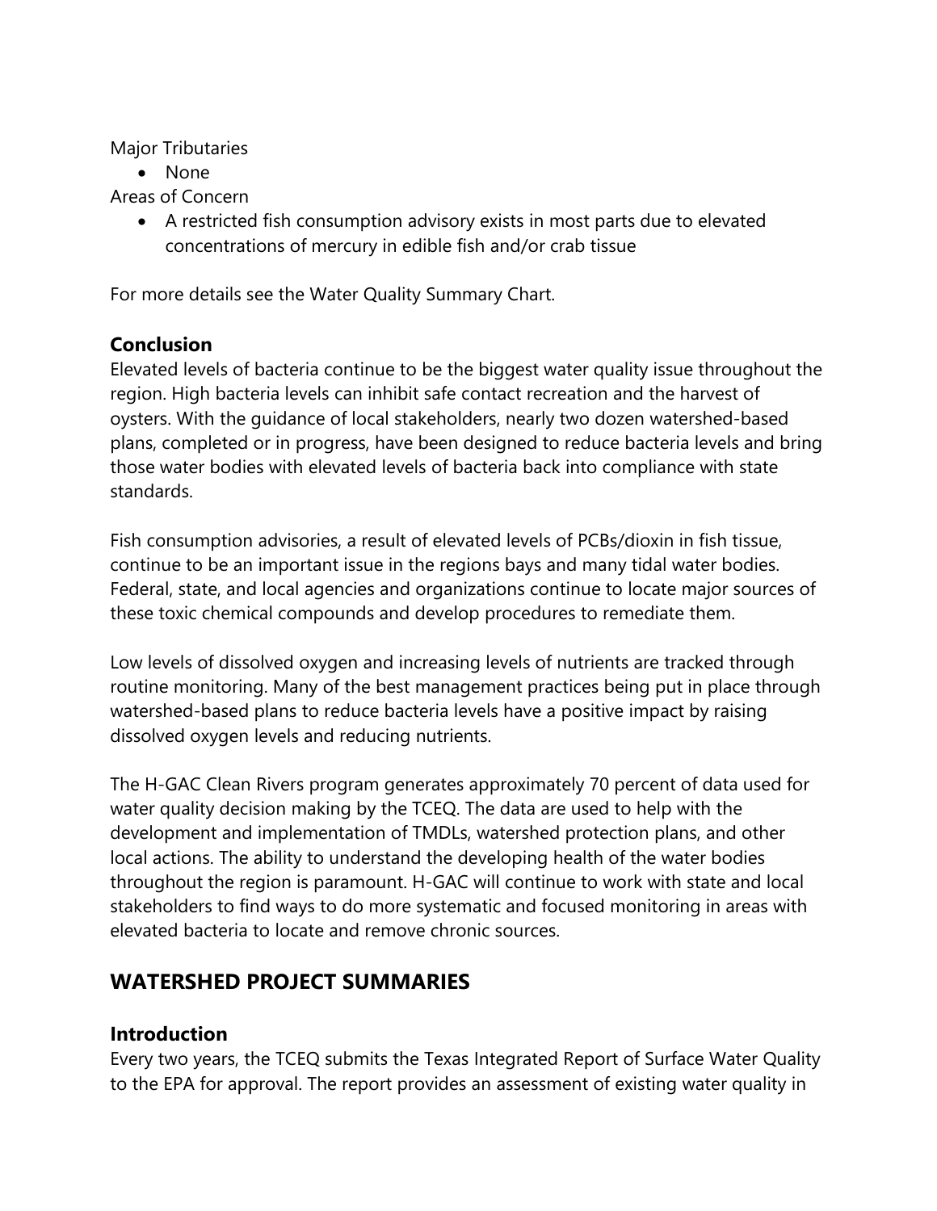Major Tributaries

- None

Areas of Concern

- A restricted fish consumption advisory exists in most parts due to elevated concentrations of mercury in edible fish and/or crab tissue

For more details see the Water Quality Summary Chart.

### Conclusion

Elevated levels of bacteria continue to be the biggest water quality issue throughout the region. High bacteria levels can inhibit safe contact recreation and the harvest of oysters. With the guidance of local stakeholders, nearly two dozen watershed-based plans, completed or in progress, have been designed to reduce bacteria levels and bring those water bodies with elevated levels of bacteria back into compliance with state standards.

Fish consumption advisories, a result of elevated levels of PCBs/dioxin in fish tissue, continue to be an important issue in the regions bays and many tidal water bodies. Federal, state, and local agencies and organizations continue to locate major sources of these toxic chemical compounds and develop procedures to remediate them.

Low levels of dissolved oxygen and increasing levels of nutrients are tracked through routine monitoring. Many of the best management practices being put in place through watershed-based plans to reduce bacteria levels have a positive impact by raising dissolved oxygen levels and reducing nutrients.

The H-GAC Clean Rivers program generates approximately 70 percent of data used for water quality decision making by the TCEQ. The data are used to help with the development and implementation of TMDLs, watershed protection plans, and other local actions. The ability to understand the developing health of the water bodies throughout the region is paramount. H-GAC will continue to work with state and local stakeholders to find ways to do more systematic and focused monitoring in areas with elevated bacteria to locate and remove chronic sources.

## WATERSHED PROJECT SUMMARIES

### Introduction

Every two years, the TCEQ submits the Texas Integrated Report of Surface Water Quality to the EPA for approval. The report provides an assessment of existing water quality in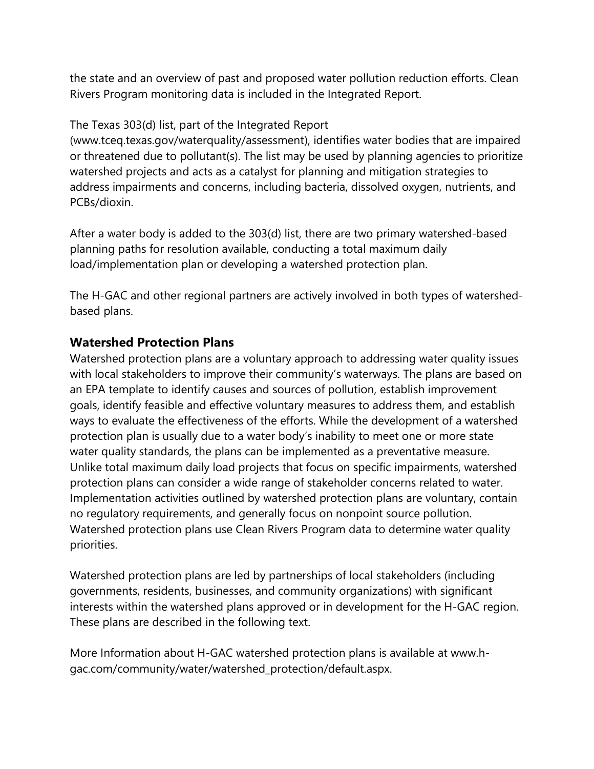the state and an overview of past and proposed water pollution reduction efforts. Clean Rivers Program monitoring data is included in the Integrated Report.

The Texas 303(d) list, part of the Integrated Report (www.tceq.texas.gov/waterquality/assessment), identifies water bodies that are impaired or threatened due to pollutant(s). The list may be used by planning agencies to prioritize watershed projects and acts as a catalyst for planning and mitigation strategies to address impairments and concerns, including bacteria, dissolved oxygen, nutrients, and PCBs/dioxin.

After a water body is added to the 303(d) list, there are two primary watershed-based planning paths for resolution available, conducting a total maximum daily load/implementation plan or developing a watershed protection plan.

The H-GAC and other regional partners are actively involved in both types of watershed-based plans.

## Watershed Protection Plans

Watershed protection plans are a voluntary approach to addressing water quality issues with local stakeholders to improve their community's waterways. The plans are based on an EPA template to identify causes and sources of pollution, establish improvement goals, identify feasible and effective voluntary measures to address them, and establish ways to evaluate the effectiveness of the efforts. While the development of a watershed protection plan is usually due to a water body's inability to meet one or more state water quality standards, the plans can be implemented as a preventative measure. Unlike total maximum daily load projects that focus on specific impairments, watershed protection plans can consider a wide range of stakeholder concerns related to water. Implementation activities outlined by watershed protection plans are voluntary, contain no regulatory requirements, and generally focus on nonpoint source pollution. Watershed protection plans use Clean Rivers Program data to determine water quality priorities.

Watershed protection plans are led by partnerships of local stakeholders (including governments, residents, businesses, and community organizations) with significant interests within the watershed plans approved or in development for the H-GAC region. These plans are described in the following text.

More Information about H-GAC watershed protection plans is available at www.h-gac.com/community/water/watershed_protection/default.aspx.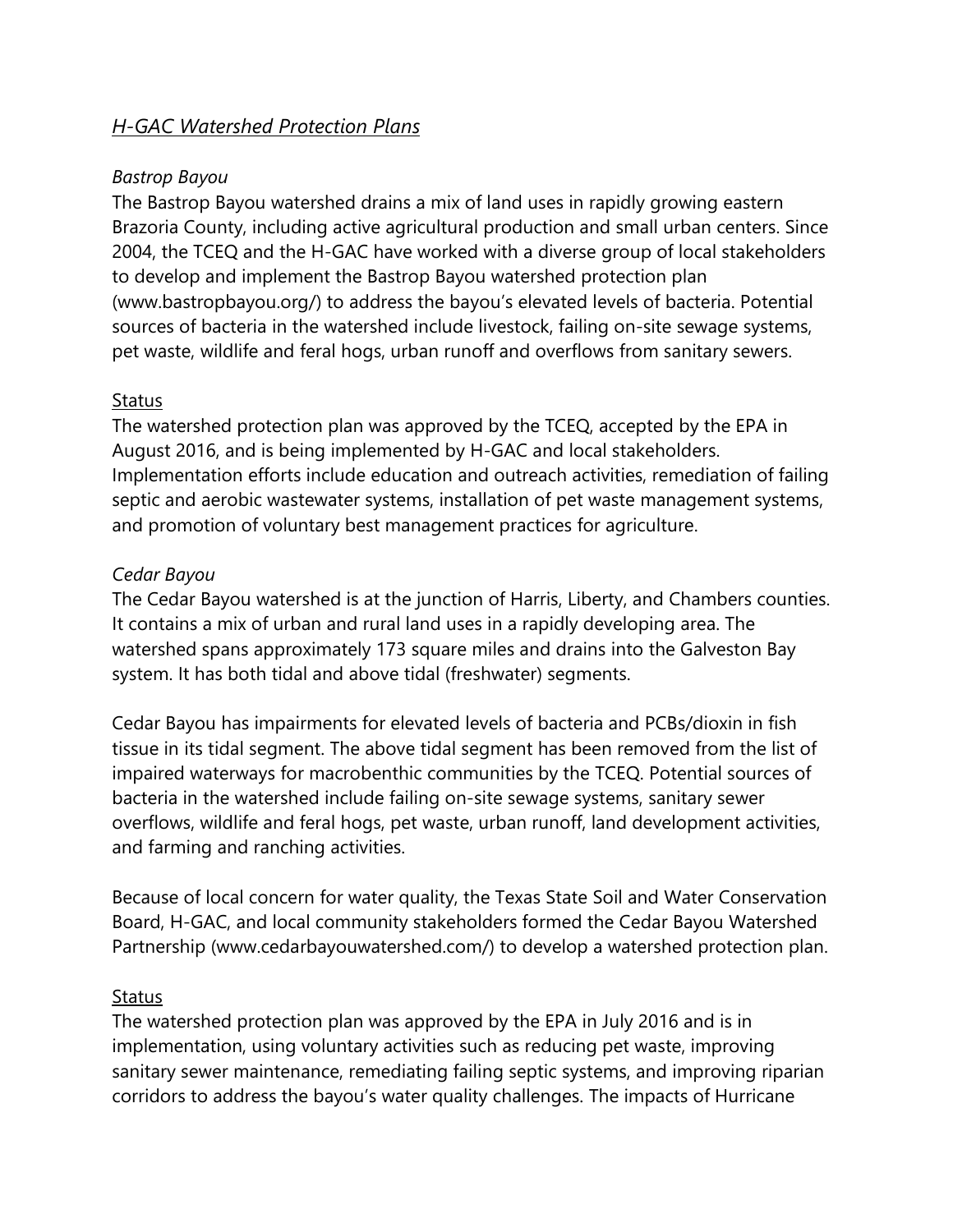## *H-GAC Watershed Protection Plans*

### *Bastrop Bayou*

The Bastrop Bayou watershed drains a mix of land uses in rapidly growing eastern Brazoria County, including active agricultural production and small urban centers. Since 2004, the TCEQ and the H-GAC have worked with a diverse group of local stakeholders to develop and implement the Bastrop Bayou watershed protection plan (www.bastropbayou.org/) to address the bayou's elevated levels of bacteria. Potential sources of bacteria in the watershed include livestock, failing on-site sewage systems, pet waste, wildlife and feral hogs, urban runoff and overflows from sanitary sewers.

#### Status

The watershed protection plan was approved by the TCEQ, accepted by the EPA in August 2016, and is being implemented by H-GAC and local stakeholders. Implementation efforts include education and outreach activities, remediation of failing septic and aerobic wastewater systems, installation of pet waste management systems, and promotion of voluntary best management practices for agriculture.

### *Cedar Bayou*

The Cedar Bayou watershed is at the junction of Harris, Liberty, and Chambers counties. It contains a mix of urban and rural land uses in a rapidly developing area. The watershed spans approximately 173 square miles and drains into the Galveston Bay system. It has both tidal and above tidal (freshwater) segments.

Cedar Bayou has impairments for elevated levels of bacteria and PCBs/dioxin in fish tissue in its tidal segment. The above tidal segment has been removed from the list of impaired waterways for macrobenthic communities by the TCEQ. Potential sources of bacteria in the watershed include failing on-site sewage systems, sanitary sewer overflows, wildlife and feral hogs, pet waste, urban runoff, land development activities, and farming and ranching activities.

Because of local concern for water quality, the Texas State Soil and Water Conservation Board, H-GAC, and local community stakeholders formed the Cedar Bayou Watershed Partnership (www.cedarbayouwatershed.com/) to develop a watershed protection plan.

#### Status

The watershed protection plan was approved by the EPA in July 2016 and is in implementation, using voluntary activities such as reducing pet waste, improving sanitary sewer maintenance, remediating failing septic systems, and improving riparian corridors to address the bayou's water quality challenges. The impacts of Hurricane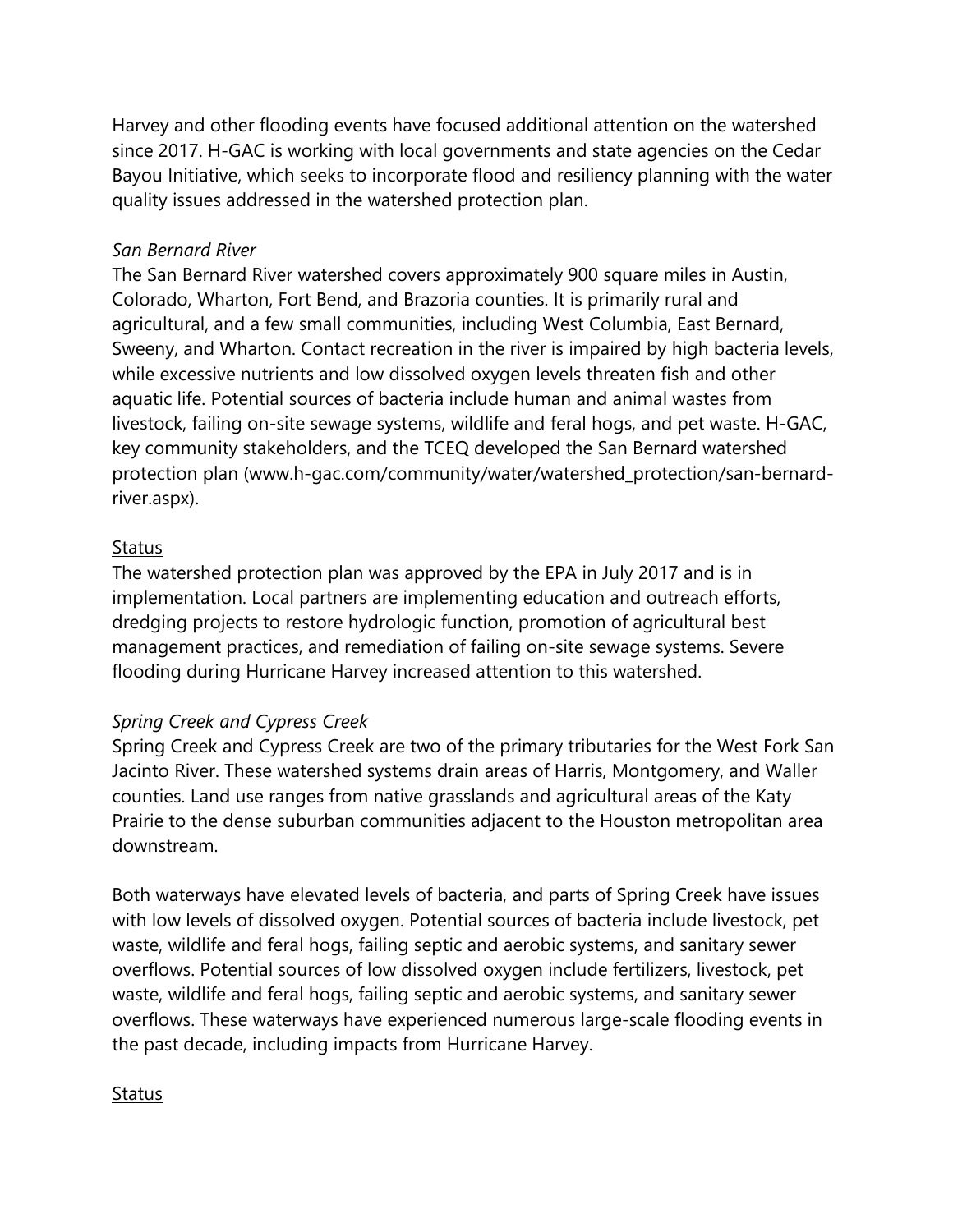Harvey and other flooding events have focused additional attention on the watershed since 2017. H-GAC is working with local governments and state agencies on the Cedar Bayou Initiative, which seeks to incorporate flood and resiliency planning with the water quality issues addressed in the watershed protection plan.

*San Bernard River*

The San Bernard River watershed covers approximately 900 square miles in Austin, Colorado, Wharton, Fort Bend, and Brazoria counties. It is primarily rural and agricultural, and a few small communities, including West Columbia, East Bernard, Sweeny, and Wharton. Contact recreation in the river is impaired by high bacteria levels, while excessive nutrients and low dissolved oxygen levels threaten fish and other aquatic life. Potential sources of bacteria include human and animal wastes from livestock, failing on-site sewage systems, wildlife and feral hogs, and pet waste. H-GAC, key community stakeholders, and the TCEQ developed the San Bernard watershed protection plan (www.h-gac.com/community/water/watershed_protection/san-bernard-river.aspx).

<u>Status</u>

The watershed protection plan was approved by the EPA in July 2017 and is in implementation. Local partners are implementing education and outreach efforts, dredging projects to restore hydrologic function, promotion of agricultural best management practices, and remediation of failing on-site sewage systems. Severe flooding during Hurricane Harvey increased attention to this watershed.

*Spring Creek and Cypress Creek*

Spring Creek and Cypress Creek are two of the primary tributaries for the West Fork San Jacinto River. These watershed systems drain areas of Harris, Montgomery, and Waller counties. Land use ranges from native grasslands and agricultural areas of the Katy Prairie to the dense suburban communities adjacent to the Houston metropolitan area downstream.

Both waterways have elevated levels of bacteria, and parts of Spring Creek have issues with low levels of dissolved oxygen. Potential sources of bacteria include livestock, pet waste, wildlife and feral hogs, failing septic and aerobic systems, and sanitary sewer overflows. Potential sources of low dissolved oxygen include fertilizers, livestock, pet waste, wildlife and feral hogs, failing septic and aerobic systems, and sanitary sewer overflows. These waterways have experienced numerous large-scale flooding events in the past decade, including impacts from Hurricane Harvey.

<u>Status</u>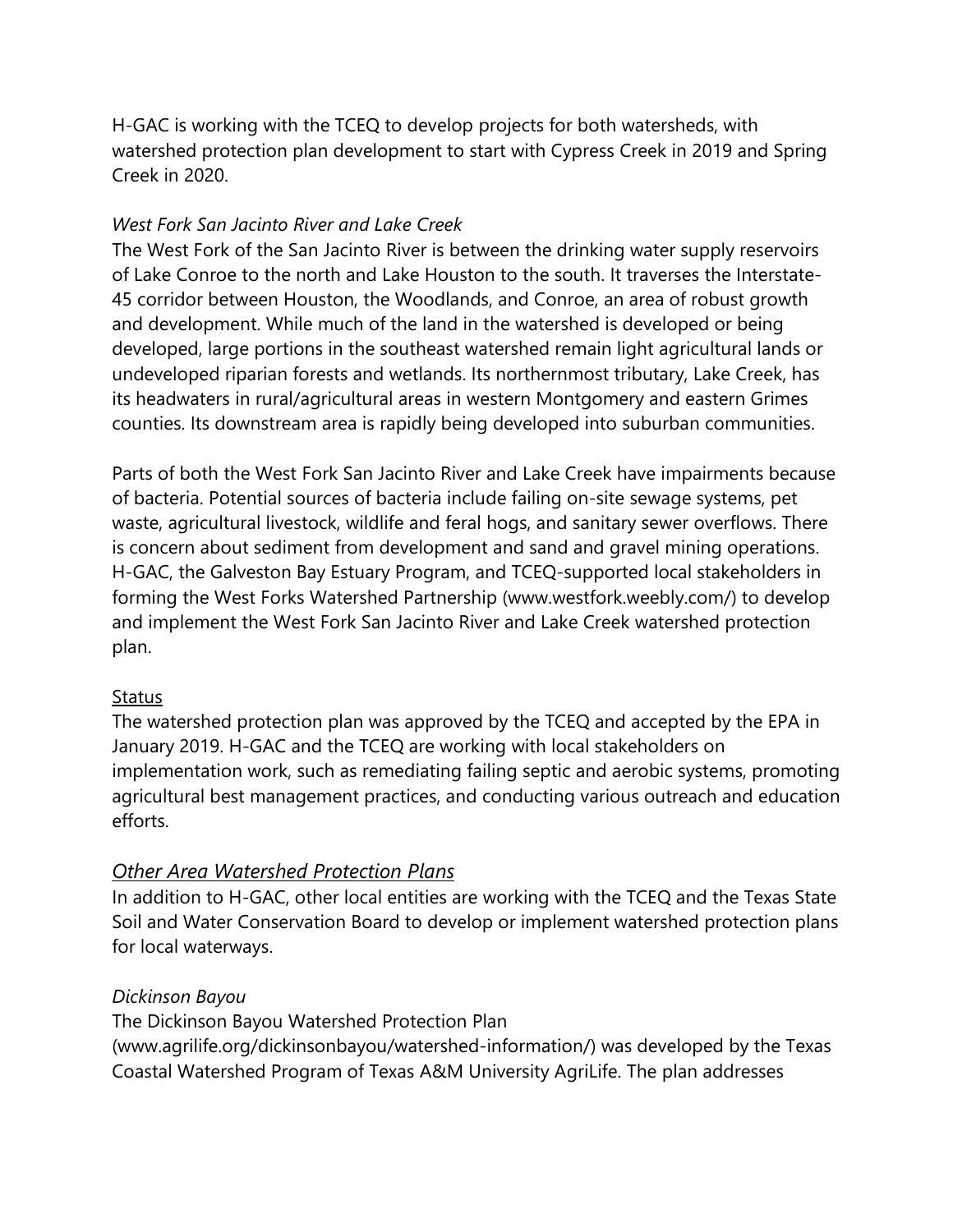H-GAC is working with the TCEQ to develop projects for both watersheds, with watershed protection plan development to start with Cypress Creek in 2019 and Spring Creek in 2020.

*West Fork San Jacinto River and Lake Creek*

The West Fork of the San Jacinto River is between the drinking water supply reservoirs of Lake Conroe to the north and Lake Houston to the south. It traverses the Interstate-45 corridor between Houston, the Woodlands, and Conroe, an area of robust growth and development. While much of the land in the watershed is developed or being developed, large portions in the southeast watershed remain light agricultural lands or undeveloped riparian forests and wetlands. Its northernmost tributary, Lake Creek, has its headwaters in rural/agricultural areas in western Montgomery and eastern Grimes counties. Its downstream area is rapidly being developed into suburban communities.

Parts of both the West Fork San Jacinto River and Lake Creek have impairments because of bacteria. Potential sources of bacteria include failing on-site sewage systems, pet waste, agricultural livestock, wildlife and feral hogs, and sanitary sewer overflows. There is concern about sediment from development and sand and gravel mining operations. H-GAC, the Galveston Bay Estuary Program, and TCEQ-supported local stakeholders in forming the West Forks Watershed Partnership (www.westfork.weebly.com/) to develop and implement the West Fork San Jacinto River and Lake Creek watershed protection plan.

<u>Status</u>

The watershed protection plan was approved by the TCEQ and accepted by the EPA in January 2019. H-GAC and the TCEQ are working with local stakeholders on implementation work, such as remediating failing septic and aerobic systems, promoting agricultural best management practices, and conducting various outreach and education efforts.

## *<u>Other Area Watershed Protection Plans</u>*

In addition to H-GAC, other local entities are working with the TCEQ and the Texas State Soil and Water Conservation Board to develop or implement watershed protection plans for local waterways.

*Dickinson Bayou*

The Dickinson Bayou Watershed Protection Plan (www.agrilife.org/dickinsonbayou/watershed-information/) was developed by the Texas Coastal Watershed Program of Texas A&M University AgriLife. The plan addresses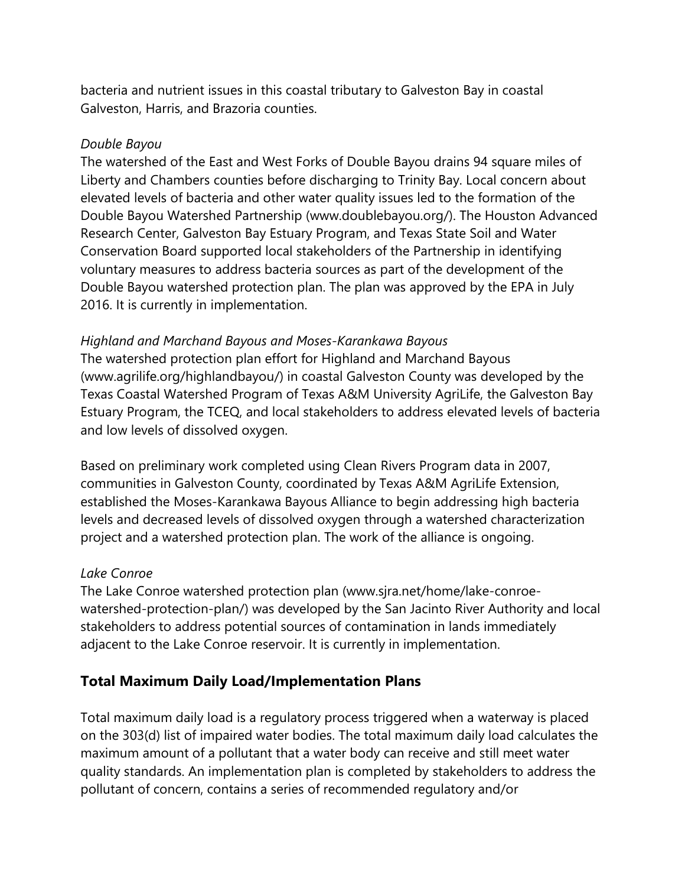bacteria and nutrient issues in this coastal tributary to Galveston Bay in coastal Galveston, Harris, and Brazoria counties.

*Double Bayou*

The watershed of the East and West Forks of Double Bayou drains 94 square miles of Liberty and Chambers counties before discharging to Trinity Bay. Local concern about elevated levels of bacteria and other water quality issues led to the formation of the Double Bayou Watershed Partnership (www.doublebayou.org/). The Houston Advanced Research Center, Galveston Bay Estuary Program, and Texas State Soil and Water Conservation Board supported local stakeholders of the Partnership in identifying voluntary measures to address bacteria sources as part of the development of the Double Bayou watershed protection plan. The plan was approved by the EPA in July 2016. It is currently in implementation.

*Highland and Marchand Bayous and Moses-Karankawa Bayous*

The watershed protection plan effort for Highland and Marchand Bayous (www.agrilife.org/highlandbayou/) in coastal Galveston County was developed by the Texas Coastal Watershed Program of Texas A&M University AgriLife, the Galveston Bay Estuary Program, the TCEQ, and local stakeholders to address elevated levels of bacteria and low levels of dissolved oxygen.

Based on preliminary work completed using Clean Rivers Program data in 2007, communities in Galveston County, coordinated by Texas A&M AgriLife Extension, established the Moses-Karankawa Bayous Alliance to begin addressing high bacteria levels and decreased levels of dissolved oxygen through a watershed characterization project and a watershed protection plan. The work of the alliance is ongoing.

*Lake Conroe*

The Lake Conroe watershed protection plan (www.sjra.net/home/lake-conroe-watershed-protection-plan/) was developed by the San Jacinto River Authority and local stakeholders to address potential sources of contamination in lands immediately adjacent to the Lake Conroe reservoir. It is currently in implementation.

## Total Maximum Daily Load/Implementation Plans

Total maximum daily load is a regulatory process triggered when a waterway is placed on the 303(d) list of impaired water bodies. The total maximum daily load calculates the maximum amount of a pollutant that a water body can receive and still meet water quality standards. An implementation plan is completed by stakeholders to address the pollutant of concern, contains a series of recommended regulatory and/or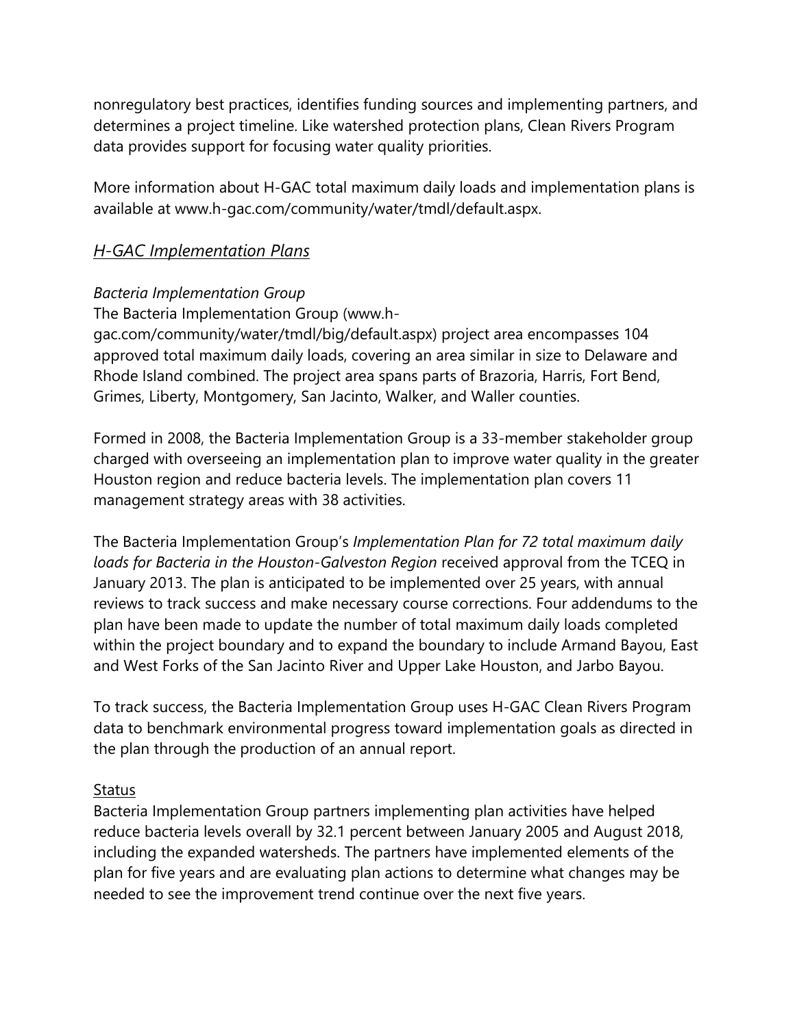nonregulatory best practices, identifies funding sources and implementing partners, and determines a project timeline. Like watershed protection plans, Clean Rivers Program data provides support for focusing water quality priorities.

More information about H-GAC total maximum daily loads and implementation plans is available at www.h-gac.com/community/water/tmdl/default.aspx.

### *H-GAC Implementation Plans*

*Bacteria Implementation Group*

The Bacteria Implementation Group (www.h-gac.com/community/water/tmdl/big/default.aspx) project area encompasses 104 approved total maximum daily loads, covering an area similar in size to Delaware and Rhode Island combined. The project area spans parts of Brazoria, Harris, Fort Bend, Grimes, Liberty, Montgomery, San Jacinto, Walker, and Waller counties.

Formed in 2008, the Bacteria Implementation Group is a 33-member stakeholder group charged with overseeing an implementation plan to improve water quality in the greater Houston region and reduce bacteria levels. The implementation plan covers 11 management strategy areas with 38 activities.

The Bacteria Implementation Group's *Implementation Plan for 72 total maximum daily loads for Bacteria in the Houston-Galveston Region* received approval from the TCEQ in January 2013. The plan is anticipated to be implemented over 25 years, with annual reviews to track success and make necessary course corrections. Four addendums to the plan have been made to update the number of total maximum daily loads completed within the project boundary and to expand the boundary to include Armand Bayou, East and West Forks of the San Jacinto River and Upper Lake Houston, and Jarbo Bayou.

To track success, the Bacteria Implementation Group uses H-GAC Clean Rivers Program data to benchmark environmental progress toward implementation goals as directed in the plan through the production of an annual report.

Status

Bacteria Implementation Group partners implementing plan activities have helped reduce bacteria levels overall by 32.1 percent between January 2005 and August 2018, including the expanded watersheds. The partners have implemented elements of the plan for five years and are evaluating plan actions to determine what changes may be needed to see the improvement trend continue over the next five years.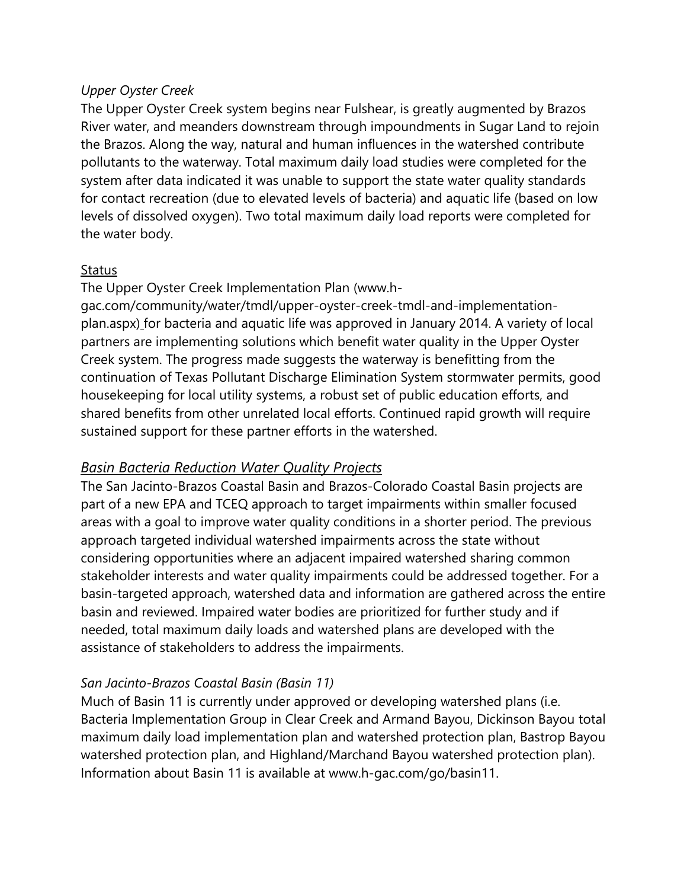*Upper Oyster Creek*

The Upper Oyster Creek system begins near Fulshear, is greatly augmented by Brazos River water, and meanders downstream through impoundments in Sugar Land to rejoin the Brazos. Along the way, natural and human influences in the watershed contribute pollutants to the waterway. Total maximum daily load studies were completed for the system after data indicated it was unable to support the state water quality standards for contact recreation (due to elevated levels of bacteria) and aquatic life (based on low levels of dissolved oxygen). Two total maximum daily load reports were completed for the water body.

<u>Status</u>

The Upper Oyster Creek Implementation Plan (www.h-gac.com/community/water/tmdl/upper-oyster-creek-tmdl-and-implementation-plan.aspx) for bacteria and aquatic life was approved in January 2014. A variety of local partners are implementing solutions which benefit water quality in the Upper Oyster Creek system. The progress made suggests the waterway is benefitting from the continuation of Texas Pollutant Discharge Elimination System stormwater permits, good housekeeping for local utility systems, a robust set of public education efforts, and shared benefits from other unrelated local efforts. Continued rapid growth will require sustained support for these partner efforts in the watershed.

## *Basin Bacteria Reduction Water Quality Projects*

The San Jacinto-Brazos Coastal Basin and Brazos-Colorado Coastal Basin projects are part of a new EPA and TCEQ approach to target impairments within smaller focused areas with a goal to improve water quality conditions in a shorter period. The previous approach targeted individual watershed impairments across the state without considering opportunities where an adjacent impaired watershed sharing common stakeholder interests and water quality impairments could be addressed together. For a basin-targeted approach, watershed data and information are gathered across the entire basin and reviewed. Impaired water bodies are prioritized for further study and if needed, total maximum daily loads and watershed plans are developed with the assistance of stakeholders to address the impairments.

*San Jacinto-Brazos Coastal Basin (Basin 11)*

Much of Basin 11 is currently under approved or developing watershed plans (i.e. Bacteria Implementation Group in Clear Creek and Armand Bayou, Dickinson Bayou total maximum daily load implementation plan and watershed protection plan, Bastrop Bayou watershed protection plan, and Highland/Marchand Bayou watershed protection plan). Information about Basin 11 is available at www.h-gac.com/go/basin11.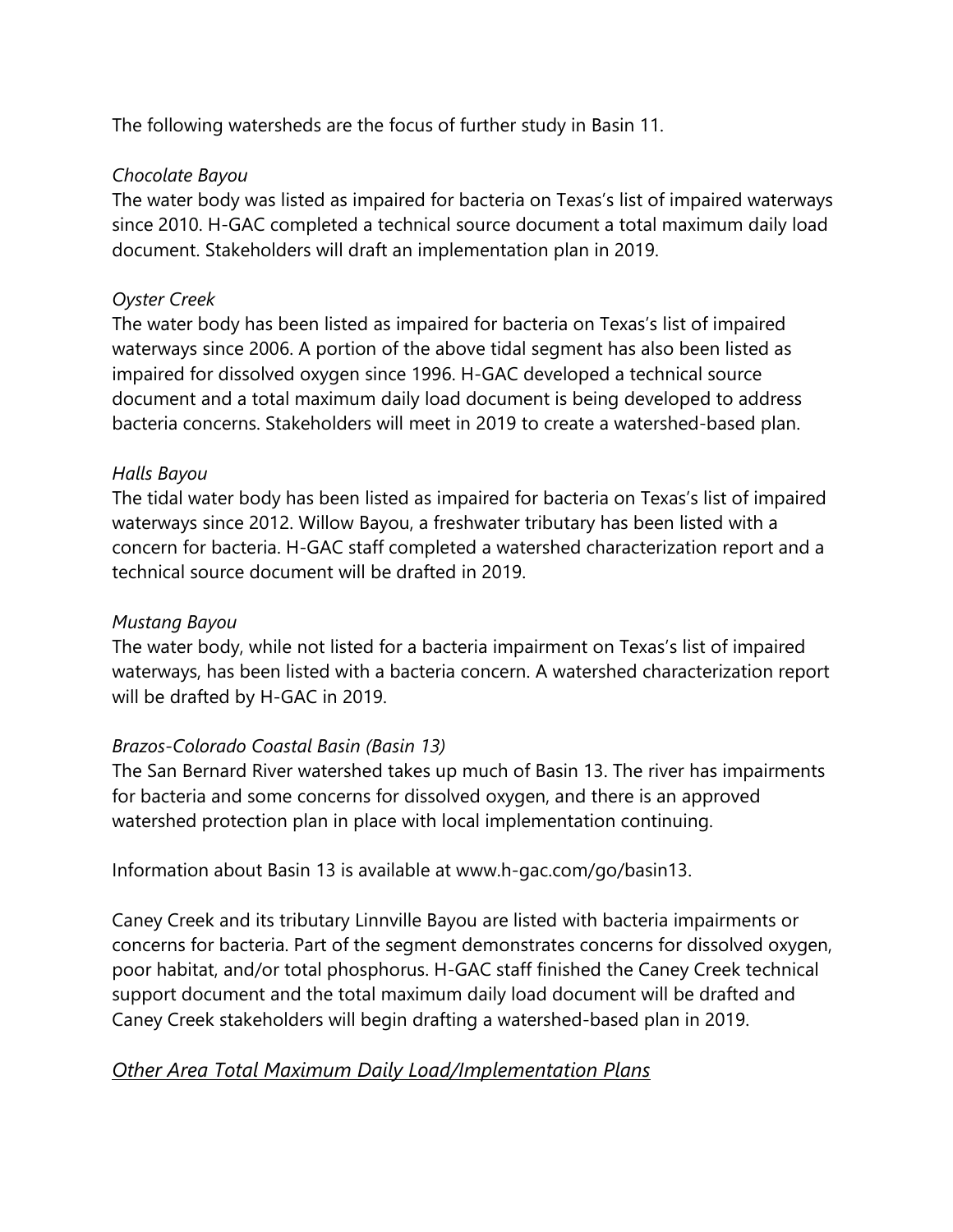The following watersheds are the focus of further study in Basin 11.

*Chocolate Bayou*

The water body was listed as impaired for bacteria on Texas's list of impaired waterways since 2010. H-GAC completed a technical source document a total maximum daily load document. Stakeholders will draft an implementation plan in 2019.

*Oyster Creek*

The water body has been listed as impaired for bacteria on Texas's list of impaired waterways since 2006. A portion of the above tidal segment has also been listed as impaired for dissolved oxygen since 1996. H-GAC developed a technical source document and a total maximum daily load document is being developed to address bacteria concerns. Stakeholders will meet in 2019 to create a watershed-based plan.

*Halls Bayou*

The tidal water body has been listed as impaired for bacteria on Texas's list of impaired waterways since 2012. Willow Bayou, a freshwater tributary has been listed with a concern for bacteria. H-GAC staff completed a watershed characterization report and a technical source document will be drafted in 2019.

*Mustang Bayou*

The water body, while not listed for a bacteria impairment on Texas's list of impaired waterways, has been listed with a bacteria concern. A watershed characterization report will be drafted by H-GAC in 2019.

*Brazos-Colorado Coastal Basin (Basin 13)*

The San Bernard River watershed takes up much of Basin 13. The river has impairments for bacteria and some concerns for dissolved oxygen, and there is an approved watershed protection plan in place with local implementation continuing.

Information about Basin 13 is available at www.h-gac.com/go/basin13.

Caney Creek and its tributary Linnville Bayou are listed with bacteria impairments or concerns for bacteria. Part of the segment demonstrates concerns for dissolved oxygen, poor habitat, and/or total phosphorus. H-GAC staff finished the Caney Creek technical support document and the total maximum daily load document will be drafted and Caney Creek stakeholders will begin drafting a watershed-based plan in 2019.

### *Other Area Total Maximum Daily Load/Implementation Plans*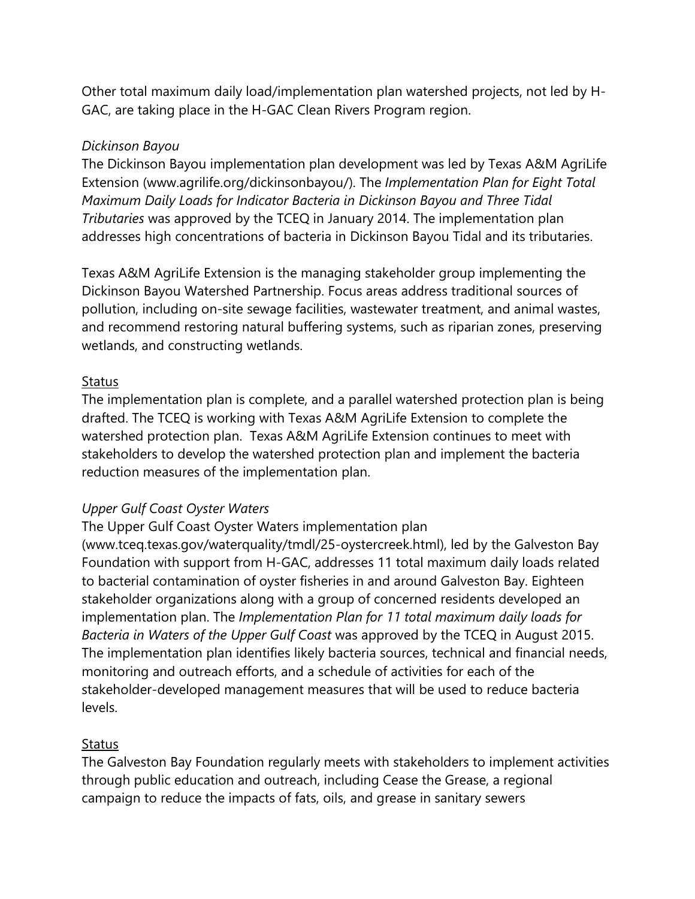Other total maximum daily load/implementation plan watershed projects, not led by H-GAC, are taking place in the H-GAC Clean Rivers Program region.

*Dickinson Bayou*

The Dickinson Bayou implementation plan development was led by Texas A&M AgriLife Extension (www.agrilife.org/dickinsonbayou/). The *Implementation Plan for Eight Total Maximum Daily Loads for Indicator Bacteria in Dickinson Bayou and Three Tidal Tributaries* was approved by the TCEQ in January 2014. The implementation plan addresses high concentrations of bacteria in Dickinson Bayou Tidal and its tributaries.

Texas A&M AgriLife Extension is the managing stakeholder group implementing the Dickinson Bayou Watershed Partnership. Focus areas address traditional sources of pollution, including on-site sewage facilities, wastewater treatment, and animal wastes, and recommend restoring natural buffering systems, such as riparian zones, preserving wetlands, and constructing wetlands.

<u>Status</u>

The implementation plan is complete, and a parallel watershed protection plan is being drafted. The TCEQ is working with Texas A&M AgriLife Extension to complete the watershed protection plan. Texas A&M AgriLife Extension continues to meet with stakeholders to develop the watershed protection plan and implement the bacteria reduction measures of the implementation plan.

*Upper Gulf Coast Oyster Waters*

The Upper Gulf Coast Oyster Waters implementation plan (www.tceq.texas.gov/waterquality/tmdl/25-oystercreek.html), led by the Galveston Bay Foundation with support from H-GAC, addresses 11 total maximum daily loads related to bacterial contamination of oyster fisheries in and around Galveston Bay. Eighteen stakeholder organizations along with a group of concerned residents developed an implementation plan. The *Implementation Plan for 11 total maximum daily loads for Bacteria in Waters of the Upper Gulf Coast* was approved by the TCEQ in August 2015. The implementation plan identifies likely bacteria sources, technical and financial needs, monitoring and outreach efforts, and a schedule of activities for each of the stakeholder-developed management measures that will be used to reduce bacteria levels.

<u>Status</u>

The Galveston Bay Foundation regularly meets with stakeholders to implement activities through public education and outreach, including Cease the Grease, a regional campaign to reduce the impacts of fats, oils, and grease in sanitary sewers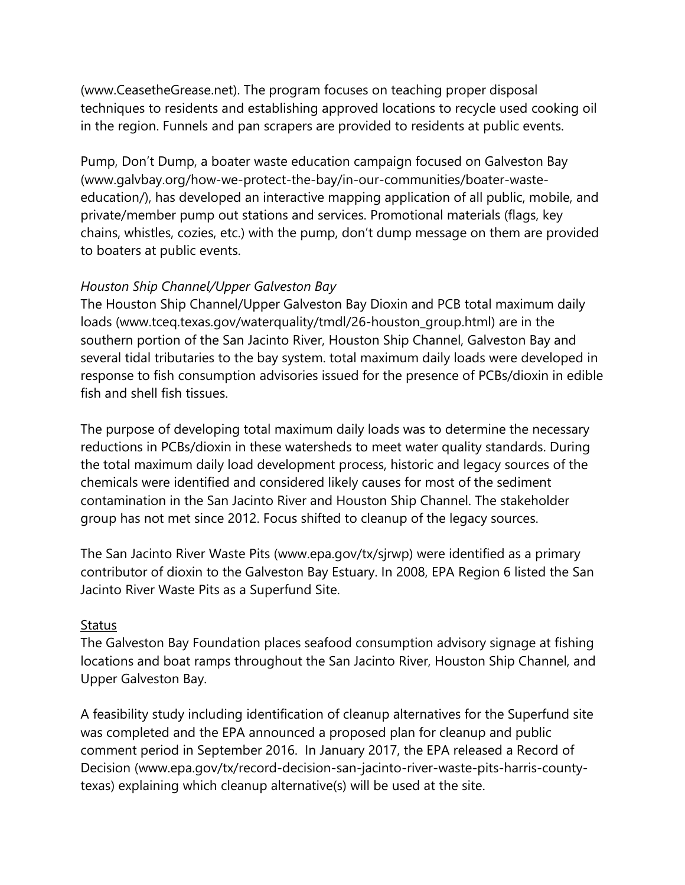(www.CeasetheGrease.net). The program focuses on teaching proper disposal techniques to residents and establishing approved locations to recycle used cooking oil in the region. Funnels and pan scrapers are provided to residents at public events.

Pump, Don't Dump, a boater waste education campaign focused on Galveston Bay (www.galvbay.org/how-we-protect-the-bay/in-our-communities/boater-waste-education/), has developed an interactive mapping application of all public, mobile, and private/member pump out stations and services. Promotional materials (flags, key chains, whistles, cozies, etc.) with the pump, don't dump message on them are provided to boaters at public events.

*Houston Ship Channel/Upper Galveston Bay*

The Houston Ship Channel/Upper Galveston Bay Dioxin and PCB total maximum daily loads (www.tceq.texas.gov/waterquality/tmdl/26-houston_group.html) are in the southern portion of the San Jacinto River, Houston Ship Channel, Galveston Bay and several tidal tributaries to the bay system. total maximum daily loads were developed in response to fish consumption advisories issued for the presence of PCBs/dioxin in edible fish and shell fish tissues.

The purpose of developing total maximum daily loads was to determine the necessary reductions in PCBs/dioxin in these watersheds to meet water quality standards. During the total maximum daily load development process, historic and legacy sources of the chemicals were identified and considered likely causes for most of the sediment contamination in the San Jacinto River and Houston Ship Channel. The stakeholder group has not met since 2012. Focus shifted to cleanup of the legacy sources.

The San Jacinto River Waste Pits (www.epa.gov/tx/sjrwp) were identified as a primary contributor of dioxin to the Galveston Bay Estuary. In 2008, EPA Region 6 listed the San Jacinto River Waste Pits as a Superfund Site.

<u>Status</u>

The Galveston Bay Foundation places seafood consumption advisory signage at fishing locations and boat ramps throughout the San Jacinto River, Houston Ship Channel, and Upper Galveston Bay.

A feasibility study including identification of cleanup alternatives for the Superfund site was completed and the EPA announced a proposed plan for cleanup and public comment period in September 2016. In January 2017, the EPA released a Record of Decision (www.epa.gov/tx/record-decision-san-jacinto-river-waste-pits-harris-county-texas) explaining which cleanup alternative(s) will be used at the site.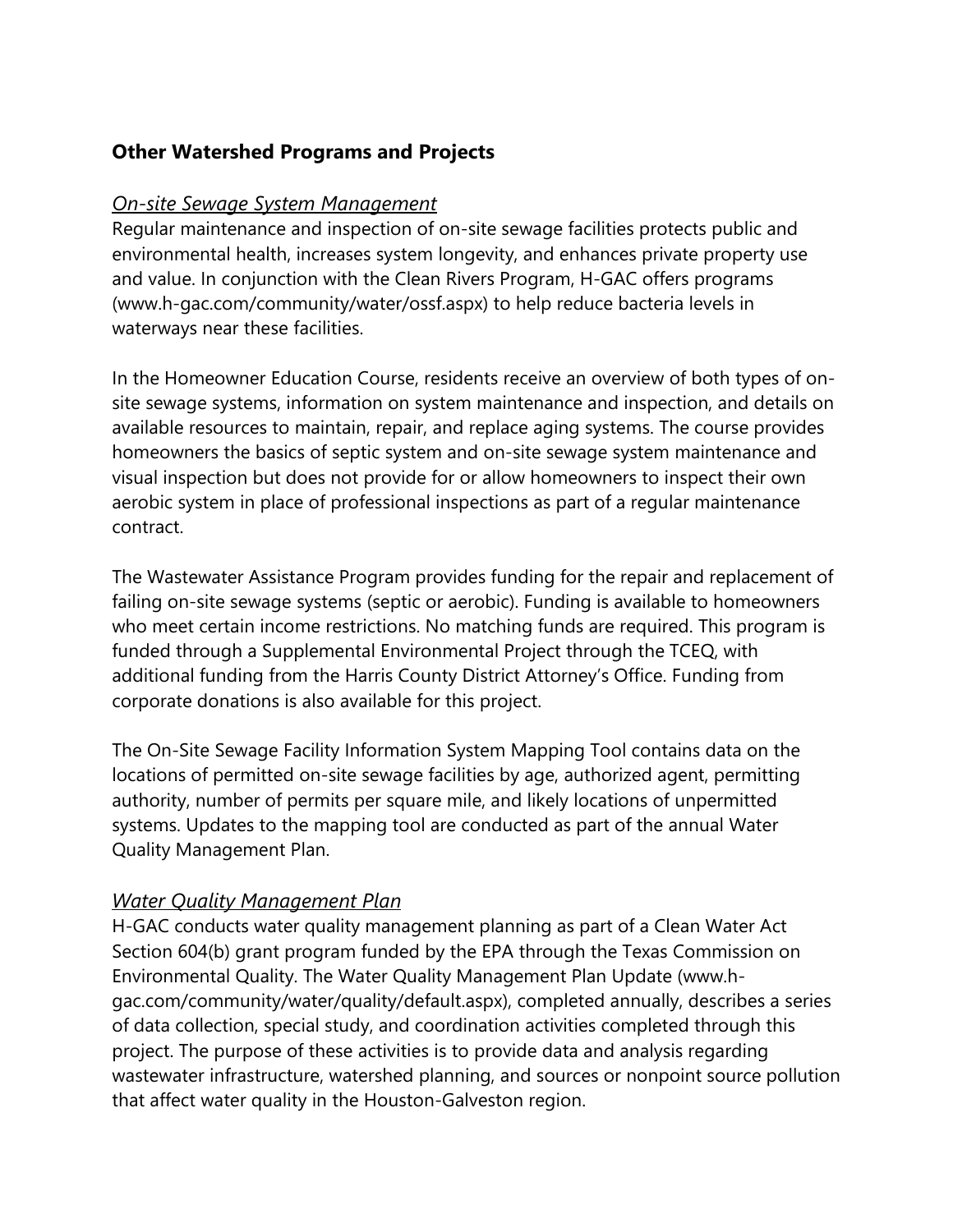## Other Watershed Programs and Projects

### *On-site Sewage System Management*

Regular maintenance and inspection of on-site sewage facilities protects public and environmental health, increases system longevity, and enhances private property use and value. In conjunction with the Clean Rivers Program, H-GAC offers programs (www.h-gac.com/community/water/ossf.aspx) to help reduce bacteria levels in waterways near these facilities.

In the Homeowner Education Course, residents receive an overview of both types of on-site sewage systems, information on system maintenance and inspection, and details on available resources to maintain, repair, and replace aging systems. The course provides homeowners the basics of septic system and on-site sewage system maintenance and visual inspection but does not provide for or allow homeowners to inspect their own aerobic system in place of professional inspections as part of a regular maintenance contract.

The Wastewater Assistance Program provides funding for the repair and replacement of failing on-site sewage systems (septic or aerobic). Funding is available to homeowners who meet certain income restrictions. No matching funds are required. This program is funded through a Supplemental Environmental Project through the TCEQ, with additional funding from the Harris County District Attorney's Office. Funding from corporate donations is also available for this project.

The On-Site Sewage Facility Information System Mapping Tool contains data on the locations of permitted on-site sewage facilities by age, authorized agent, permitting authority, number of permits per square mile, and likely locations of unpermitted systems. Updates to the mapping tool are conducted as part of the annual Water Quality Management Plan.

### *Water Quality Management Plan*

H-GAC conducts water quality management planning as part of a Clean Water Act Section 604(b) grant program funded by the EPA through the Texas Commission on Environmental Quality. The Water Quality Management Plan Update (www.h-gac.com/community/water/quality/default.aspx), completed annually, describes a series of data collection, special study, and coordination activities completed through this project. The purpose of these activities is to provide data and analysis regarding wastewater infrastructure, watershed planning, and sources or nonpoint source pollution that affect water quality in the Houston-Galveston region.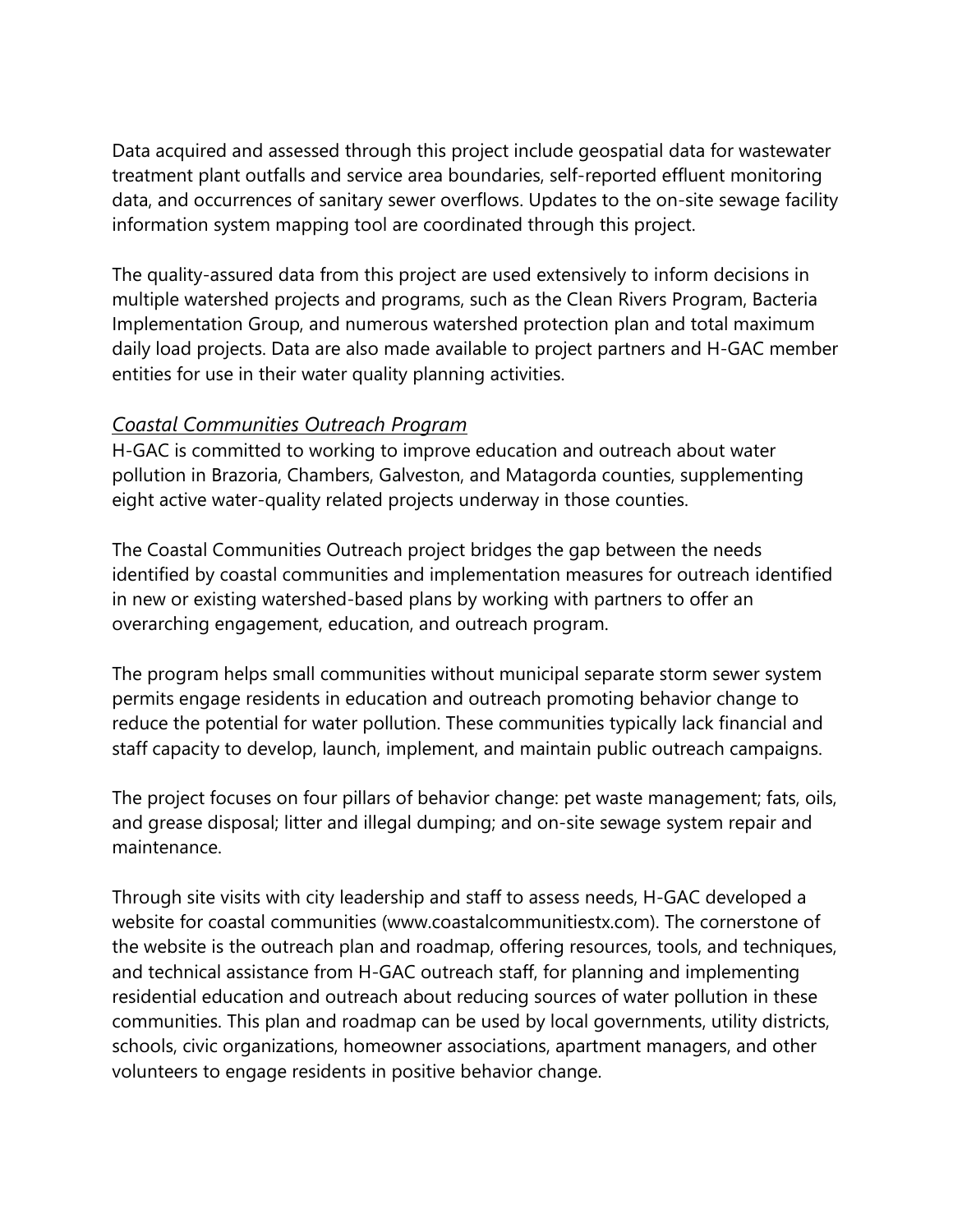Data acquired and assessed through this project include geospatial data for wastewater treatment plant outfalls and service area boundaries, self-reported effluent monitoring data, and occurrences of sanitary sewer overflows. Updates to the on-site sewage facility information system mapping tool are coordinated through this project.

The quality-assured data from this project are used extensively to inform decisions in multiple watershed projects and programs, such as the Clean Rivers Program, Bacteria Implementation Group, and numerous watershed protection plan and total maximum daily load projects. Data are also made available to project partners and H-GAC member entities for use in their water quality planning activities.

*Coastal Communities Outreach Program*

H-GAC is committed to working to improve education and outreach about water pollution in Brazoria, Chambers, Galveston, and Matagorda counties, supplementing eight active water-quality related projects underway in those counties.

The Coastal Communities Outreach project bridges the gap between the needs identified by coastal communities and implementation measures for outreach identified in new or existing watershed-based plans by working with partners to offer an overarching engagement, education, and outreach program.

The program helps small communities without municipal separate storm sewer system permits engage residents in education and outreach promoting behavior change to reduce the potential for water pollution. These communities typically lack financial and staff capacity to develop, launch, implement, and maintain public outreach campaigns.

The project focuses on four pillars of behavior change: pet waste management; fats, oils, and grease disposal; litter and illegal dumping; and on-site sewage system repair and maintenance.

Through site visits with city leadership and staff to assess needs, H-GAC developed a website for coastal communities (www.coastalcommunitiestx.com). The cornerstone of the website is the outreach plan and roadmap, offering resources, tools, and techniques, and technical assistance from H-GAC outreach staff, for planning and implementing residential education and outreach about reducing sources of water pollution in these communities. This plan and roadmap can be used by local governments, utility districts, schools, civic organizations, homeowner associations, apartment managers, and other volunteers to engage residents in positive behavior change.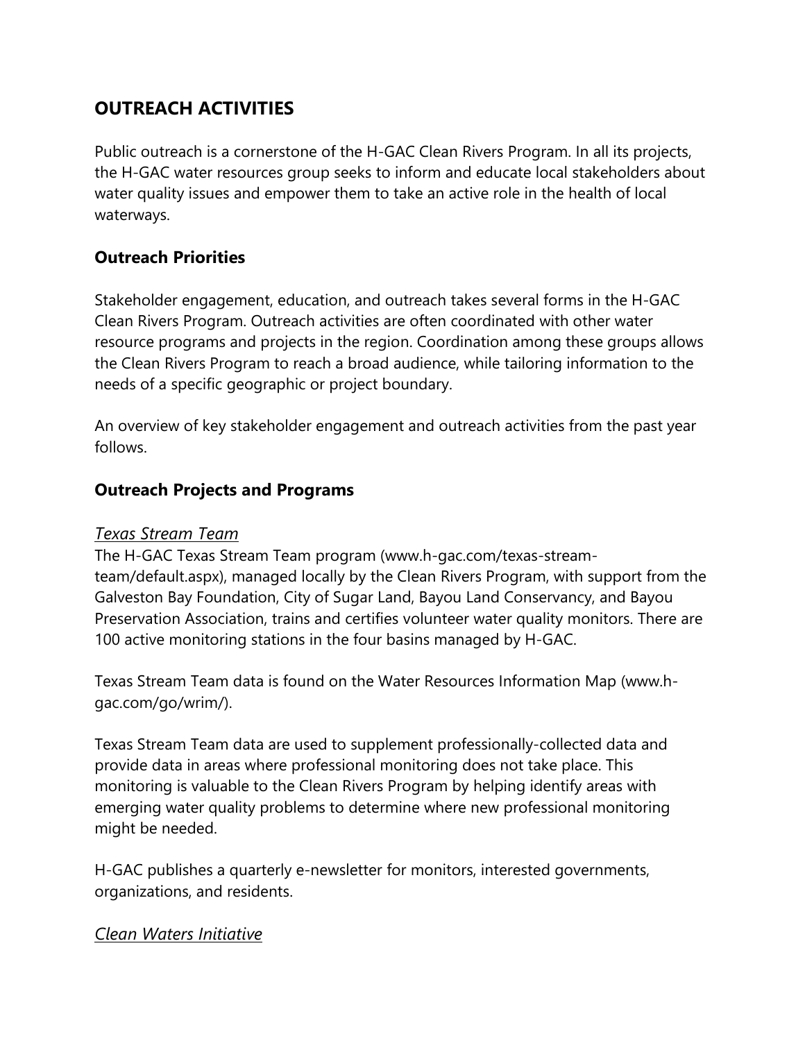## OUTREACH ACTIVITIES

Public outreach is a cornerstone of the H-GAC Clean Rivers Program. In all its projects, the H-GAC water resources group seeks to inform and educate local stakeholders about water quality issues and empower them to take an active role in the health of local waterways.

### Outreach Priorities

Stakeholder engagement, education, and outreach takes several forms in the H-GAC Clean Rivers Program. Outreach activities are often coordinated with other water resource programs and projects in the region. Coordination among these groups allows the Clean Rivers Program to reach a broad audience, while tailoring information to the needs of a specific geographic or project boundary.

An overview of key stakeholder engagement and outreach activities from the past year follows.

### Outreach Projects and Programs

*Texas Stream Team*

The H-GAC Texas Stream Team program (www.h-gac.com/texas-stream-team/default.aspx), managed locally by the Clean Rivers Program, with support from the Galveston Bay Foundation, City of Sugar Land, Bayou Land Conservancy, and Bayou Preservation Association, trains and certifies volunteer water quality monitors. There are 100 active monitoring stations in the four basins managed by H-GAC.

Texas Stream Team data is found on the Water Resources Information Map (www.h-gac.com/go/wrim/).

Texas Stream Team data are used to supplement professionally-collected data and provide data in areas where professional monitoring does not take place. This monitoring is valuable to the Clean Rivers Program by helping identify areas with emerging water quality problems to determine where new professional monitoring might be needed.

H-GAC publishes a quarterly e-newsletter for monitors, interested governments, organizations, and residents.

*Clean Waters Initiative*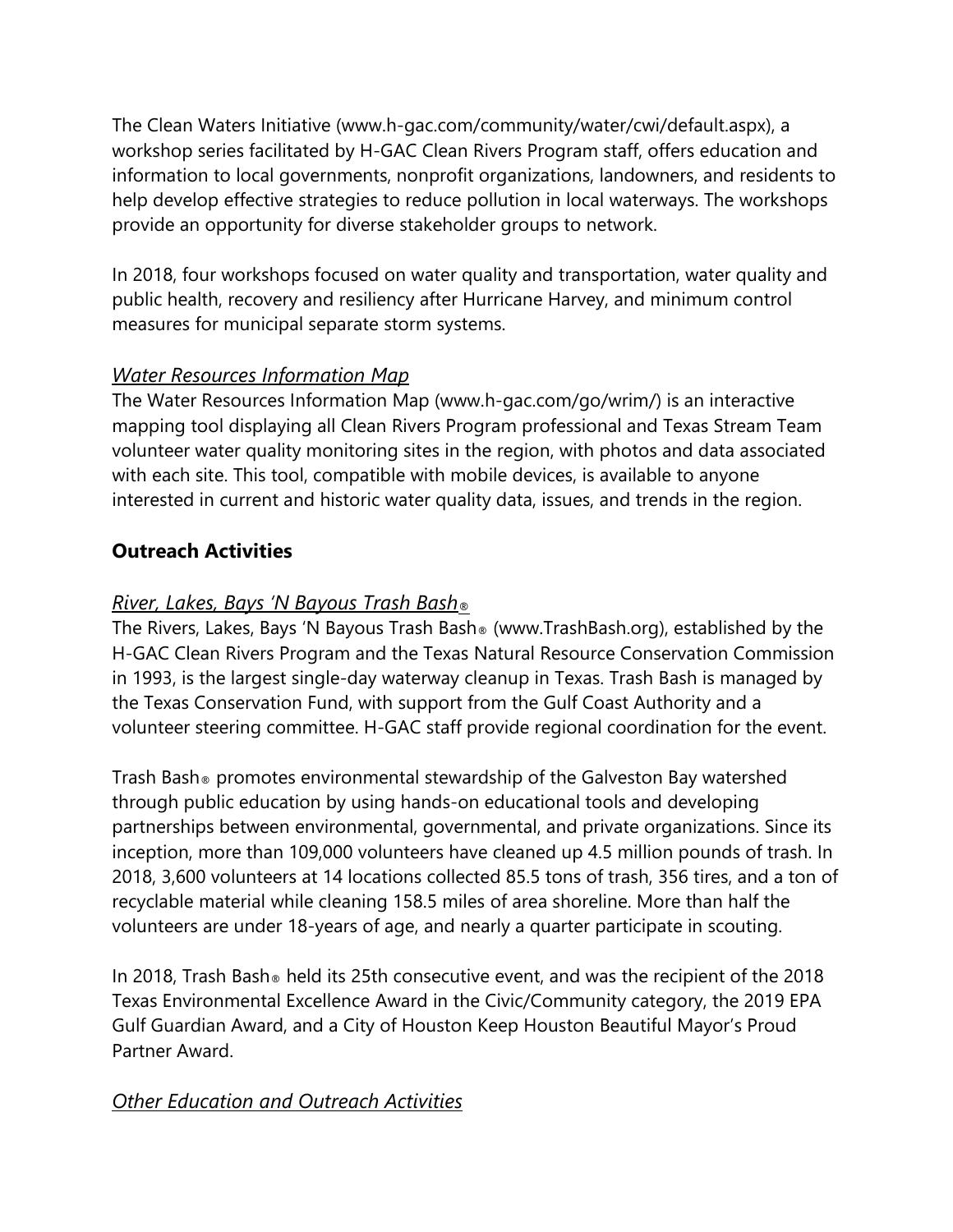The Clean Waters Initiative (www.h-gac.com/community/water/cwi/default.aspx), a workshop series facilitated by H-GAC Clean Rivers Program staff, offers education and information to local governments, nonprofit organizations, landowners, and residents to help develop effective strategies to reduce pollution in local waterways. The workshops provide an opportunity for diverse stakeholder groups to network.

In 2018, four workshops focused on water quality and transportation, water quality and public health, recovery and resiliency after Hurricane Harvey, and minimum control measures for municipal separate storm systems.

*Water Resources Information Map*

The Water Resources Information Map (www.h-gac.com/go/wrim/) is an interactive mapping tool displaying all Clean Rivers Program professional and Texas Stream Team volunteer water quality monitoring sites in the region, with photos and data associated with each site. This tool, compatible with mobile devices, is available to anyone interested in current and historic water quality data, issues, and trends in the region.

### Outreach Activities

*River, Lakes, Bays 'N Bayous Trash Bash®*

The Rivers, Lakes, Bays 'N Bayous Trash Bash® (www.TrashBash.org), established by the H-GAC Clean Rivers Program and the Texas Natural Resource Conservation Commission in 1993, is the largest single-day waterway cleanup in Texas. Trash Bash is managed by the Texas Conservation Fund, with support from the Gulf Coast Authority and a volunteer steering committee. H-GAC staff provide regional coordination for the event.

Trash Bash® promotes environmental stewardship of the Galveston Bay watershed through public education by using hands-on educational tools and developing partnerships between environmental, governmental, and private organizations. Since its inception, more than 109,000 volunteers have cleaned up 4.5 million pounds of trash. In 2018, 3,600 volunteers at 14 locations collected 85.5 tons of trash, 356 tires, and a ton of recyclable material while cleaning 158.5 miles of area shoreline. More than half the volunteers are under 18-years of age, and nearly a quarter participate in scouting.

In 2018, Trash Bash® held its 25th consecutive event, and was the recipient of the 2018 Texas Environmental Excellence Award in the Civic/Community category, the 2019 EPA Gulf Guardian Award, and a City of Houston Keep Houston Beautiful Mayor's Proud Partner Award.

*Other Education and Outreach Activities*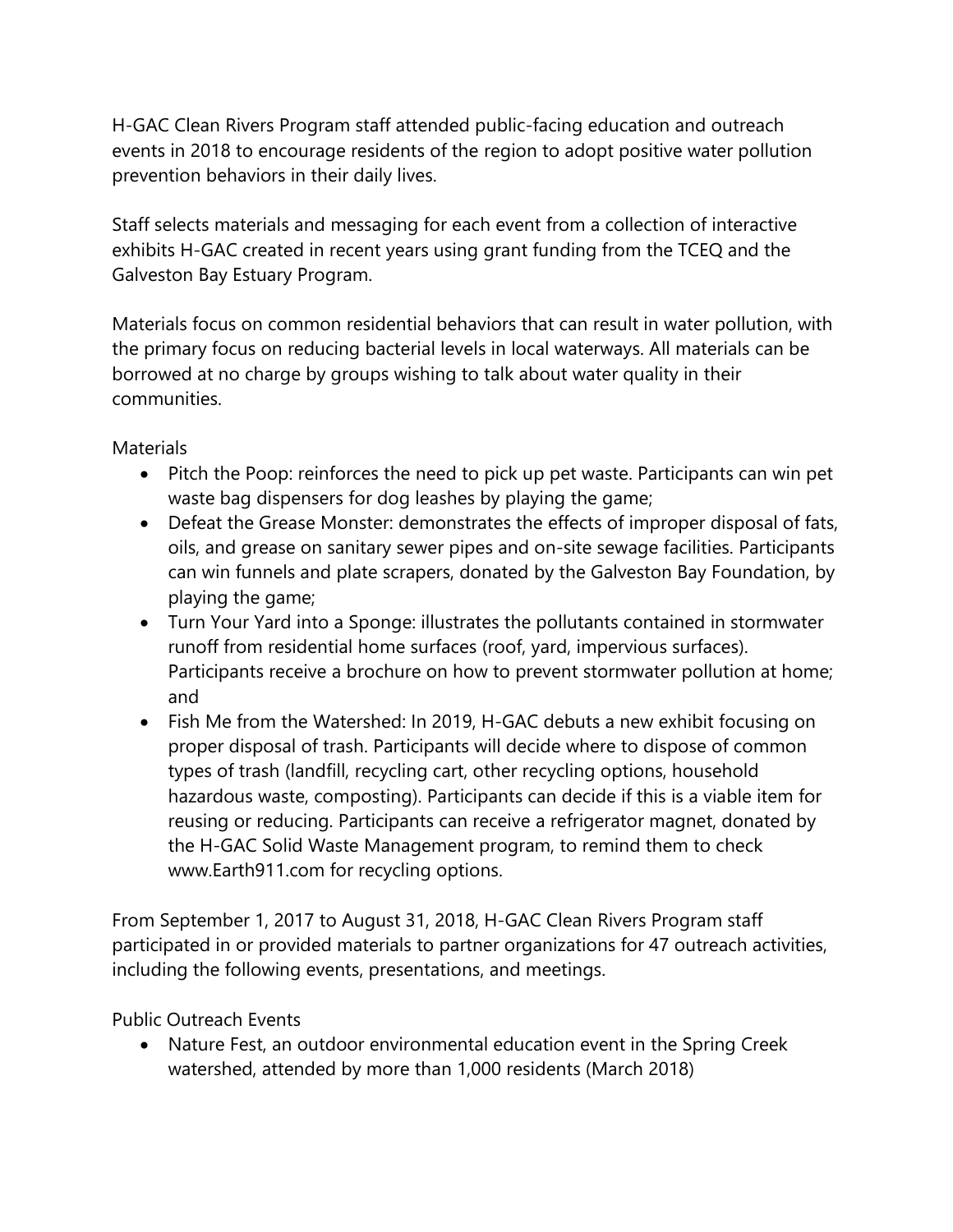H-GAC Clean Rivers Program staff attended public-facing education and outreach events in 2018 to encourage residents of the region to adopt positive water pollution prevention behaviors in their daily lives.

Staff selects materials and messaging for each event from a collection of interactive exhibits H-GAC created in recent years using grant funding from the TCEQ and the Galveston Bay Estuary Program.

Materials focus on common residential behaviors that can result in water pollution, with the primary focus on reducing bacterial levels in local waterways. All materials can be borrowed at no charge by groups wishing to talk about water quality in their communities.

Materials

- Pitch the Poop: reinforces the need to pick up pet waste. Participants can win pet waste bag dispensers for dog leashes by playing the game;
- Defeat the Grease Monster: demonstrates the effects of improper disposal of fats, oils, and grease on sanitary sewer pipes and on-site sewage facilities. Participants can win funnels and plate scrapers, donated by the Galveston Bay Foundation, by playing the game;
- Turn Your Yard into a Sponge: illustrates the pollutants contained in stormwater runoff from residential home surfaces (roof, yard, impervious surfaces). Participants receive a brochure on how to prevent stormwater pollution at home; and
- Fish Me from the Watershed: In 2019, H-GAC debuts a new exhibit focusing on proper disposal of trash. Participants will decide where to dispose of common types of trash (landfill, recycling cart, other recycling options, household hazardous waste, composting). Participants can decide if this is a viable item for reusing or reducing. Participants can receive a refrigerator magnet, donated by the H-GAC Solid Waste Management program, to remind them to check www.Earth911.com for recycling options.

From September 1, 2017 to August 31, 2018, H-GAC Clean Rivers Program staff participated in or provided materials to partner organizations for 47 outreach activities, including the following events, presentations, and meetings.

Public Outreach Events

- Nature Fest, an outdoor environmental education event in the Spring Creek watershed, attended by more than 1,000 residents (March 2018)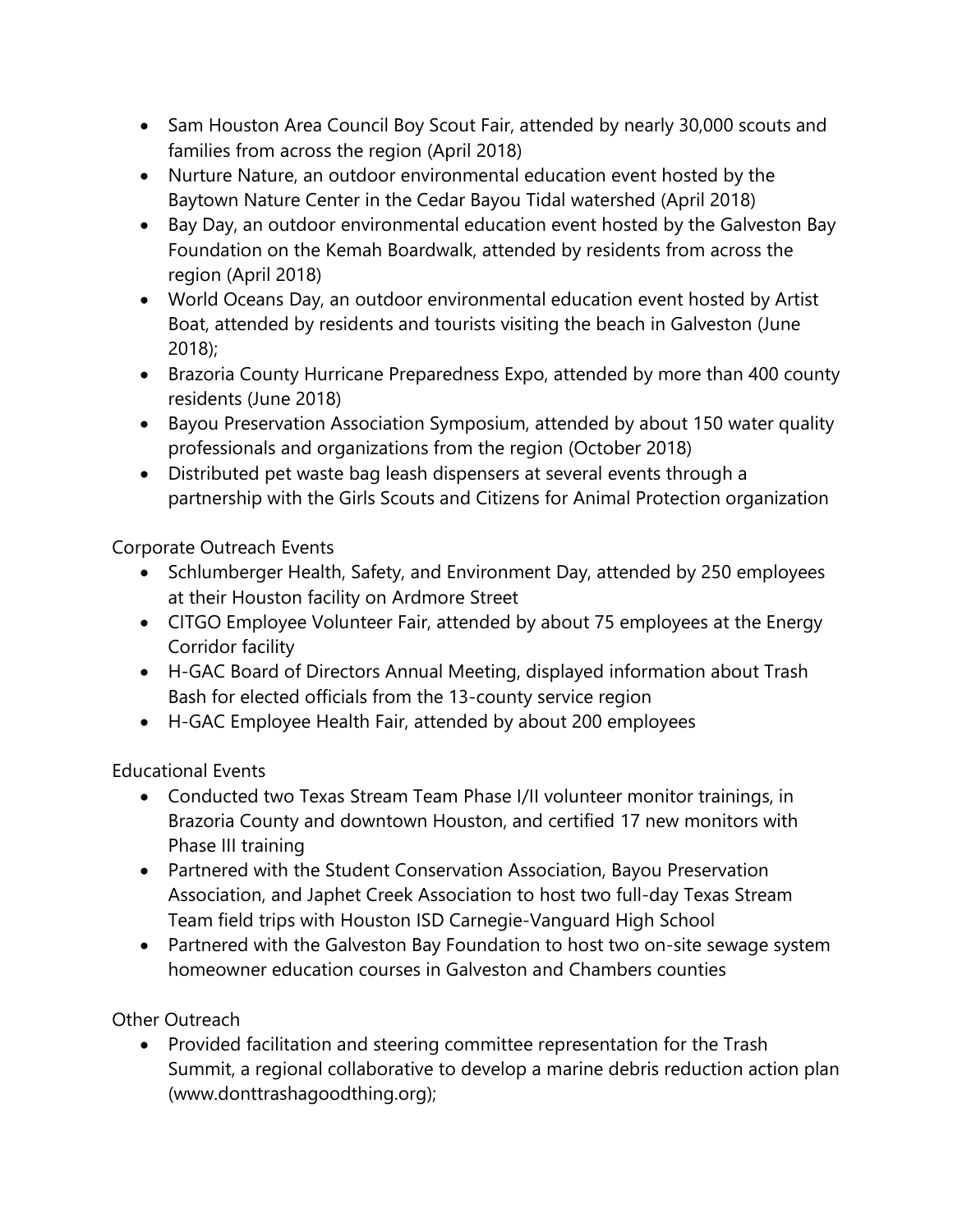- Sam Houston Area Council Boy Scout Fair, attended by nearly 30,000 scouts and families from across the region (April 2018)
- Nurture Nature, an outdoor environmental education event hosted by the Baytown Nature Center in the Cedar Bayou Tidal watershed (April 2018)
- Bay Day, an outdoor environmental education event hosted by the Galveston Bay Foundation on the Kemah Boardwalk, attended by residents from across the region (April 2018)
- World Oceans Day, an outdoor environmental education event hosted by Artist Boat, attended by residents and tourists visiting the beach in Galveston (June 2018);
- Brazoria County Hurricane Preparedness Expo, attended by more than 400 county residents (June 2018)
- Bayou Preservation Association Symposium, attended by about 150 water quality professionals and organizations from the region (October 2018)
- Distributed pet waste bag leash dispensers at several events through a partnership with the Girls Scouts and Citizens for Animal Protection organization

Corporate Outreach Events

- Schlumberger Health, Safety, and Environment Day, attended by 250 employees at their Houston facility on Ardmore Street
- CITGO Employee Volunteer Fair, attended by about 75 employees at the Energy Corridor facility
- H-GAC Board of Directors Annual Meeting, displayed information about Trash Bash for elected officials from the 13-county service region
- H-GAC Employee Health Fair, attended by about 200 employees

Educational Events

- Conducted two Texas Stream Team Phase I/II volunteer monitor trainings, in Brazoria County and downtown Houston, and certified 17 new monitors with Phase III training
- Partnered with the Student Conservation Association, Bayou Preservation Association, and Japhet Creek Association to host two full-day Texas Stream Team field trips with Houston ISD Carnegie-Vanguard High School
- Partnered with the Galveston Bay Foundation to host two on-site sewage system homeowner education courses in Galveston and Chambers counties

Other Outreach

- Provided facilitation and steering committee representation for the Trash Summit, a regional collaborative to develop a marine debris reduction action plan (www.donttrashagoodthing.org);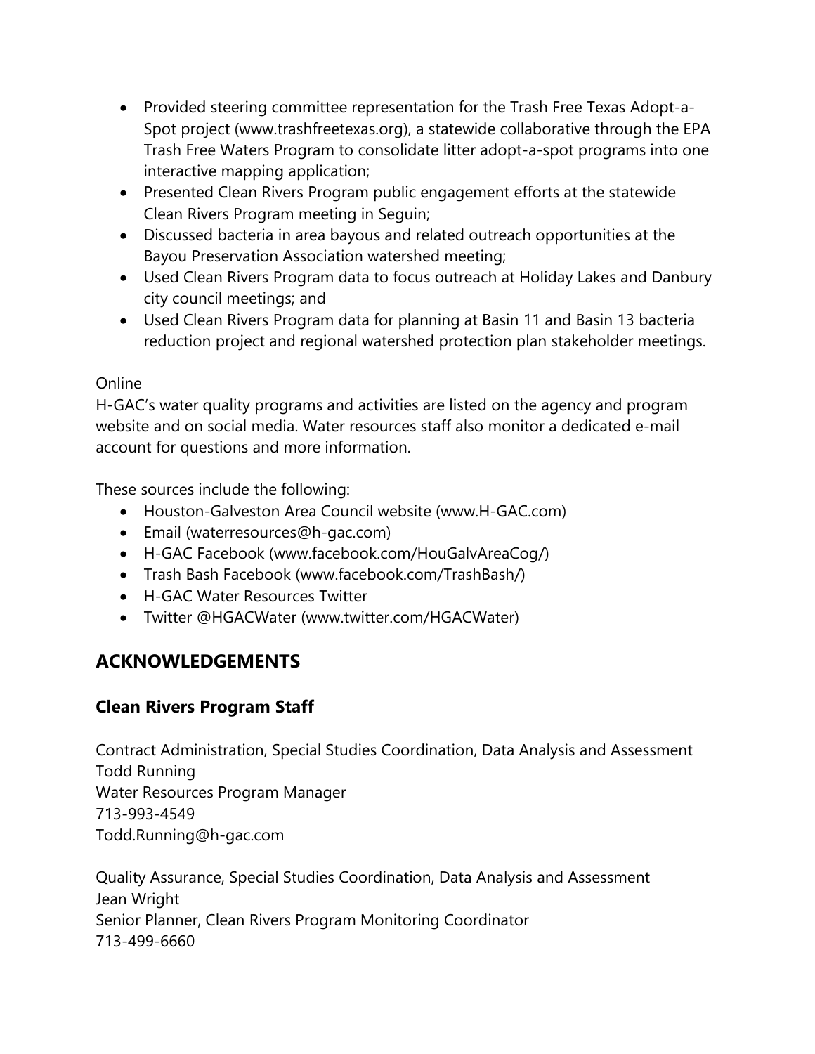- Provided steering committee representation for the Trash Free Texas Adopt-a-Spot project (www.trashfreetexas.org), a statewide collaborative through the EPA Trash Free Waters Program to consolidate litter adopt-a-spot programs into one interactive mapping application;
- Presented Clean Rivers Program public engagement efforts at the statewide Clean Rivers Program meeting in Seguin;
- Discussed bacteria in area bayous and related outreach opportunities at the Bayou Preservation Association watershed meeting;
- Used Clean Rivers Program data to focus outreach at Holiday Lakes and Danbury city council meetings; and
- Used Clean Rivers Program data for planning at Basin 11 and Basin 13 bacteria reduction project and regional watershed protection plan stakeholder meetings.

Online

H-GAC's water quality programs and activities are listed on the agency and program website and on social media. Water resources staff also monitor a dedicated e-mail account for questions and more information.

These sources include the following:

- Houston-Galveston Area Council website (www.H-GAC.com)
- Email (waterresources@h-gac.com)
- H-GAC Facebook (www.facebook.com/HouGalvAreaCog/)
- Trash Bash Facebook (www.facebook.com/TrashBash/)
- H-GAC Water Resources Twitter
- Twitter @HGACWater (www.twitter.com/HGACWater)

## ACKNOWLEDGEMENTS

### Clean Rivers Program Staff

Contract Administration, Special Studies Coordination, Data Analysis and Assessment
Todd Running
Water Resources Program Manager
713-993-4549
Todd.Running@h-gac.com

Quality Assurance, Special Studies Coordination, Data Analysis and Assessment
Jean Wright
Senior Planner, Clean Rivers Program Monitoring Coordinator
713-499-6660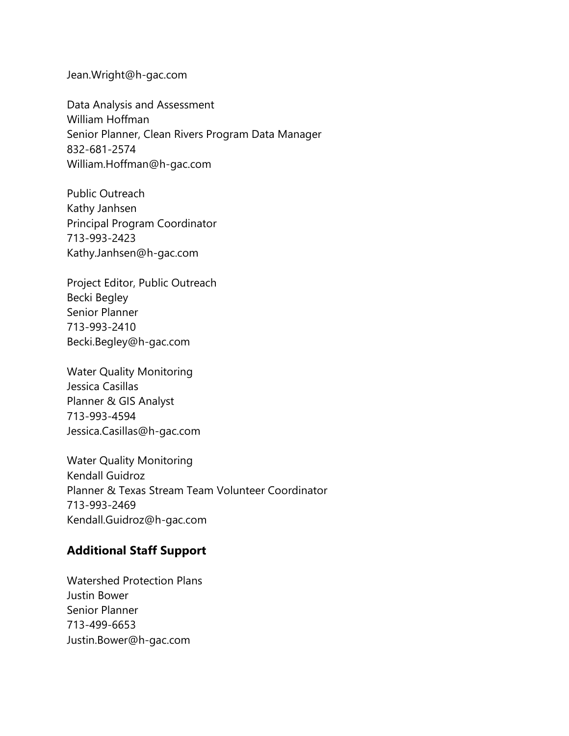Jean.Wright@h-gac.com

Data Analysis and Assessment
William Hoffman
Senior Planner, Clean Rivers Program Data Manager
832-681-2574
William.Hoffman@h-gac.com

Public Outreach
Kathy Janhsen
Principal Program Coordinator
713-993-2423
Kathy.Janhsen@h-gac.com

Project Editor, Public Outreach
Becki Begley
Senior Planner
713-993-2410
Becki.Begley@h-gac.com

Water Quality Monitoring
Jessica Casillas
Planner & GIS Analyst
713-993-4594
Jessica.Casillas@h-gac.com

Water Quality Monitoring
Kendall Guidroz
Planner & Texas Stream Team Volunteer Coordinator
713-993-2469
Kendall.Guidroz@h-gac.com

## Additional Staff Support

Watershed Protection Plans
Justin Bower
Senior Planner
713-499-6653
Justin.Bower@h-gac.com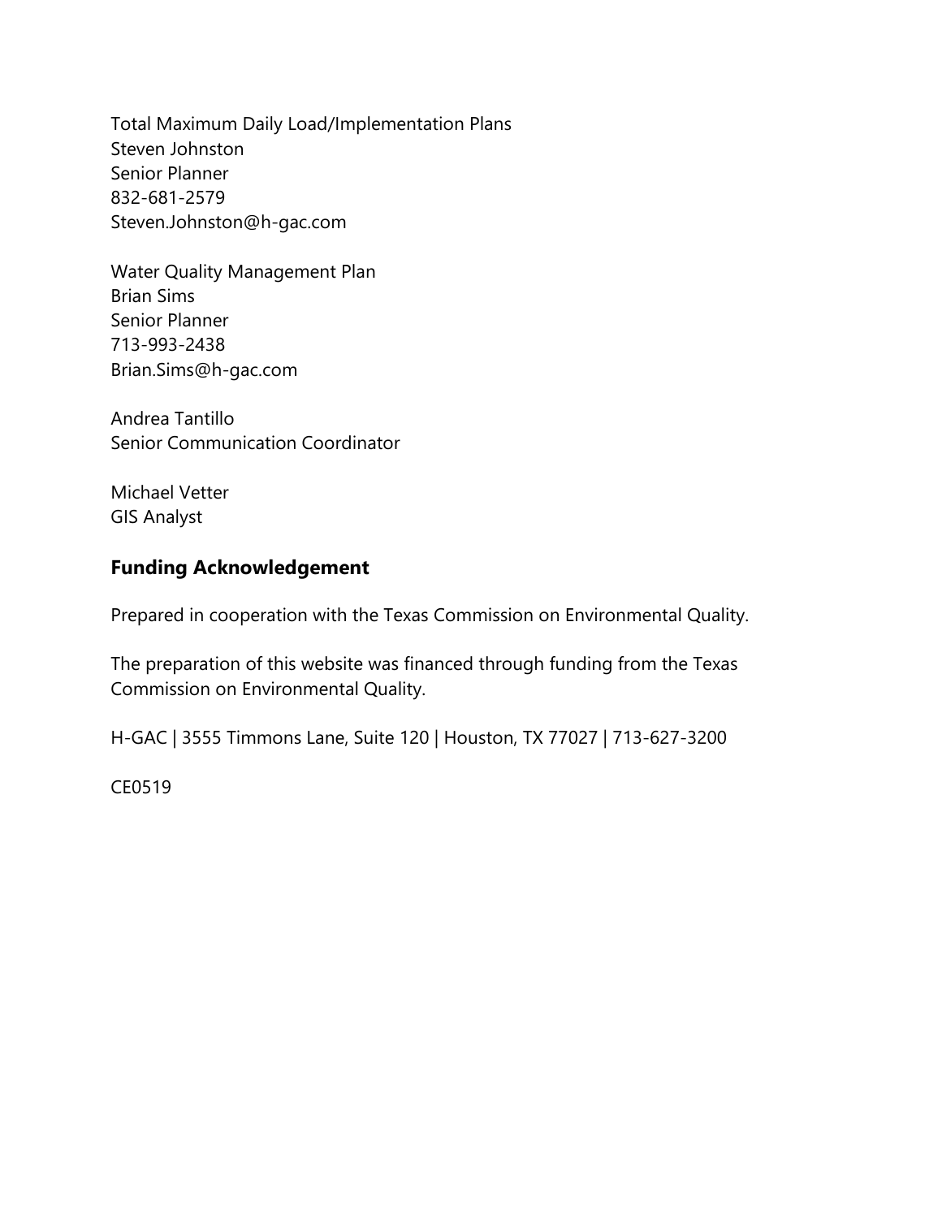Total Maximum Daily Load/Implementation Plans
Steven Johnston
Senior Planner
832-681-2579
Steven.Johnston@h-gac.com

Water Quality Management Plan
Brian Sims
Senior Planner
713-993-2438
Brian.Sims@h-gac.com

Andrea Tantillo
Senior Communication Coordinator

Michael Vetter
GIS Analyst

## Funding Acknowledgement

Prepared in cooperation with the Texas Commission on Environmental Quality.

The preparation of this website was financed through funding from the Texas Commission on Environmental Quality.

H-GAC | 3555 Timmons Lane, Suite 120 | Houston, TX 77027 | 713-627-3200

CE0519